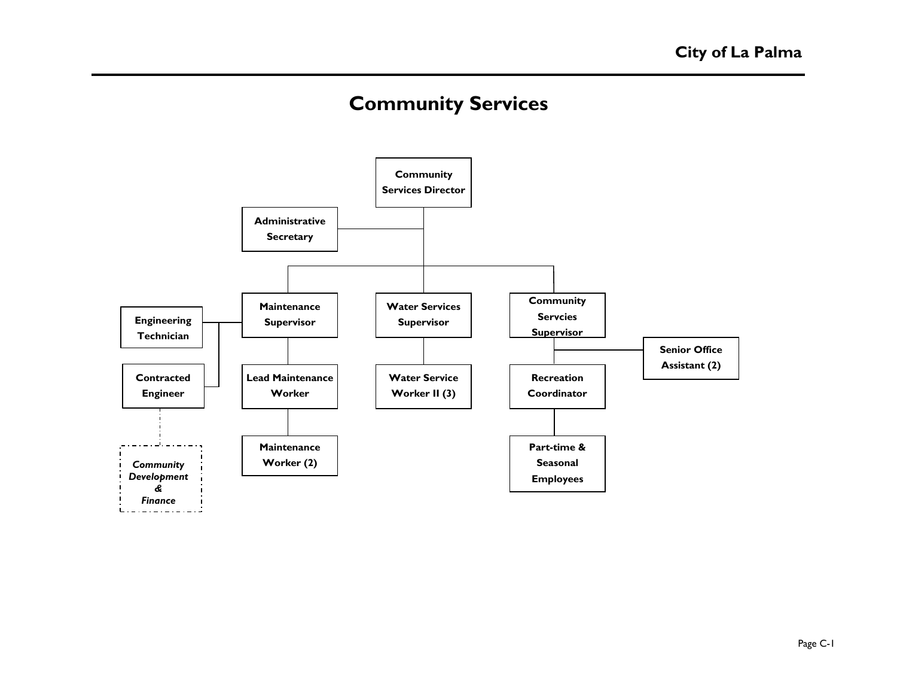# Community Services

- **Community Services Director**
  - **Administrative Secretary**
  - **Maintenance Supervisor**
    - **Engineering Technician**
    - **Contracted Engineer**
      - *Community Development & Finance*
    - **Lead Maintenance Worker**
      - **Maintenance Worker (2)**
  - **Water Services Supervisor**
    - **Water Service Worker II (3)**
  - **Community Servcies Supervisor**
    - **Senior Office Assistant (2)**
    - **Recreation Coordinator**
      - **Part-time & Seasonal Employees**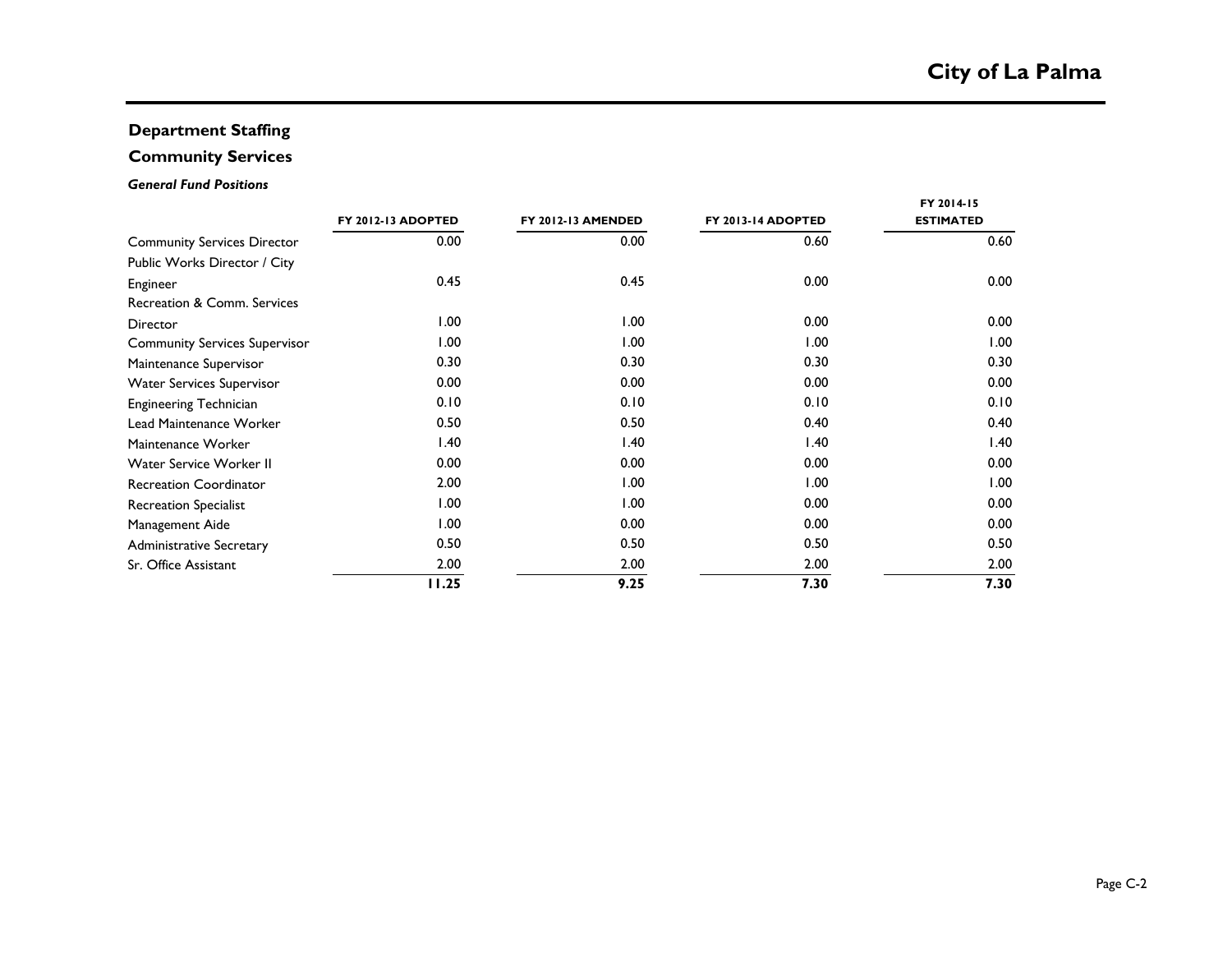## Department Staffing

## Community Services

***General Fund Positions***

| | FY 2012-13 ADOPTED | FY 2012-13 AMENDED | FY 2013-14 ADOPTED | FY 2014-15 ESTIMATED |
|---|---|---|---|---|
| Community Services Director | 0.00 | 0.00 | 0.60 | 0.60 |
| Public Works Director / City Engineer | 0.45 | 0.45 | 0.00 | 0.00 |
| Recreation & Comm. Services Director | 1.00 | 1.00 | 0.00 | 0.00 |
| Community Services Supervisor | 1.00 | 1.00 | 1.00 | 1.00 |
| Maintenance Supervisor | 0.30 | 0.30 | 0.30 | 0.30 |
| Water Services Supervisor | 0.00 | 0.00 | 0.00 | 0.00 |
| Engineering Technician | 0.10 | 0.10 | 0.10 | 0.10 |
| Lead Maintenance Worker | 0.50 | 0.50 | 0.40 | 0.40 |
| Maintenance Worker | 1.40 | 1.40 | 1.40 | 1.40 |
| Water Service Worker II | 0.00 | 0.00 | 0.00 | 0.00 |
| Recreation Coordinator | 2.00 | 1.00 | 1.00 | 1.00 |
| Recreation Specialist | 1.00 | 1.00 | 0.00 | 0.00 |
| Management Aide | 1.00 | 0.00 | 0.00 | 0.00 |
| Administrative Secretary | 0.50 | 0.50 | 0.50 | 0.50 |
| Sr. Office Assistant | 2.00 | 2.00 | 2.00 | 2.00 |
| | **11.25** | **9.25** | **7.30** | **7.30** |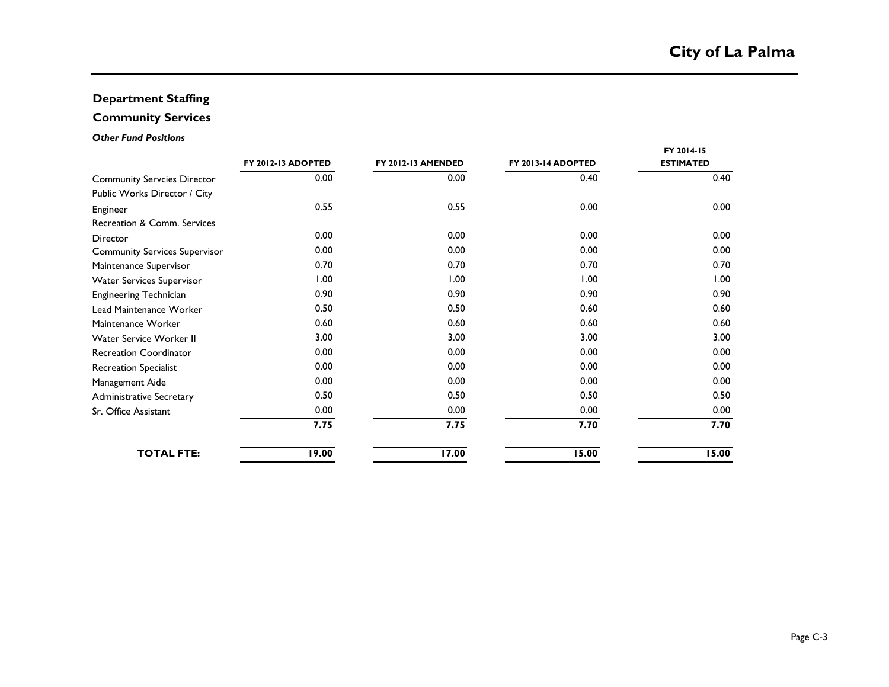## Department Staffing

## Community Services

***Other Fund Positions***

| | FY 2012-13 ADOPTED | FY 2012-13 AMENDED | FY 2013-14 ADOPTED | FY 2014-15 ESTIMATED |
|---|---|---|---|---|
| Community Servcies Director | 0.00 | 0.00 | 0.40 | 0.40 |
| Public Works Director / City Engineer | 0.55 | 0.55 | 0.00 | 0.00 |
| Recreation & Comm. Services Director | 0.00 | 0.00 | 0.00 | 0.00 |
| Community Services Supervisor | 0.00 | 0.00 | 0.00 | 0.00 |
| Maintenance Supervisor | 0.70 | 0.70 | 0.70 | 0.70 |
| Water Services Supervisor | 1.00 | 1.00 | 1.00 | 1.00 |
| Engineering Technician | 0.90 | 0.90 | 0.90 | 0.90 |
| Lead Maintenance Worker | 0.50 | 0.50 | 0.60 | 0.60 |
| Maintenance Worker | 0.60 | 0.60 | 0.60 | 0.60 |
| Water Service Worker II | 3.00 | 3.00 | 3.00 | 3.00 |
| Recreation Coordinator | 0.00 | 0.00 | 0.00 | 0.00 |
| Recreation Specialist | 0.00 | 0.00 | 0.00 | 0.00 |
| Management Aide | 0.00 | 0.00 | 0.00 | 0.00 |
| Administrative Secretary | 0.50 | 0.50 | 0.50 | 0.50 |
| Sr. Office Assistant | 0.00 | 0.00 | 0.00 | 0.00 |
| | **7.75** | **7.75** | **7.70** | **7.70** |
| **TOTAL FTE:** | **19.00** | **17.00** | **15.00** | **15.00** |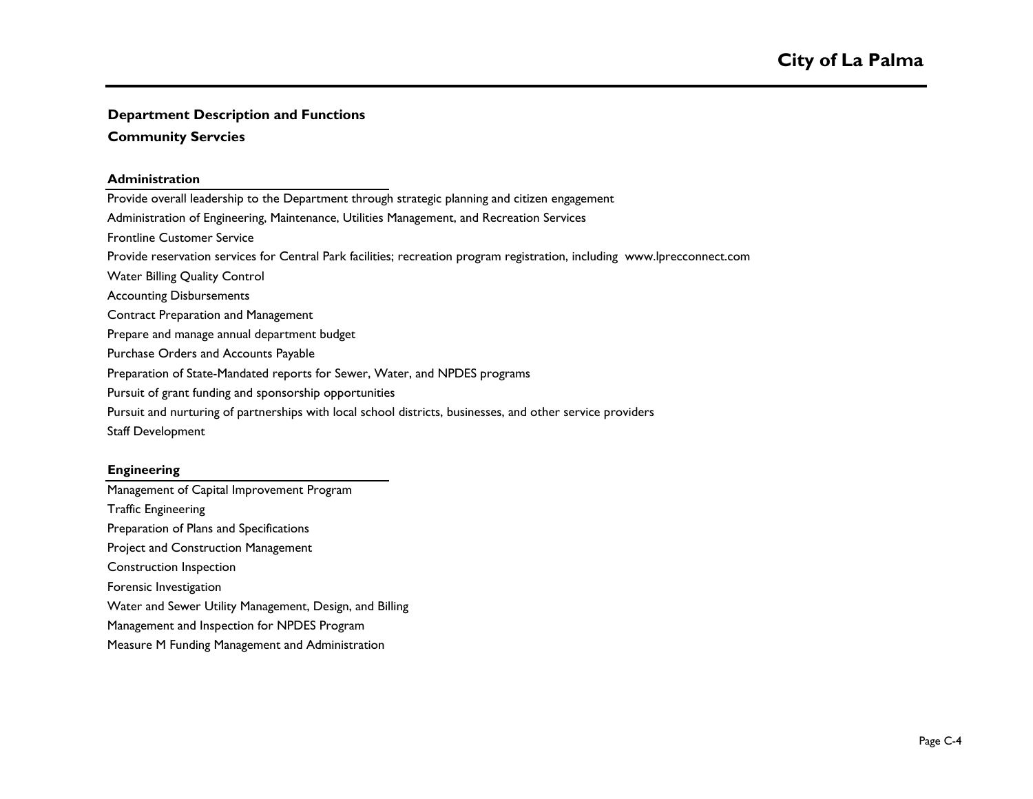## Department Description and Functions

## Community Servcies

### Administration

Provide overall leadership to the Department through strategic planning and citizen engagement

Administration of Engineering, Maintenance, Utilities Management, and Recreation Services

Frontline Customer Service

Provide reservation services for Central Park facilities; recreation program registration, including www.lprecconnect.com

Water Billing Quality Control

Accounting Disbursements

Contract Preparation and Management

Prepare and manage annual department budget

Purchase Orders and Accounts Payable

Preparation of State-Mandated reports for Sewer, Water, and NPDES programs

Pursuit of grant funding and sponsorship opportunities

Pursuit and nurturing of partnerships with local school districts, businesses, and other service providers

Staff Development

### Engineering

Management of Capital Improvement Program

Traffic Engineering

Preparation of Plans and Specifications

Project and Construction Management

Construction Inspection

Forensic Investigation

Water and Sewer Utility Management, Design, and Billing

Management and Inspection for NPDES Program

Measure M Funding Management and Administration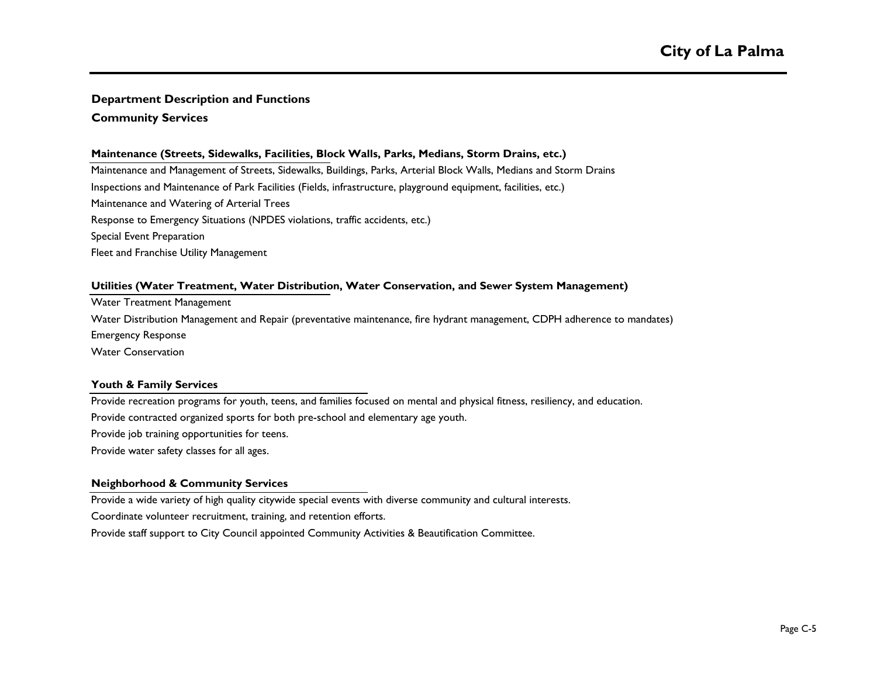## Department Description and Functions

## Community Services

### Maintenance (Streets, Sidewalks, Facilities, Block Walls, Parks, Medians, Storm Drains, etc.)

Maintenance and Management of Streets, Sidewalks, Buildings, Parks, Arterial Block Walls, Medians and Storm Drains

Inspections and Maintenance of Park Facilities (Fields, infrastructure, playground equipment, facilities, etc.)

Maintenance and Watering of Arterial Trees

Response to Emergency Situations (NPDES violations, traffic accidents, etc.)

Special Event Preparation

Fleet and Franchise Utility Management

### Utilities (Water Treatment, Water Distribution, Water Conservation, and Sewer System Management)

Water Treatment Management

Water Distribution Management and Repair (preventative maintenance, fire hydrant management, CDPH adherence to mandates)

Emergency Response

Water Conservation

### Youth & Family Services

Provide recreation programs for youth, teens, and families focused on mental and physical fitness, resiliency, and education.

Provide contracted organized sports for both pre-school and elementary age youth.

Provide job training opportunities for teens.

Provide water safety classes for all ages.

### Neighborhood & Community Services

Provide a wide variety of high quality citywide special events with diverse community and cultural interests.

Coordinate volunteer recruitment, training, and retention efforts.

Provide staff support to City Council appointed Community Activities & Beautification Committee.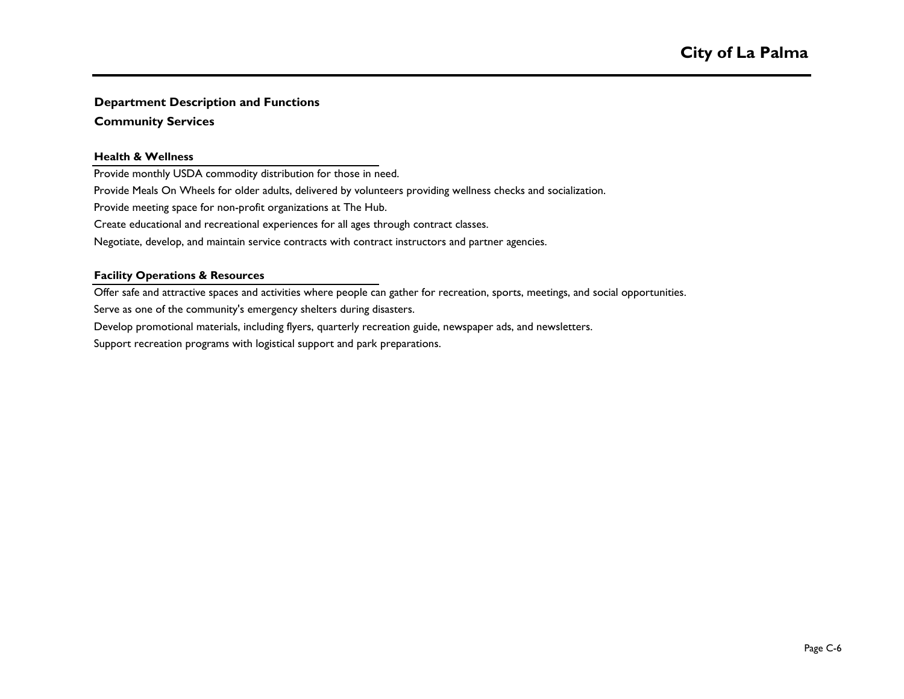## Department Description and Functions

## Community Services

### Health & Wellness

Provide monthly USDA commodity distribution for those in need.

Provide Meals On Wheels for older adults, delivered by volunteers providing wellness checks and socialization.

Provide meeting space for non-profit organizations at The Hub.

Create educational and recreational experiences for all ages through contract classes.

Negotiate, develop, and maintain service contracts with contract instructors and partner agencies.

### Facility Operations & Resources

Offer safe and attractive spaces and activities where people can gather for recreation, sports, meetings, and social opportunities.

Serve as one of the community's emergency shelters during disasters.

Develop promotional materials, including flyers, quarterly recreation guide, newspaper ads, and newsletters.

Support recreation programs with logistical support and park preparations.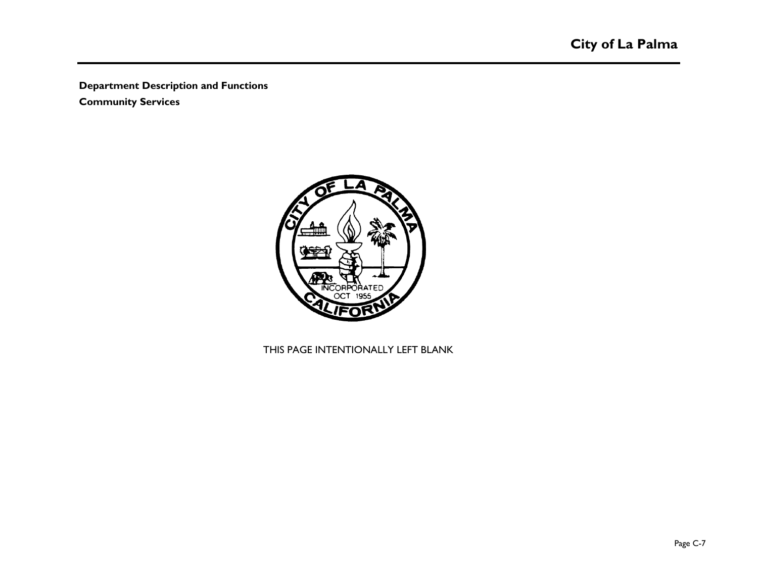**Department Description and Functions**

**Community Services**

THIS PAGE INTENTIONALLY LEFT BLANK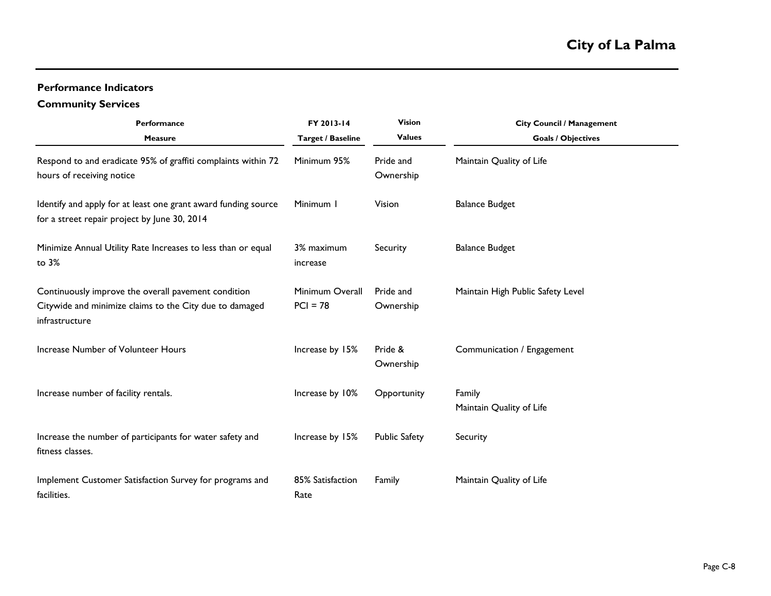## Performance Indicators

### Community Services

| Performance Measure | FY 2013-14 Target / Baseline | Vision Values | City Council / Management Goals / Objectives |
|---|---|---|---|
| Respond to and eradicate 95% of graffiti complaints within 72 hours of receiving notice | Minimum 95% | Pride and Ownership | Maintain Quality of Life |
| Identify and apply for at least one grant award funding source for a street repair project by June 30, 2014 | Minimum 1 | Vision | Balance Budget |
| Minimize Annual Utility Rate Increases to less than or equal to 3% | 3% maximum increase | Security | Balance Budget |
| Continuously improve the overall pavement condition Citywide and minimize claims to the City due to damaged infrastructure | Minimum Overall PCI = 78 | Pride and Ownership | Maintain High Public Safety Level |
| Increase Number of Volunteer Hours | Increase by 15% | Pride & Ownership | Communication / Engagement |
| Increase number of facility rentals. | Increase by 10% | Opportunity | Family<br>Maintain Quality of Life |
| Increase the number of participants for water safety and fitness classes. | Increase by 15% | Public Safety | Security |
| Implement Customer Satisfaction Survey for programs and facilities. | 85% Satisfaction Rate | Family | Maintain Quality of Life |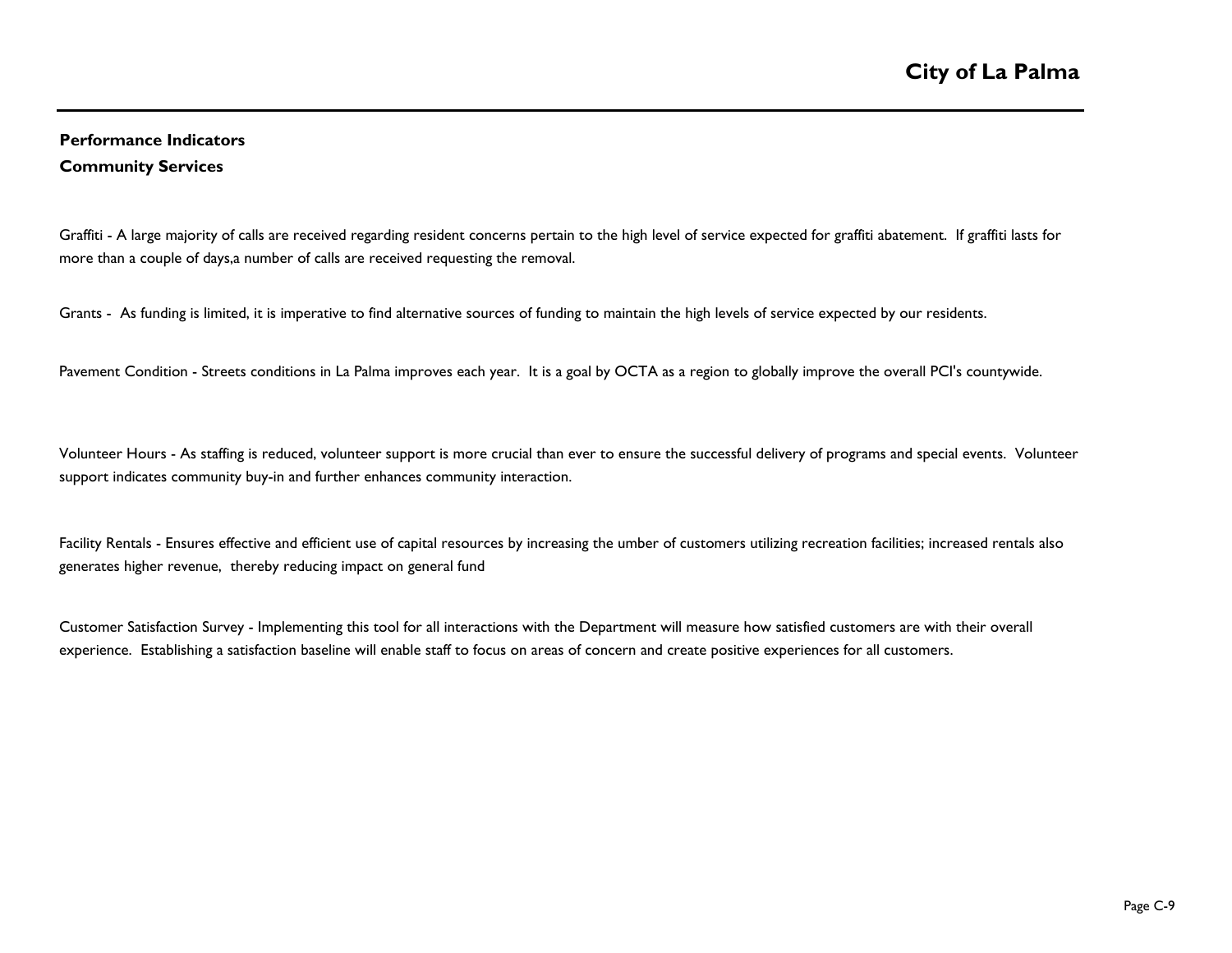## Performance Indicators
## Community Services

Graffiti - A large majority of calls are received regarding resident concerns pertain to the high level of service expected for graffiti abatement. If graffiti lasts for more than a couple of days,a number of calls are received requesting the removal.

Grants - As funding is limited, it is imperative to find alternative sources of funding to maintain the high levels of service expected by our residents.

Pavement Condition - Streets conditions in La Palma improves each year. It is a goal by OCTA as a region to globally improve the overall PCI's countywide.

Volunteer Hours - As staffing is reduced, volunteer support is more crucial than ever to ensure the successful delivery of programs and special events. Volunteer support indicates community buy-in and further enhances community interaction.

Facility Rentals - Ensures effective and efficient use of capital resources by increasing the umber of customers utilizing recreation facilities; increased rentals also generates higher revenue, thereby reducing impact on general fund

Customer Satisfaction Survey - Implementing this tool for all interactions with the Department will measure how satisfied customers are with their overall experience. Establishing a satisfaction baseline will enable staff to focus on areas of concern and create positive experiences for all customers.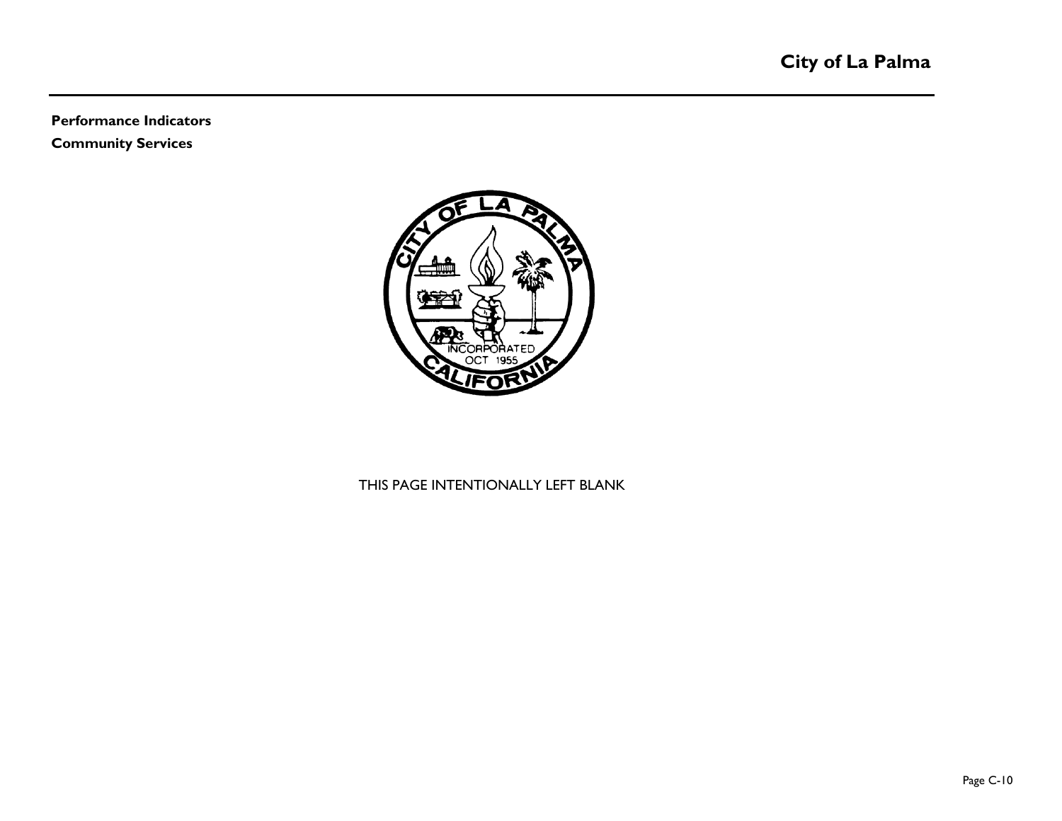**Performance Indicators**

**Community Services**

THIS PAGE INTENTIONALLY LEFT BLANK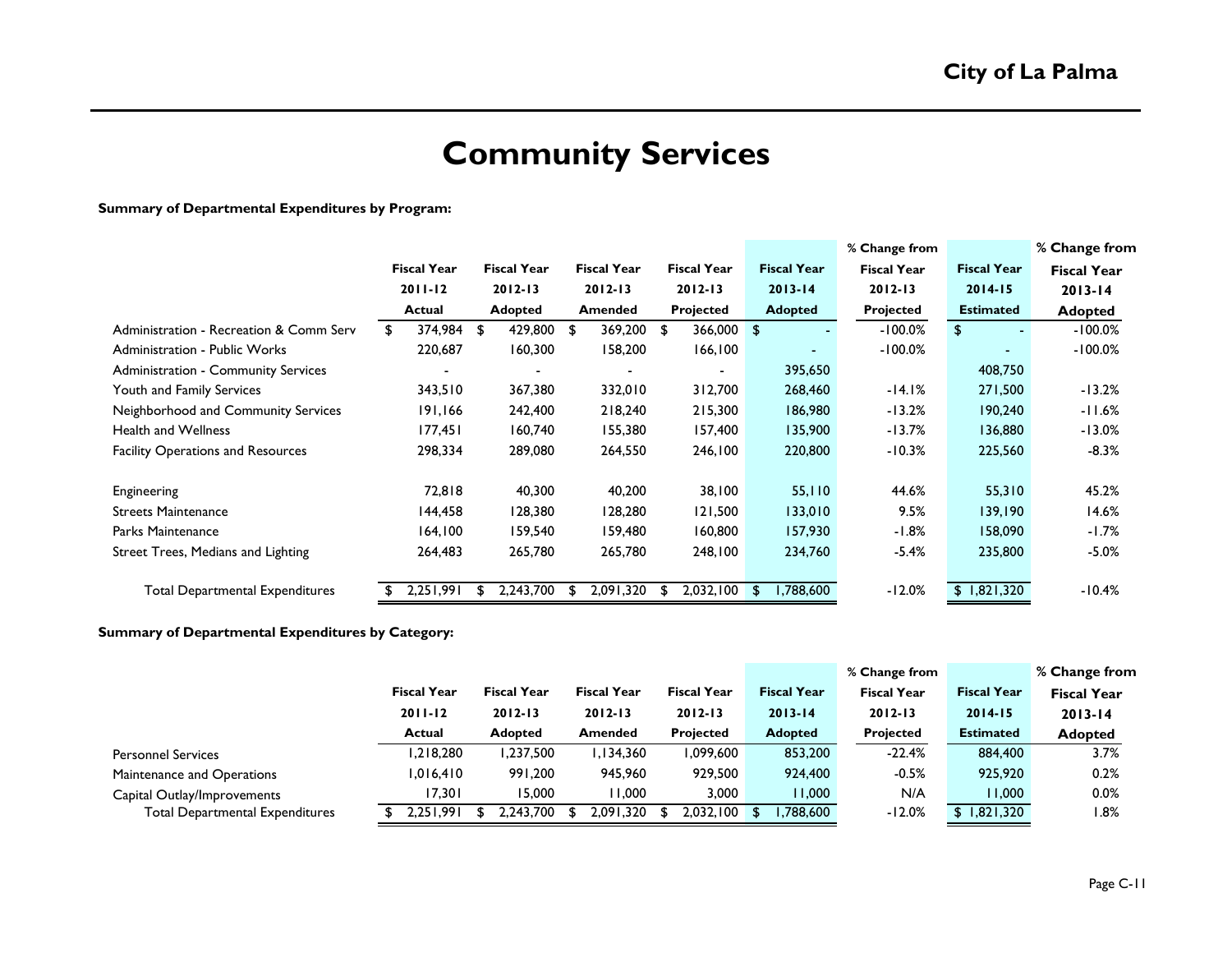# Community Services

**Summary of Departmental Expenditures by Program:**

| | Fiscal Year 2011-12 Actual | Fiscal Year 2012-13 Adopted | Fiscal Year 2012-13 Amended | Fiscal Year 2012-13 Projected | Fiscal Year 2013-14 Adopted | % Change from Fiscal Year 2012-13 Projected | Fiscal Year 2014-15 Estimated | % Change from Fiscal Year 2013-14 Adopted |
|---|---|---|---|---|---|---|---|---|
| Administration - Recreation & Comm Serv | $ 374,984 | $ 429,800 | $ 369,200 | $ 366,000 | $ - | -100.0% | $ - | -100.0% |
| Administration - Public Works | 220,687 | 160,300 | 158,200 | 166,100 | - | -100.0% | - | -100.0% |
| Administration - Community Services | - | - | - | - | 395,650 | | 408,750 | |
| Youth and Family Services | 343,510 | 367,380 | 332,010 | 312,700 | 268,460 | -14.1% | 271,500 | -13.2% |
| Neighborhood and Community Services | 191,166 | 242,400 | 218,240 | 215,300 | 186,980 | -13.2% | 190,240 | -11.6% |
| Health and Wellness | 177,451 | 160,740 | 155,380 | 157,400 | 135,900 | -13.7% | 136,880 | -13.0% |
| Facility Operations and Resources | 298,334 | 289,080 | 264,550 | 246,100 | 220,800 | -10.3% | 225,560 | -8.3% |
| Engineering | 72,818 | 40,300 | 40,200 | 38,100 | 55,110 | 44.6% | 55,310 | 45.2% |
| Streets Maintenance | 144,458 | 128,380 | 128,280 | 121,500 | 133,010 | 9.5% | 139,190 | 14.6% |
| Parks Maintenance | 164,100 | 159,540 | 159,480 | 160,800 | 157,930 | -1.8% | 158,090 | -1.7% |
| Street Trees, Medians and Lighting | 264,483 | 265,780 | 265,780 | 248,100 | 234,760 | -5.4% | 235,800 | -5.0% |
| Total Departmental Expenditures | $ 2,251,991 | $ 2,243,700 | $ 2,091,320 | $ 2,032,100 | $ 1,788,600 | -12.0% | $ 1,821,320 | -10.4% |

**Summary of Departmental Expenditures by Category:**

| | Fiscal Year 2011-12 Actual | Fiscal Year 2012-13 Adopted | Fiscal Year 2012-13 Amended | Fiscal Year 2012-13 Projected | Fiscal Year 2013-14 Adopted | % Change from Fiscal Year 2012-13 Projected | Fiscal Year 2014-15 Estimated | % Change from Fiscal Year 2013-14 Adopted |
|---|---|---|---|---|---|---|---|---|
| Personnel Services | 1,218,280 | 1,237,500 | 1,134,360 | 1,099,600 | 853,200 | -22.4% | 884,400 | 3.7% |
| Maintenance and Operations | 1,016,410 | 991,200 | 945,960 | 929,500 | 924,400 | -0.5% | 925,920 | 0.2% |
| Capital Outlay/Improvements | 17,301 | 15,000 | 11,000 | 3,000 | 11,000 | N/A | 11,000 | 0.0% |
| Total Departmental Expenditures | $ 2,251,991 | $ 2,243,700 | $ 2,091,320 | $ 2,032,100 | $ 1,788,600 | -12.0% | $ 1,821,320 | 1.8% |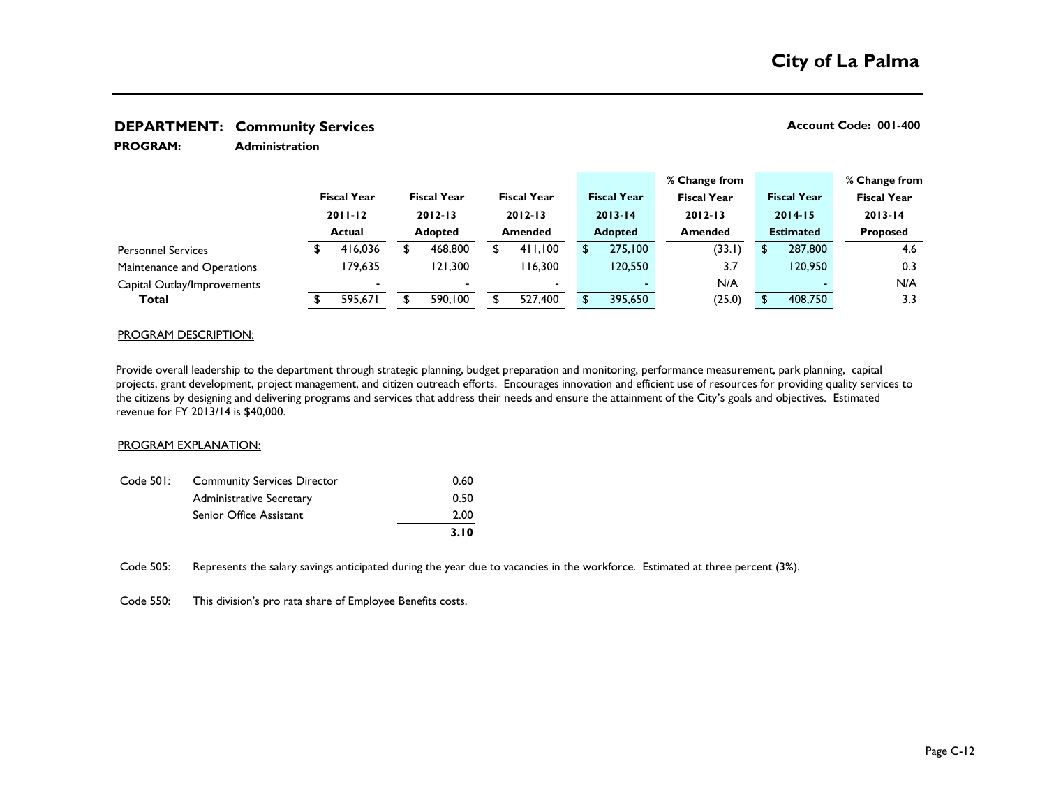# City of La Palma

**DEPARTMENT: Community Services** **Account Code: 001-400**

**PROGRAM: Administration**

| | Fiscal Year 2011-12 Actual | Fiscal Year 2012-13 Adopted | Fiscal Year 2012-13 Amended | Fiscal Year 2013-14 Adopted | % Change from Fiscal Year 2012-13 Amended | Fiscal Year 2014-15 Estimated | % Change from Fiscal Year 2013-14 Proposed |
|---|---|---|---|---|---|---|---|
| Personnel Services | $ 416,036 | $ 468,800 | $ 411,100 | $ 275,100 | (33.1) | $ 287,800 | 4.6 |
| Maintenance and Operations | 179,635 | 121,300 | 116,300 | 120,550 | 3.7 | 120,950 | 0.3 |
| Capital Outlay/Improvements | - | - | - | - | N/A | - | N/A |
| **Total** | $ 595,671 | $ 590,100 | $ 527,400 | $ 395,650 | (25.0) | $ 408,750 | 3.3 |

PROGRAM DESCRIPTION:

Provide overall leadership to the department through strategic planning, budget preparation and monitoring, performance measurement, park planning, capital projects, grant development, project management, and citizen outreach efforts. Encourages innovation and efficient use of resources for providing quality services to the citizens by designing and delivering programs and services that address their needs and ensure the attainment of the City's goals and objectives. Estimated revenue for FY 2013/14 is $40,000.

PROGRAM EXPLANATION:

| | | |
|---|---|---|
| Code 501: | Community Services Director | 0.60 |
| | Administrative Secretary | 0.50 |
| | Senior Office Assistant | 2.00 |
| | | **3.10** |

Code 505: Represents the salary savings anticipated during the year due to vacancies in the workforce. Estimated at three percent (3%).

Code 550: This division's pro rata share of Employee Benefits costs.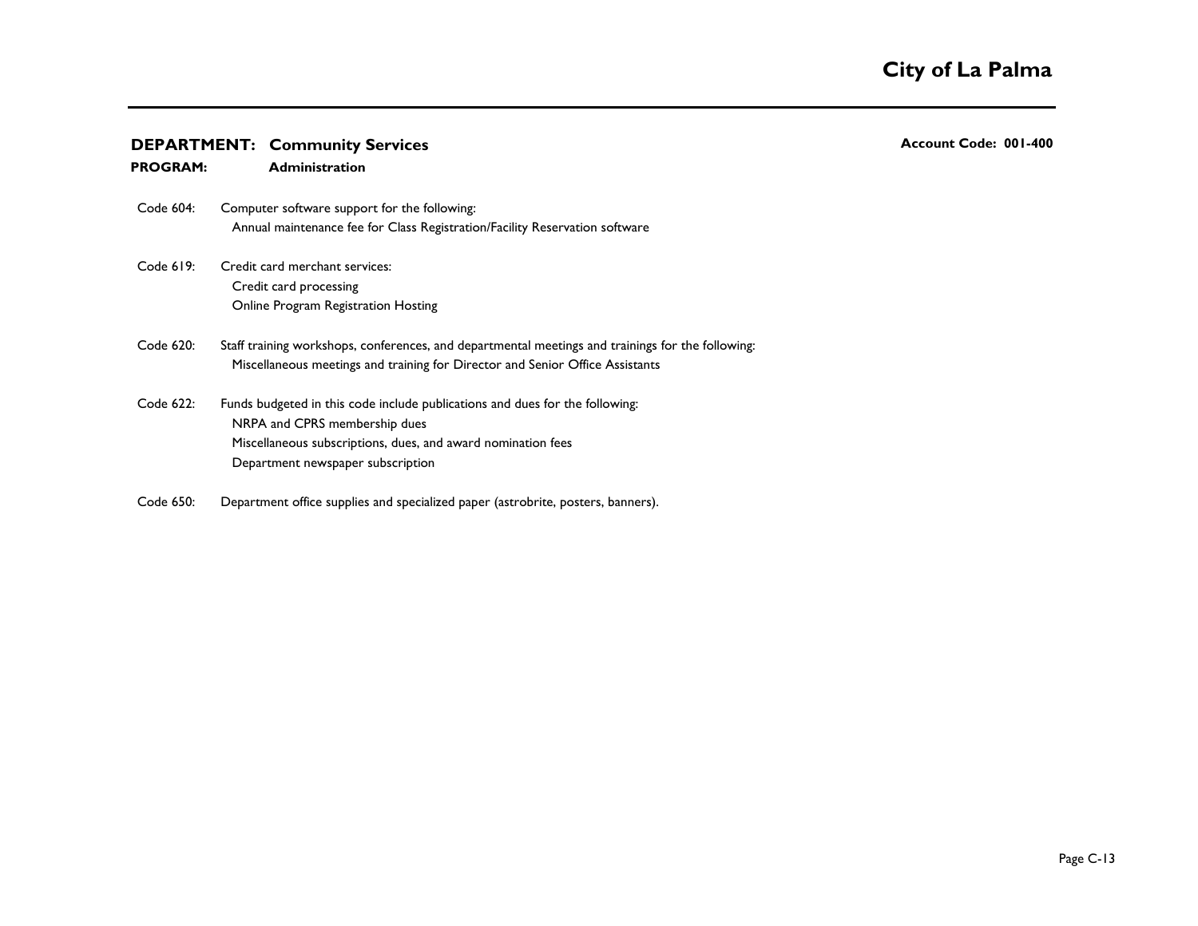**DEPARTMENT: Community Services** | **Account Code: 001-400**

**PROGRAM: Administration**

Code 604: Computer software support for the following:
- Annual maintenance fee for Class Registration/Facility Reservation software

Code 619: Credit card merchant services:
- Credit card processing
- Online Program Registration Hosting

Code 620: Staff training workshops, conferences, and departmental meetings and trainings for the following:
- Miscellaneous meetings and training for Director and Senior Office Assistants

Code 622: Funds budgeted in this code include publications and dues for the following:
- NRPA and CPRS membership dues
- Miscellaneous subscriptions, dues, and award nomination fees
- Department newspaper subscription

Code 650: Department office supplies and specialized paper (astrobrite, posters, banners).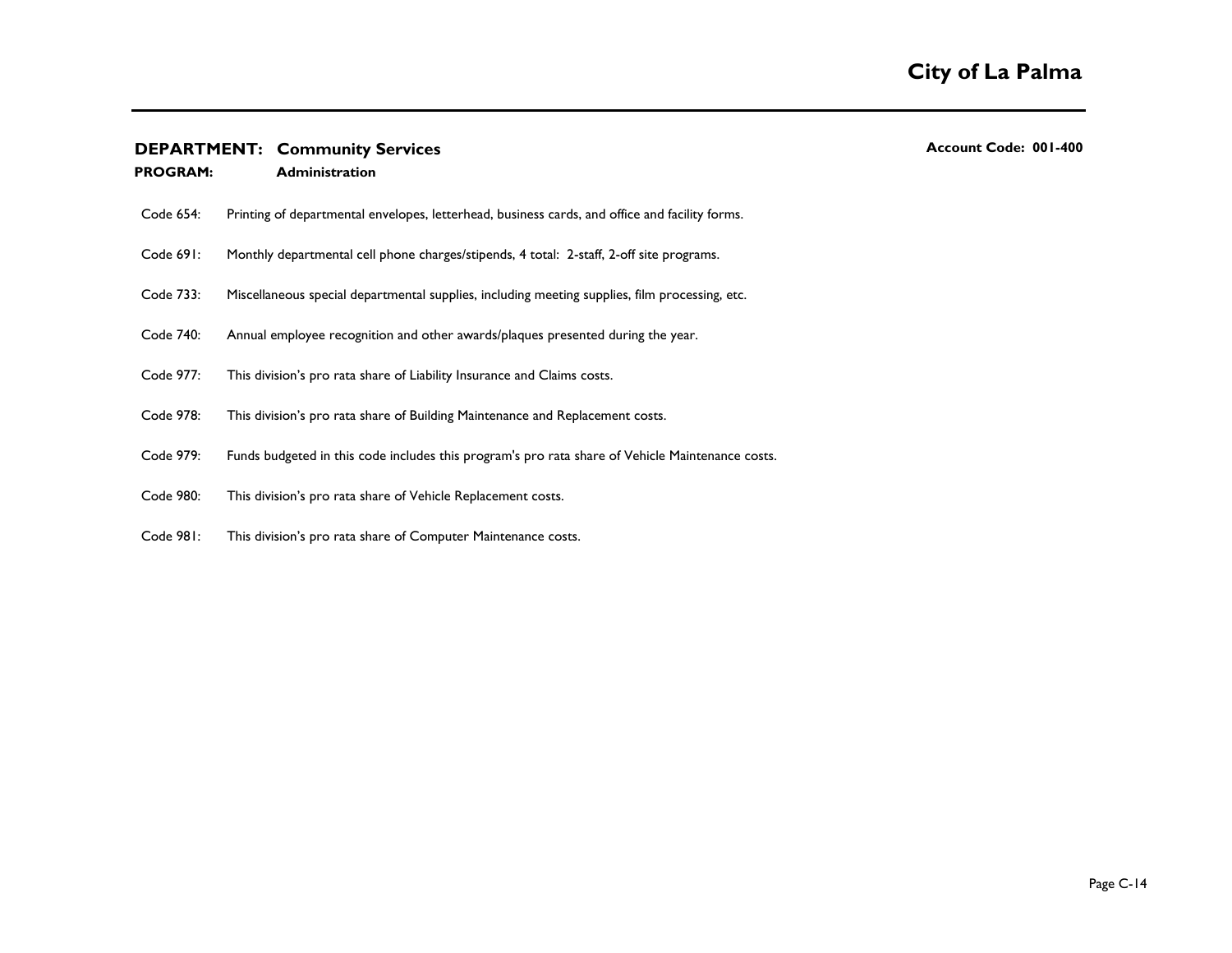**DEPARTMENT: Community Services** | **Account Code: 001-400**

**PROGRAM: Administration**

Code 654: Printing of departmental envelopes, letterhead, business cards, and office and facility forms.

Code 691: Monthly departmental cell phone charges/stipends, 4 total: 2-staff, 2-off site programs.

Code 733: Miscellaneous special departmental supplies, including meeting supplies, film processing, etc.

Code 740: Annual employee recognition and other awards/plaques presented during the year.

Code 977: This division's pro rata share of Liability Insurance and Claims costs.

Code 978: This division's pro rata share of Building Maintenance and Replacement costs.

Code 979: Funds budgeted in this code includes this program's pro rata share of Vehicle Maintenance costs.

Code 980: This division's pro rata share of Vehicle Replacement costs.

Code 981: This division's pro rata share of Computer Maintenance costs.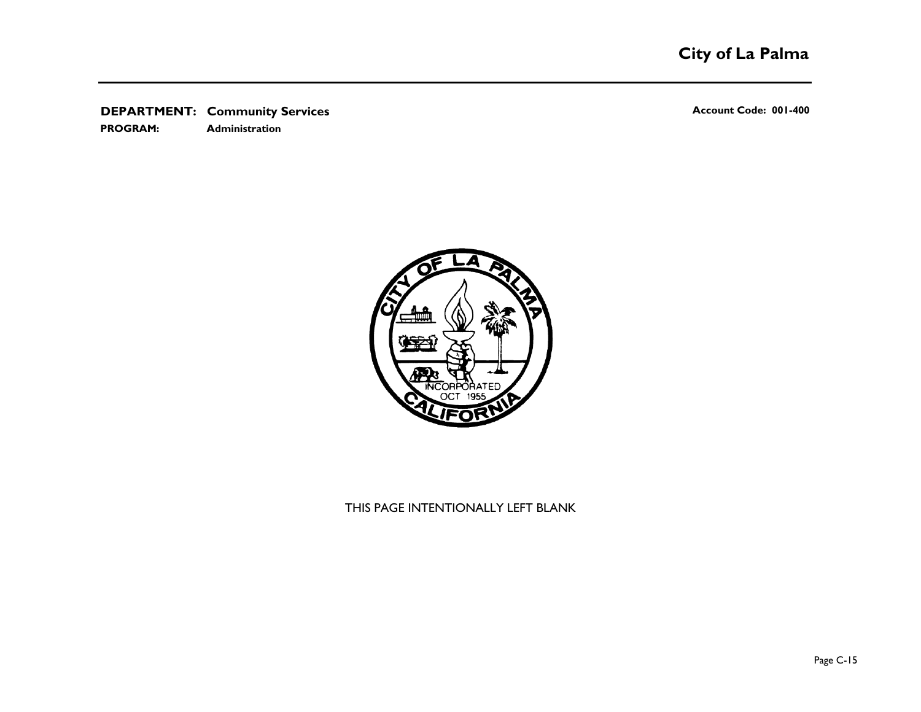**DEPARTMENT: Community Services** | **Account Code: 001-400**

**PROGRAM: Administration**

THIS PAGE INTENTIONALLY LEFT BLANK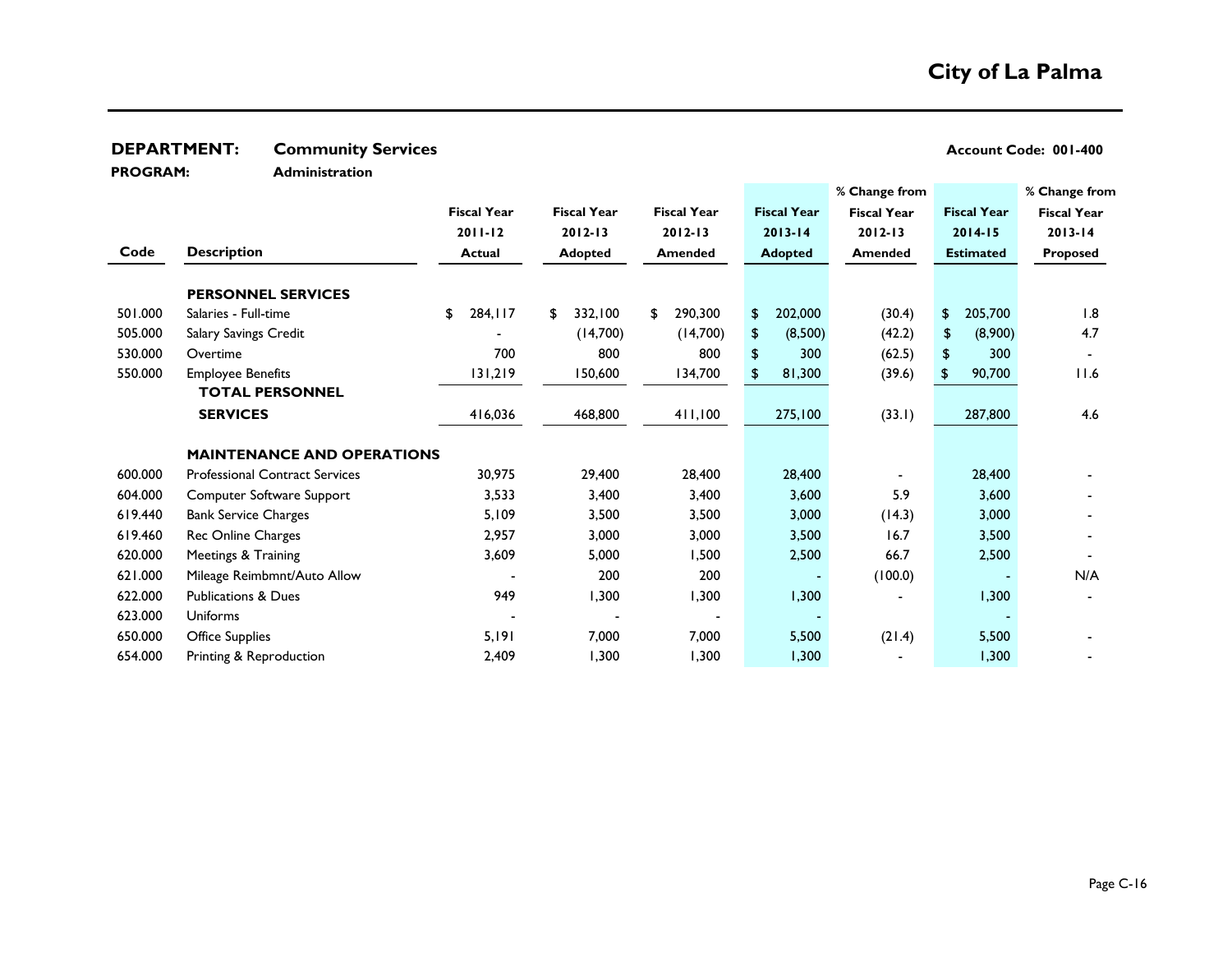# City of La Palma

**DEPARTMENT:** **Community Services** | **Account Code: 001-400**

**PROGRAM:** **Administration**

| Code | Description | Fiscal Year 2011-12 Actual | Fiscal Year 2012-13 Adopted | Fiscal Year 2012-13 Amended | Fiscal Year 2013-14 Adopted | % Change from Fiscal Year 2012-13 Amended | Fiscal Year 2014-15 Estimated | % Change from Fiscal Year 2013-14 Proposed |
|---|---|---|---|---|---|---|---|---|
| | **PERSONNEL SERVICES** | | | | | | | |
| 501.000 | Salaries - Full-time | $ 284,117 | $ 332,100 | $ 290,300 | $ 202,000 | (30.4) | $ 205,700 | 1.8 |
| 505.000 | Salary Savings Credit | - | (14,700) | (14,700) | $ (8,500) | (42.2) | $ (8,900) | 4.7 |
| 530.000 | Overtime | 700 | 800 | 800 | $ 300 | (62.5) | $ 300 | - |
| 550.000 | Employee Benefits | 131,219 | 150,600 | 134,700 | $ 81,300 | (39.6) | $ 90,700 | 11.6 |
| | **TOTAL PERSONNEL SERVICES** | 416,036 | 468,800 | 411,100 | 275,100 | (33.1) | 287,800 | 4.6 |
| | **MAINTENANCE AND OPERATIONS** | | | | | | | |
| 600.000 | Professional Contract Services | 30,975 | 29,400 | 28,400 | 28,400 | - | 28,400 | - |
| 604.000 | Computer Software Support | 3,533 | 3,400 | 3,400 | 3,600 | 5.9 | 3,600 | - |
| 619.440 | Bank Service Charges | 5,109 | 3,500 | 3,500 | 3,000 | (14.3) | 3,000 | - |
| 619.460 | Rec Online Charges | 2,957 | 3,000 | 3,000 | 3,500 | 16.7 | 3,500 | - |
| 620.000 | Meetings & Training | 3,609 | 5,000 | 1,500 | 2,500 | 66.7 | 2,500 | - |
| 621.000 | Mileage Reimbmnt/Auto Allow | - | 200 | 200 | - | (100.0) | - | N/A |
| 622.000 | Publications & Dues | 949 | 1,300 | 1,300 | 1,300 | - | 1,300 | - |
| 623.000 | Uniforms | - | - | - | - | | - | |
| 650.000 | Office Supplies | 5,191 | 7,000 | 7,000 | 5,500 | (21.4) | 5,500 | - |
| 654.000 | Printing & Reproduction | 2,409 | 1,300 | 1,300 | 1,300 | - | 1,300 | - |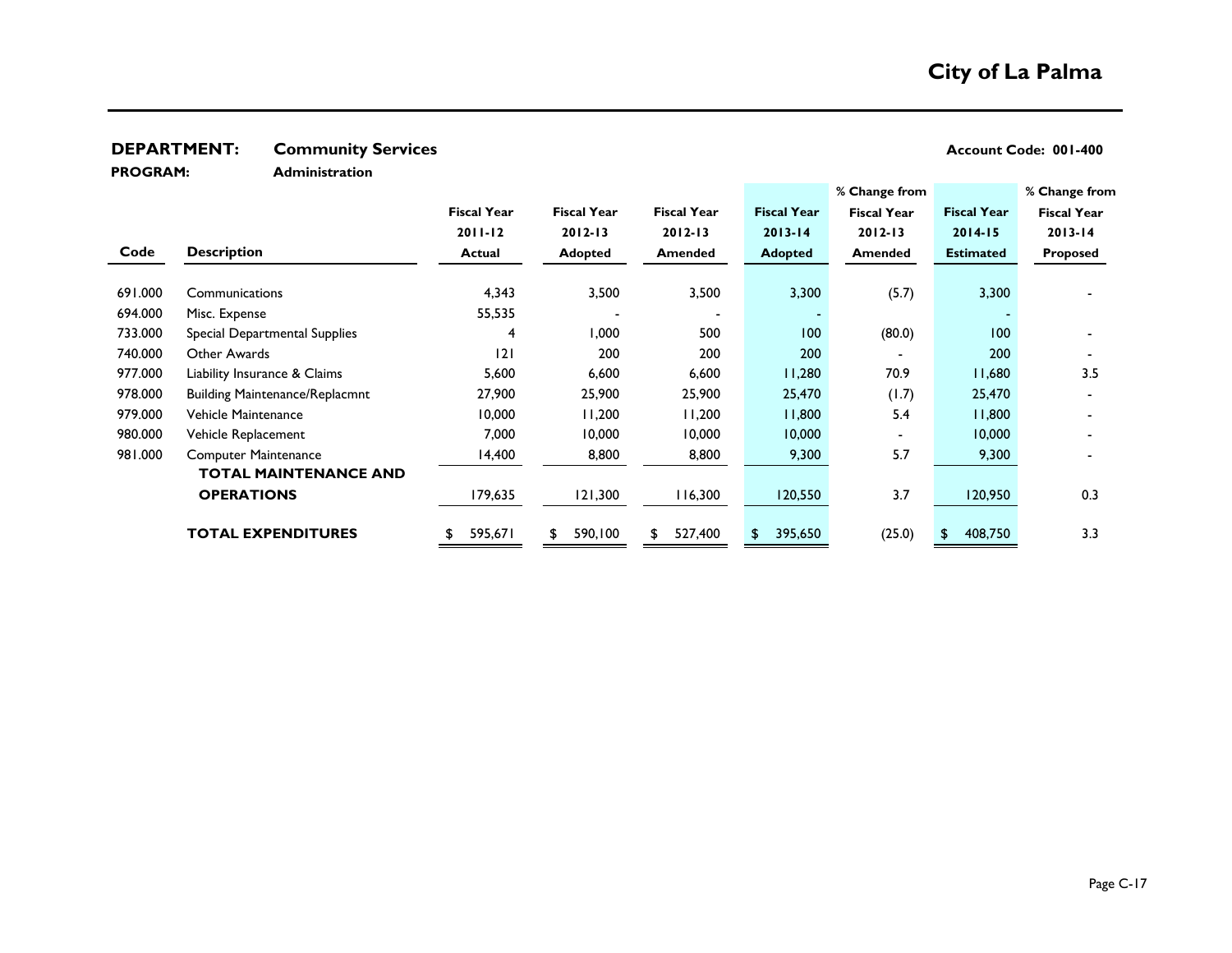# City of La Palma

**DEPARTMENT:** **Community Services** **Account Code: 001-400**

**PROGRAM:** **Administration**

| Code | Description | Fiscal Year 2011-12 Actual | Fiscal Year 2012-13 Adopted | Fiscal Year 2012-13 Amended | Fiscal Year 2013-14 Adopted | % Change from Fiscal Year 2012-13 Amended | Fiscal Year 2014-15 Estimated | % Change from Fiscal Year 2013-14 Proposed |
|---|---|---|---|---|---|---|---|---|
| 691.000 | Communications | 4,343 | 3,500 | 3,500 | 3,300 | (5.7) | 3,300 | - |
| 694.000 | Misc. Expense | 55,535 | - | - | - | | - | |
| 733.000 | Special Departmental Supplies | 4 | 1,000 | 500 | 100 | (80.0) | 100 | - |
| 740.000 | Other Awards | 121 | 200 | 200 | 200 | - | 200 | - |
| 977.000 | Liability Insurance & Claims | 5,600 | 6,600 | 6,600 | 11,280 | 70.9 | 11,680 | 3.5 |
| 978.000 | Building Maintenance/Replacmnt | 27,900 | 25,900 | 25,900 | 25,470 | (1.7) | 25,470 | - |
| 979.000 | Vehicle Maintenance | 10,000 | 11,200 | 11,200 | 11,800 | 5.4 | 11,800 | - |
| 980.000 | Vehicle Replacement | 7,000 | 10,000 | 10,000 | 10,000 | - | 10,000 | - |
| 981.000 | Computer Maintenance | 14,400 | 8,800 | 8,800 | 9,300 | 5.7 | 9,300 | - |
| | **TOTAL MAINTENANCE AND OPERATIONS** | 179,635 | 121,300 | 116,300 | 120,550 | 3.7 | 120,950 | 0.3 |
| | **TOTAL EXPENDITURES** | $ 595,671 | $ 590,100 | $ 527,400 | $ 395,650 | (25.0) | $ 408,750 | 3.3 |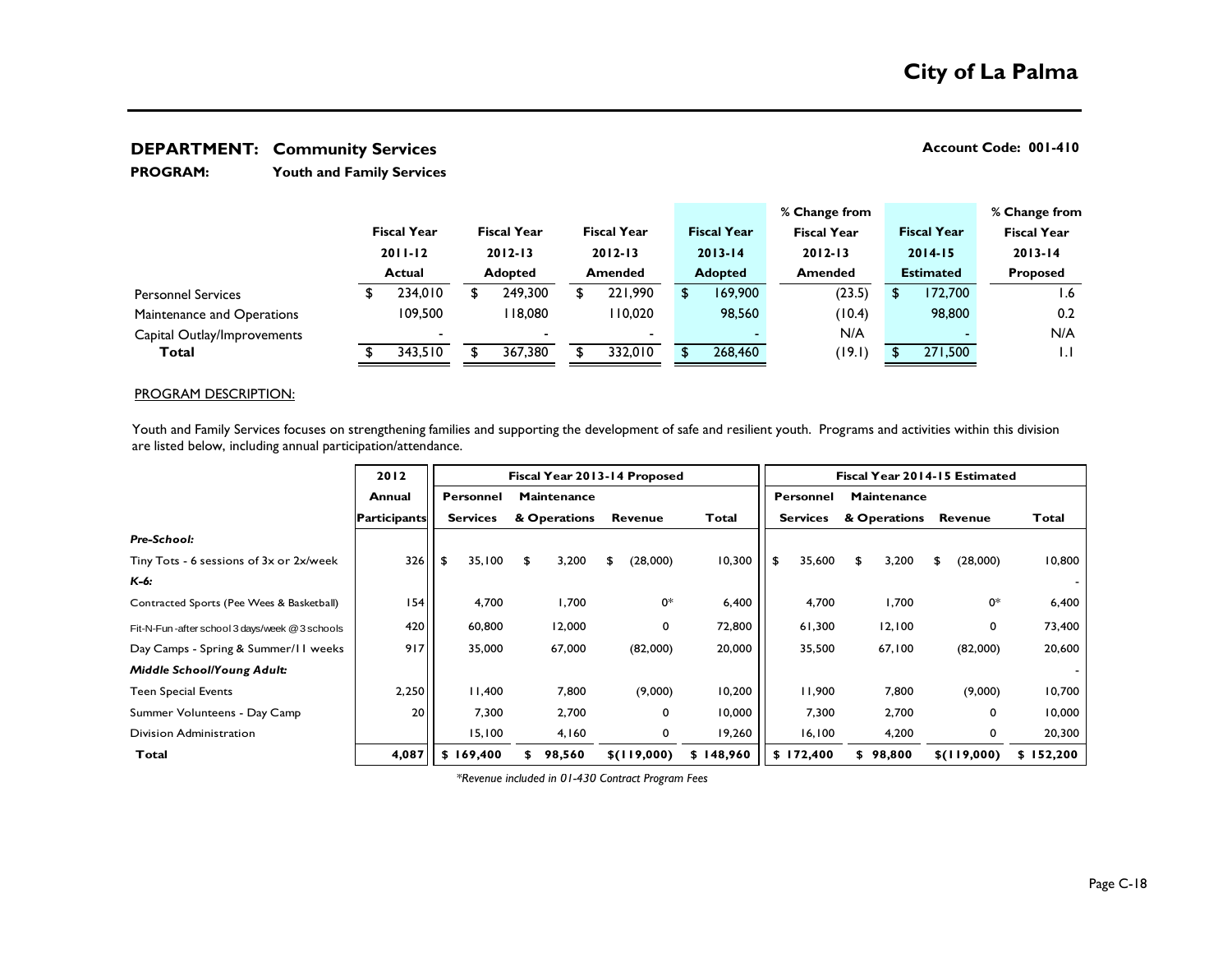# City of La Palma

**DEPARTMENT: Community Services** **Account Code: 001-410**

**PROGRAM: Youth and Family Services**

| | Fiscal Year 2011-12 Actual | Fiscal Year 2012-13 Adopted | Fiscal Year 2012-13 Amended | Fiscal Year 2013-14 Adopted | % Change from Fiscal Year 2012-13 Amended | Fiscal Year 2014-15 Estimated | % Change from Fiscal Year 2013-14 Proposed |
|---|---|---|---|---|---|---|---|
| Personnel Services | $ 234,010 | $ 249,300 | $ 221,990 | $ 169,900 | (23.5) | $ 172,700 | 1.6 |
| Maintenance and Operations | 109,500 | 118,080 | 110,020 | 98,560 | (10.4) | 98,800 | 0.2 |
| Capital Outlay/Improvements | - | - | - | - | N/A | - | N/A |
| **Total** | $ 343,510 | $ 367,380 | $ 332,010 | $ 268,460 | (19.1) | $ 271,500 | 1.1 |

PROGRAM DESCRIPTION:

Youth and Family Services focuses on strengthening families and supporting the development of safe and resilient youth. Programs and activities within this division are listed below, including annual participation/attendance.

| | 2012 Annual Participants | Fiscal Year 2013-14 Proposed | | | | Fiscal Year 2014-15 Estimated | | | |
|---|---|---|---|---|---|---|---|---|---|
| | | Personnel Services | Maintenance & Operations | Revenue | Total | Personnel Services | Maintenance & Operations | Revenue | Total |
| ***Pre-School:*** | | | | | | | | | |
| Tiny Tots - 6 sessions of 3x or 2x/week | 326 | $ 35,100 | $ 3,200 | $ (28,000) | 10,300 | $ 35,600 | $ 3,200 | $ (28,000) | 10,800 |
| ***K-6:*** | | | | | | | | | - |
| Contracted Sports (Pee Wees & Basketball) | 154 | 4,700 | 1,700 | 0* | 6,400 | 4,700 | 1,700 | 0* | 6,400 |
| Fit-N-Fun-after school 3 days/week @ 3 schools | 420 | 60,800 | 12,000 | 0 | 72,800 | 61,300 | 12,100 | 0 | 73,400 |
| Day Camps - Spring & Summer/11 weeks | 917 | 35,000 | 67,000 | (82,000) | 20,000 | 35,500 | 67,100 | (82,000) | 20,600 |
| ***Middle School/Young Adult:*** | | | | | | | | | - |
| Teen Special Events | 2,250 | 11,400 | 7,800 | (9,000) | 10,200 | 11,900 | 7,800 | (9,000) | 10,700 |
| Summer Volunteens - Day Camp | 20 | 7,300 | 2,700 | 0 | 10,000 | 7,300 | 2,700 | 0 | 10,000 |
| Division Administration | | 15,100 | 4,160 | 0 | 19,260 | 16,100 | 4,200 | 0 | 20,300 |
| **Total** | **4,087** | **$ 169,400** | **$ 98,560** | **$(119,000)** | **$ 148,960** | **$ 172,400** | **$ 98,800** | **$(119,000)** | **$ 152,200** |

*\*Revenue included in 01-430 Contract Program Fees*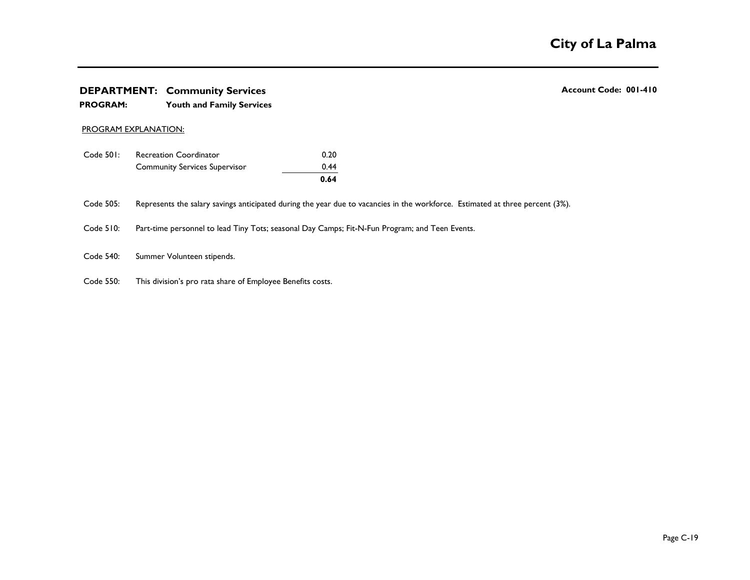# City of La Palma

**DEPARTMENT: Community Services** **Account Code: 001-410**

**PROGRAM: Youth and Family Services**

PROGRAM EXPLANATION:

| Code | Description | FTE |
|---|---|---|
| Code 501: | Recreation Coordinator | 0.20 |
| | Community Services Supervisor | 0.44 |
| | | **0.64** |

Code 505: Represents the salary savings anticipated during the year due to vacancies in the workforce. Estimated at three percent (3%).

Code 510: Part-time personnel to lead Tiny Tots; seasonal Day Camps; Fit-N-Fun Program; and Teen Events.

Code 540: Summer Volunteen stipends.

Code 550: This division's pro rata share of Employee Benefits costs.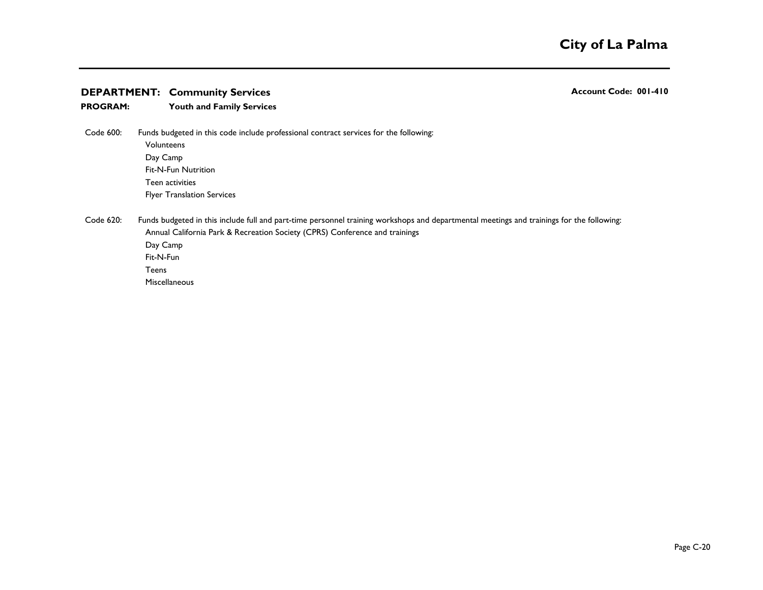**DEPARTMENT: Community Services** **Account Code: 001-410**

**PROGRAM: Youth and Family Services**

Code 600: Funds budgeted in this code include professional contract services for the following:

- Volunteens
- Day Camp
- Fit-N-Fun Nutrition
- Teen activities
- Flyer Translation Services

Code 620: Funds budgeted in this include full and part-time personnel training workshops and departmental meetings and trainings for the following:

- Annual California Park & Recreation Society (CPRS) Conference and trainings
- Day Camp
- Fit-N-Fun
- Teens
- Miscellaneous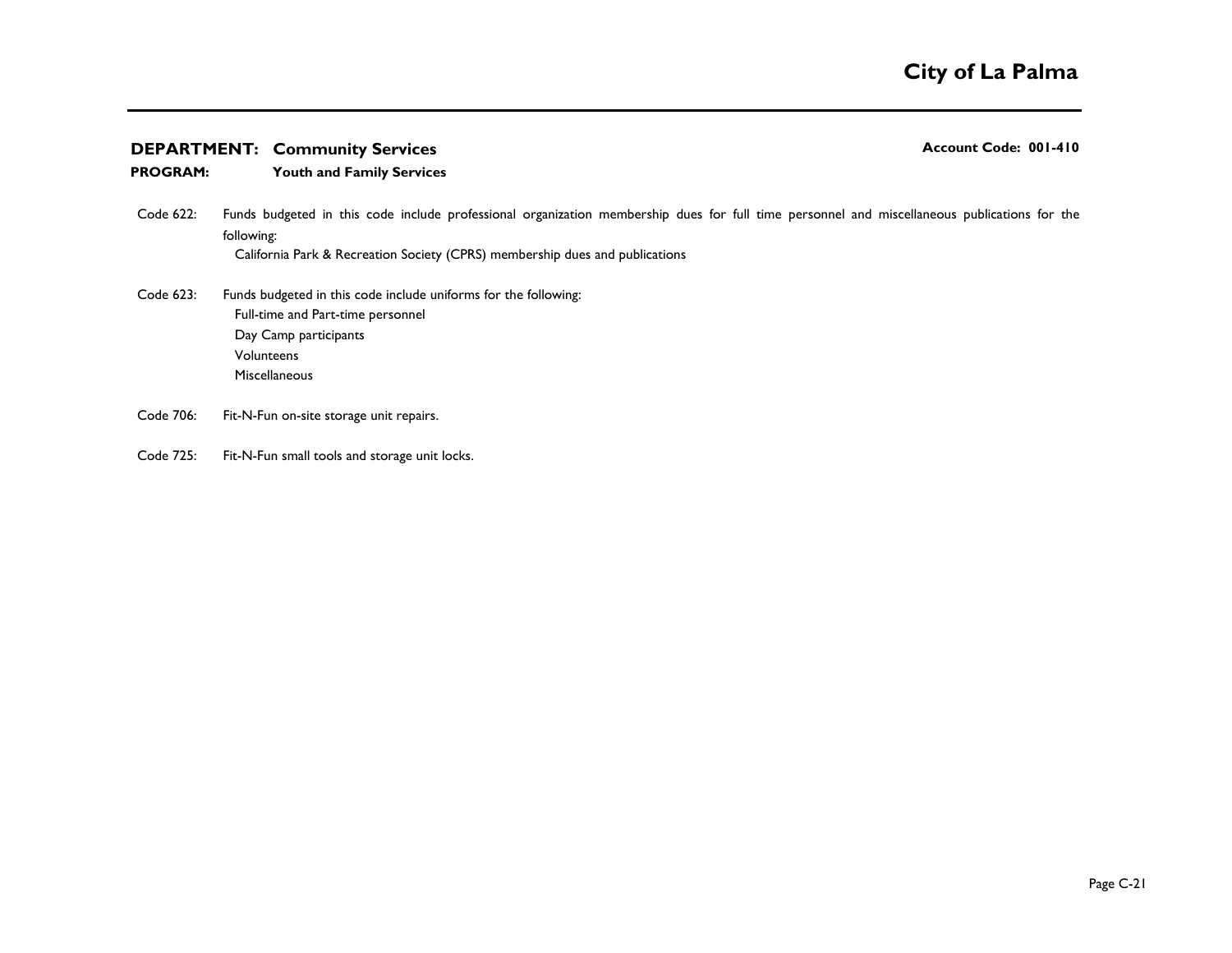**DEPARTMENT: Community Services** — **Account Code: 001-410**

**PROGRAM: Youth and Family Services**

Code 622: Funds budgeted in this code include professional organization membership dues for full time personnel and miscellaneous publications for the following:

- California Park & Recreation Society (CPRS) membership dues and publications

Code 623: Funds budgeted in this code include uniforms for the following:

- Full-time and Part-time personnel
- Day Camp participants
- Volunteens
- Miscellaneous

Code 706: Fit-N-Fun on-site storage unit repairs.

Code 725: Fit-N-Fun small tools and storage unit locks.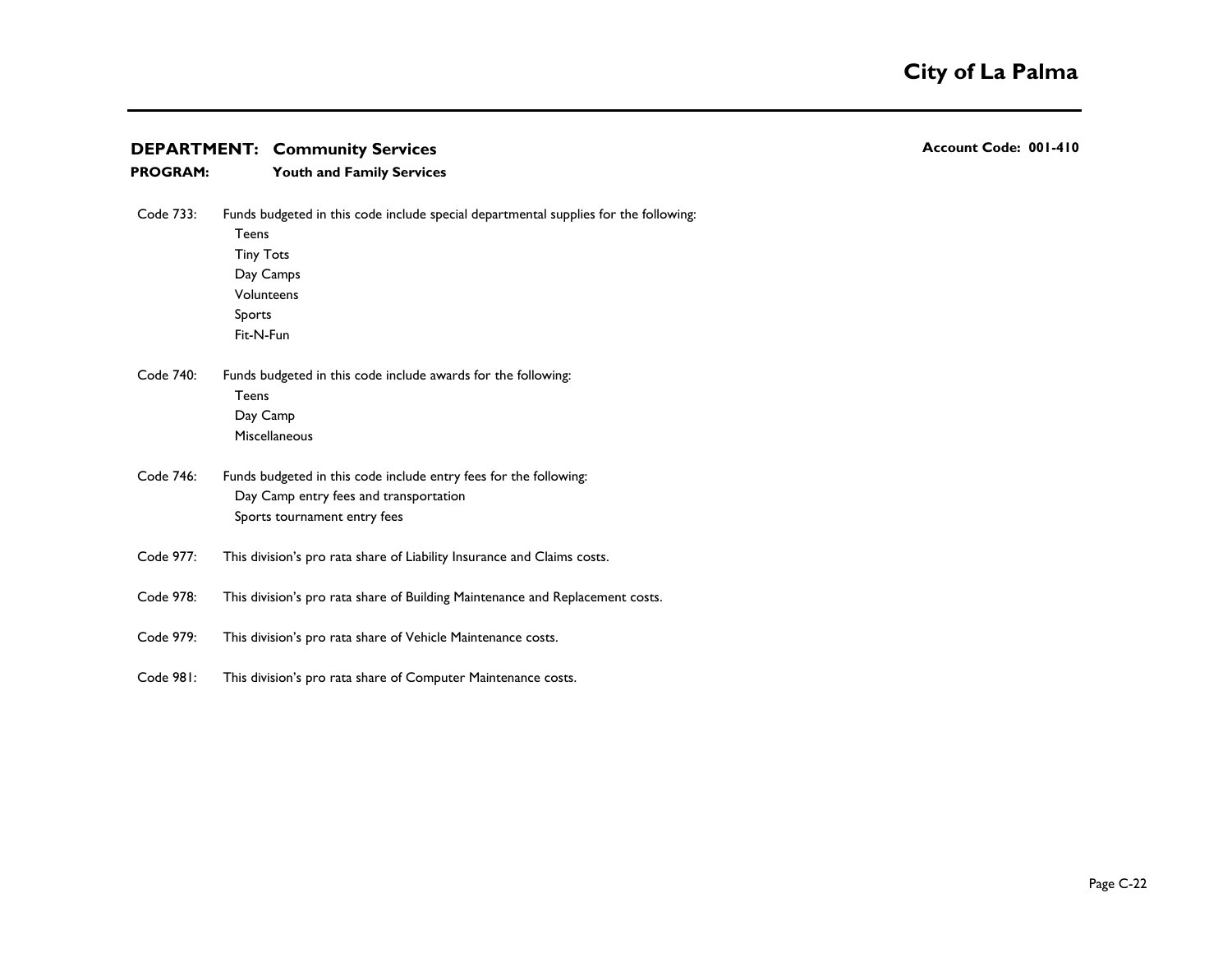## City of La Palma

**DEPARTMENT: Community Services** **Account Code: 001-410**

**PROGRAM: Youth and Family Services**

Code 733: Funds budgeted in this code include special departmental supplies for the following:
- Teens
- Tiny Tots
- Day Camps
- Volunteens
- Sports
- Fit-N-Fun

Code 740: Funds budgeted in this code include awards for the following:
- Teens
- Day Camp
- Miscellaneous

Code 746: Funds budgeted in this code include entry fees for the following:
- Day Camp entry fees and transportation
- Sports tournament entry fees

Code 977: This division's pro rata share of Liability Insurance and Claims costs.

Code 978: This division's pro rata share of Building Maintenance and Replacement costs.

Code 979: This division's pro rata share of Vehicle Maintenance costs.

Code 981: This division's pro rata share of Computer Maintenance costs.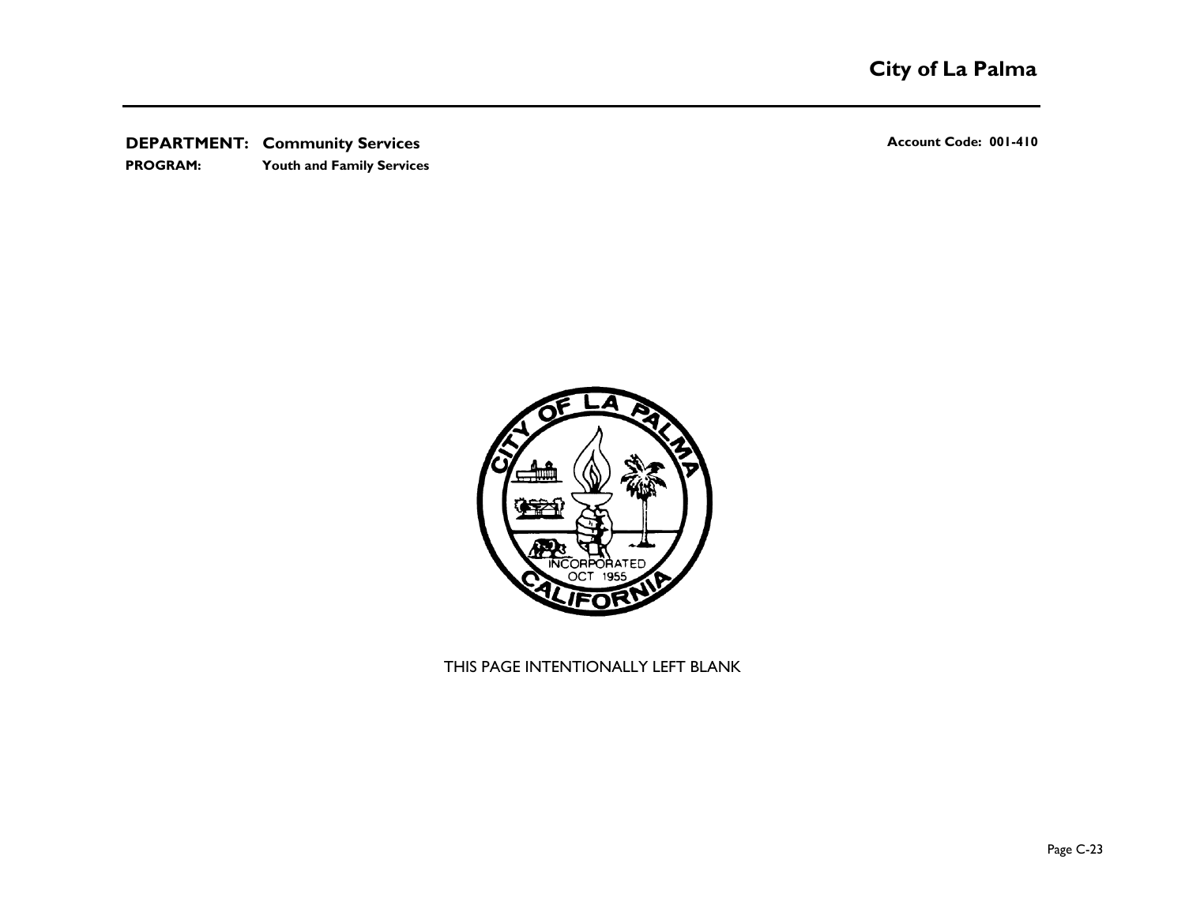**DEPARTMENT: Community Services** **Account Code: 001-410**

**PROGRAM: Youth and Family Services**

THIS PAGE INTENTIONALLY LEFT BLANK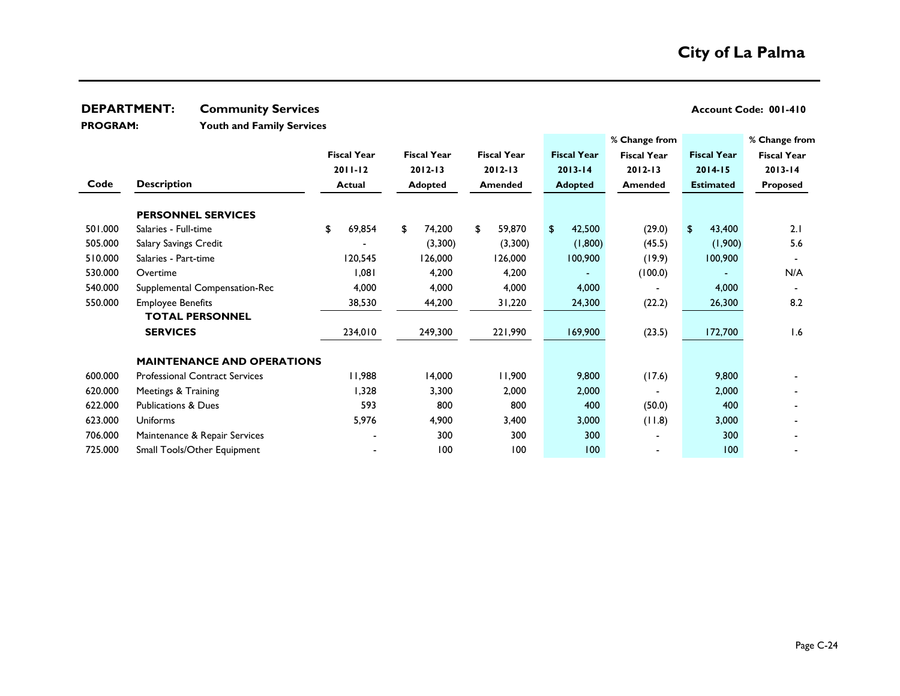# City of La Palma

**DEPARTMENT:** **Community Services** **Account Code: 001-410**

**PROGRAM:** **Youth and Family Services**

| Code | Description | Fiscal Year 2011-12 Actual | Fiscal Year 2012-13 Adopted | Fiscal Year 2012-13 Amended | Fiscal Year 2013-14 Adopted | % Change from Fiscal Year 2012-13 Amended | Fiscal Year 2014-15 Estimated | % Change from Fiscal Year 2013-14 Proposed |
|---|---|---|---|---|---|---|---|---|
| | **PERSONNEL SERVICES** | | | | | | | |
| 501.000 | Salaries - Full-time | $ 69,854 | $ 74,200 | $ 59,870 | $ 42,500 | (29.0) | $ 43,400 | 2.1 |
| 505.000 | Salary Savings Credit | - | (3,300) | (3,300) | (1,800) | (45.5) | (1,900) | 5.6 |
| 510.000 | Salaries - Part-time | 120,545 | 126,000 | 126,000 | 100,900 | (19.9) | 100,900 | - |
| 530.000 | Overtime | 1,081 | 4,200 | 4,200 | - | (100.0) | - | N/A |
| 540.000 | Supplemental Compensation-Rec | 4,000 | 4,000 | 4,000 | 4,000 | - | 4,000 | - |
| 550.000 | Employee Benefits | 38,530 | 44,200 | 31,220 | 24,300 | (22.2) | 26,300 | 8.2 |
| | **TOTAL PERSONNEL SERVICES** | 234,010 | 249,300 | 221,990 | 169,900 | (23.5) | 172,700 | 1.6 |
| | **MAINTENANCE AND OPERATIONS** | | | | | | | |
| 600.000 | Professional Contract Services | 11,988 | 14,000 | 11,900 | 9,800 | (17.6) | 9,800 | - |
| 620.000 | Meetings & Training | 1,328 | 3,300 | 2,000 | 2,000 | - | 2,000 | - |
| 622.000 | Publications & Dues | 593 | 800 | 800 | 400 | (50.0) | 400 | - |
| 623.000 | Uniforms | 5,976 | 4,900 | 3,400 | 3,000 | (11.8) | 3,000 | - |
| 706.000 | Maintenance & Repair Services | - | 300 | 300 | 300 | - | 300 | - |
| 725.000 | Small Tools/Other Equipment | - | 100 | 100 | 100 | - | 100 | - |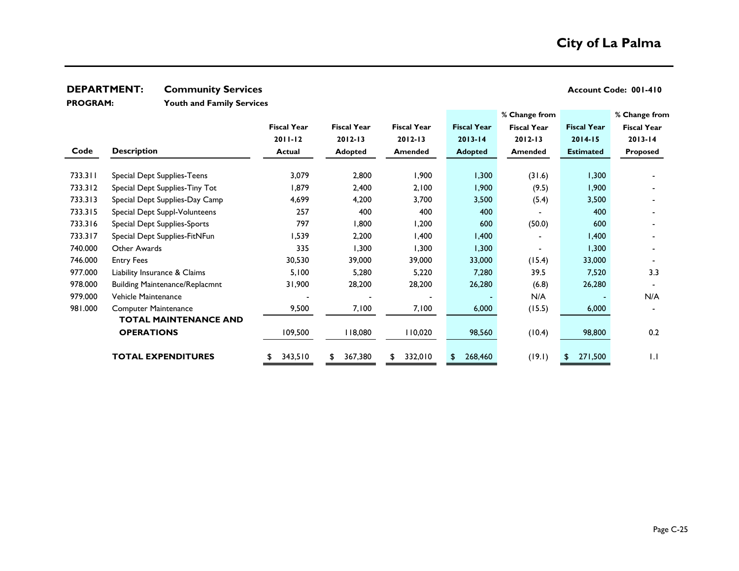# City of La Palma

**DEPARTMENT:** **Community Services** **Account Code: 001-410**

**PROGRAM:** **Youth and Family Services**

| Code | Description | Fiscal Year 2011-12 Actual | Fiscal Year 2012-13 Adopted | Fiscal Year 2012-13 Amended | Fiscal Year 2013-14 Adopted | % Change from Fiscal Year 2012-13 Amended | Fiscal Year 2014-15 Estimated | % Change from Fiscal Year 2013-14 Proposed |
|---|---|---|---|---|---|---|---|---|
| 733.311 | Special Dept Supplies-Teens | 3,079 | 2,800 | 1,900 | 1,300 | (31.6) | 1,300 | - |
| 733.312 | Special Dept Supplies-Tiny Tot | 1,879 | 2,400 | 2,100 | 1,900 | (9.5) | 1,900 | - |
| 733.313 | Special Dept Supplies-Day Camp | 4,699 | 4,200 | 3,700 | 3,500 | (5.4) | 3,500 | - |
| 733.315 | Special Dept Suppl-Volunteens | 257 | 400 | 400 | 400 | - | 400 | - |
| 733.316 | Special Dept Supplies-Sports | 797 | 1,800 | 1,200 | 600 | (50.0) | 600 | - |
| 733.317 | Special Dept Supplies-FitNFun | 1,539 | 2,200 | 1,400 | 1,400 | - | 1,400 | - |
| 740.000 | Other Awards | 335 | 1,300 | 1,300 | 1,300 | - | 1,300 | - |
| 746.000 | Entry Fees | 30,530 | 39,000 | 39,000 | 33,000 | (15.4) | 33,000 | - |
| 977.000 | Liability Insurance & Claims | 5,100 | 5,280 | 5,220 | 7,280 | 39.5 | 7,520 | 3.3 |
| 978.000 | Building Maintenance/Replacmnt | 31,900 | 28,200 | 28,200 | 26,280 | (6.8) | 26,280 | - |
| 979.000 | Vehicle Maintenance | - | - | - | - | N/A | - | N/A |
| 981.000 | Computer Maintenance | 9,500 | 7,100 | 7,100 | 6,000 | (15.5) | 6,000 | - |
| | **TOTAL MAINTENANCE AND OPERATIONS** | 109,500 | 118,080 | 110,020 | 98,560 | (10.4) | 98,800 | 0.2 |
| | **TOTAL EXPENDITURES** | $ 343,510 | $ 367,380 | $ 332,010 | $ 268,460 | (19.1) | $ 271,500 | 1.1 |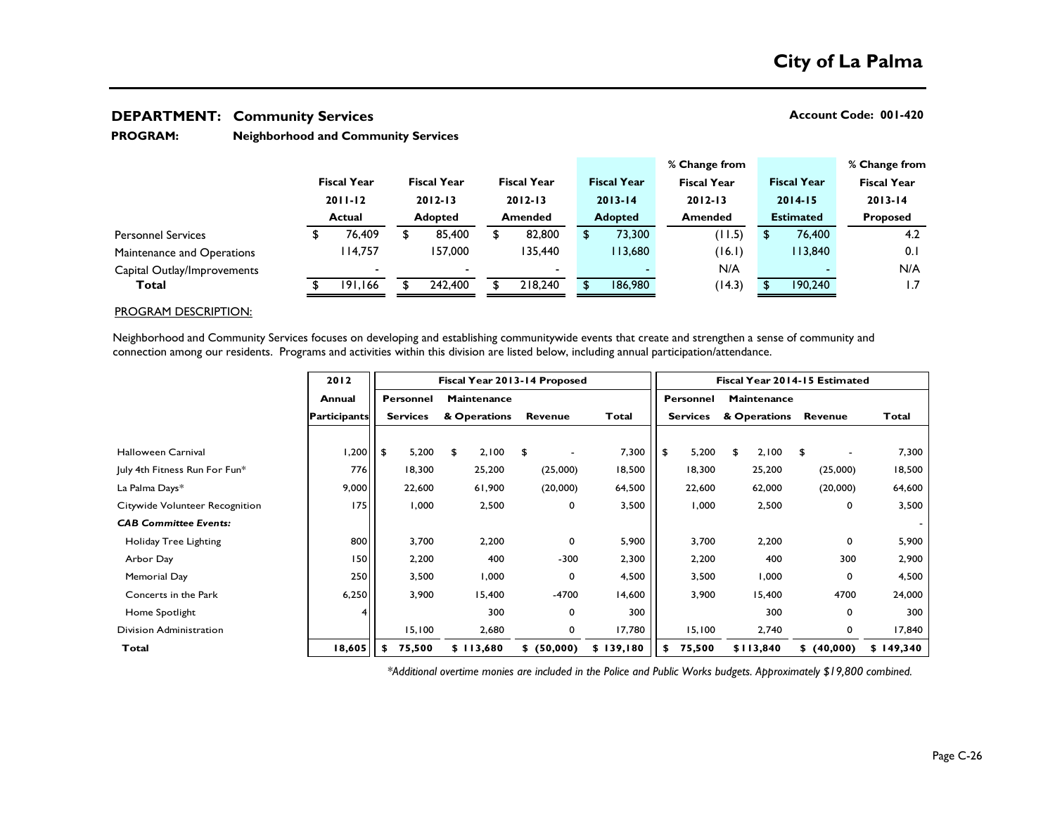# City of La Palma

## DEPARTMENT: Community Services

**Account Code: 001-420**

**PROGRAM:** Neighborhood and Community Services

| | Fiscal Year 2011-12 Actual | Fiscal Year 2012-13 Adopted | Fiscal Year 2012-13 Amended | Fiscal Year 2013-14 Adopted | % Change from Fiscal Year 2012-13 Amended | Fiscal Year 2014-15 Estimated | % Change from Fiscal Year 2013-14 Proposed |
|---|---|---|---|---|---|---|---|
| Personnel Services | $ 76,409 | $ 85,400 | $ 82,800 | $ 73,300 | (11.5) | $ 76,400 | 4.2 |
| Maintenance and Operations | 114,757 | 157,000 | 135,440 | 113,680 | (16.1) | 113,840 | 0.1 |
| Capital Outlay/Improvements | - | - | - | - | N/A | - | N/A |
| **Total** | $ 191,166 | $ 242,400 | $ 218,240 | $ 186,980 | (14.3) | $ 190,240 | 1.7 |

PROGRAM DESCRIPTION:

Neighborhood and Community Services focuses on developing and establishing communitywide events that create and strengthen a sense of community and connection among our residents. Programs and activities within this division are listed below, including annual participation/attendance.

| | 2012 | Fiscal Year 2013-14 Proposed | | | | Fiscal Year 2014-15 Estimated | | | |
|---|---|---|---|---|---|---|---|---|---|
| | Annual Participants | Personnel Services | Maintenance & Operations | Revenue | Total | Personnel Services | Maintenance & Operations | Revenue | Total |
| Halloween Carnival | 1,200 | $ 5,200 | $ 2,100 | $ - | 7,300 | $ 5,200 | $ 2,100 | $ - | 7,300 |
| July 4th Fitness Run For Fun* | 776 | 18,300 | 25,200 | (25,000) | 18,500 | 18,300 | 25,200 | (25,000) | 18,500 |
| La Palma Days* | 9,000 | 22,600 | 61,900 | (20,000) | 64,500 | 22,600 | 62,000 | (20,000) | 64,600 |
| Citywide Volunteer Recognition | 175 | 1,000 | 2,500 | 0 | 3,500 | 1,000 | 2,500 | 0 | 3,500 |
| ***CAB Committee Events:*** | | | | | | | | | - |
| Holiday Tree Lighting | 800 | 3,700 | 2,200 | 0 | 5,900 | 3,700 | 2,200 | 0 | 5,900 |
| Arbor Day | 150 | 2,200 | 400 | -300 | 2,300 | 2,200 | 400 | 300 | 2,900 |
| Memorial Day | 250 | 3,500 | 1,000 | 0 | 4,500 | 3,500 | 1,000 | 0 | 4,500 |
| Concerts in the Park | 6,250 | 3,900 | 15,400 | -4700 | 14,600 | 3,900 | 15,400 | 4700 | 24,000 |
| Home Spotlight | 4 | | 300 | 0 | 300 | | 300 | 0 | 300 |
| Division Administration | | 15,100 | 2,680 | 0 | 17,780 | 15,100 | 2,740 | 0 | 17,840 |
| **Total** | **18,605** | **$ 75,500** | **$ 113,680** | **$ (50,000)** | **$ 139,180** | **$ 75,500** | **$113,840** | **$ (40,000)** | **$ 149,340** |

*\*Additional overtime monies are included in the Police and Public Works budgets. Approximately $19,800 combined.*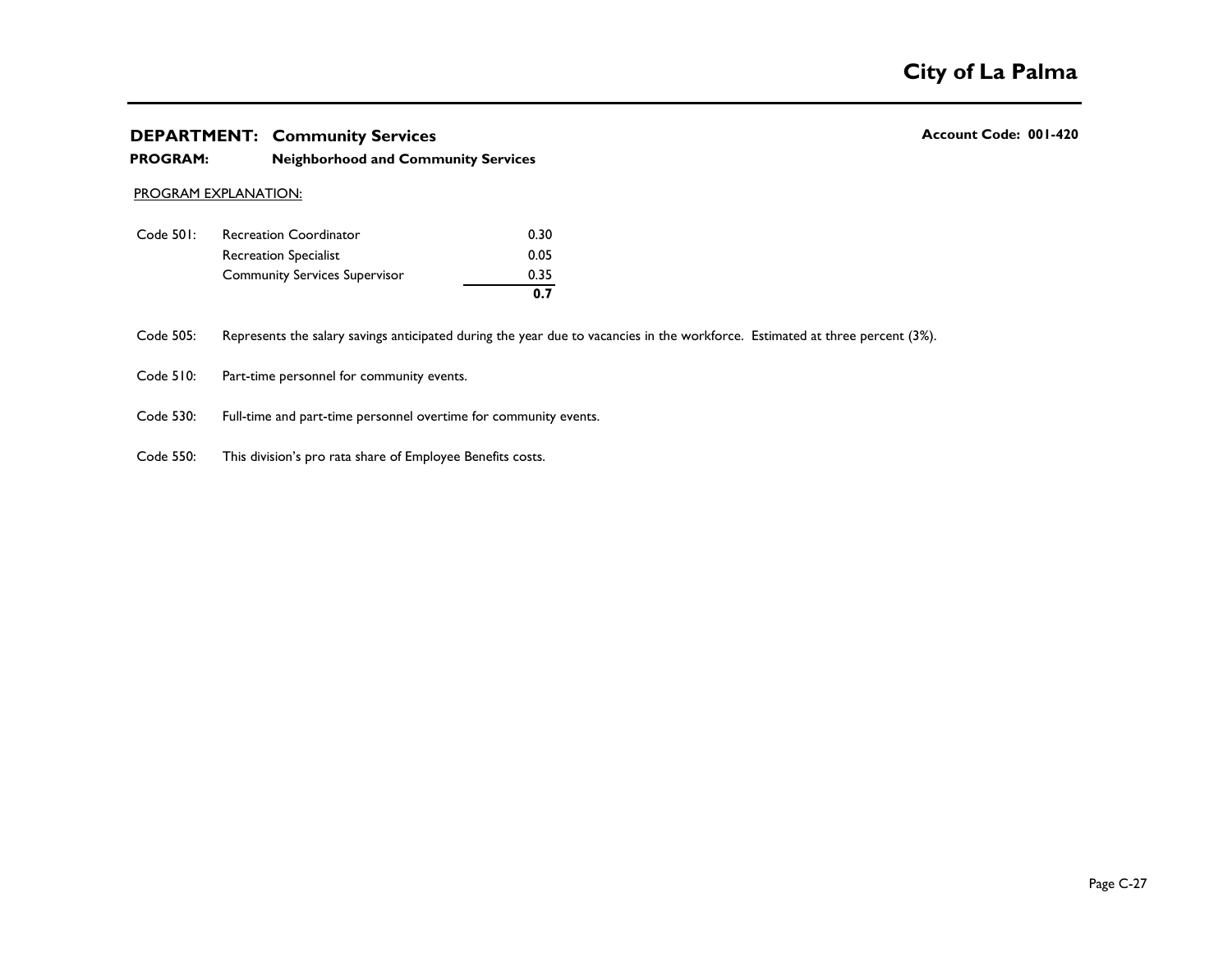**DEPARTMENT: Community Services** **Account Code: 001-420**

**PROGRAM: Neighborhood and Community Services**

PROGRAM EXPLANATION:

| Code | Position | FTE |
|---|---|---|
| Code 501: | Recreation Coordinator | 0.30 |
| | Recreation Specialist | 0.05 |
| | Community Services Supervisor | 0.35 |
| | | **0.7** |

Code 505: Represents the salary savings anticipated during the year due to vacancies in the workforce. Estimated at three percent (3%).

Code 510: Part-time personnel for community events.

Code 530: Full-time and part-time personnel overtime for community events.

Code 550: This division's pro rata share of Employee Benefits costs.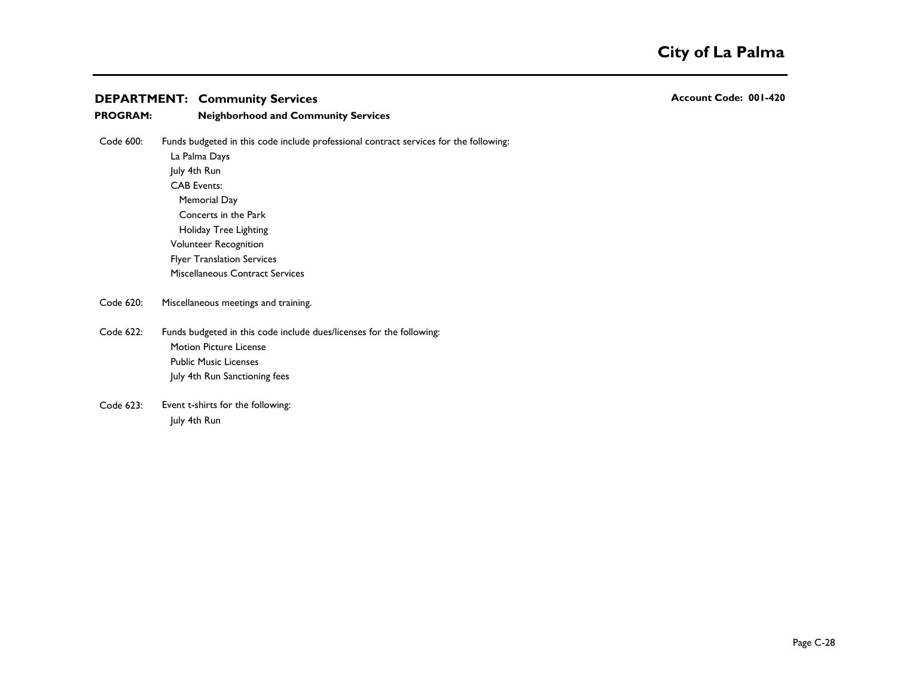**DEPARTMENT: Community Services** **Account Code: 001-420**

**PROGRAM: Neighborhood and Community Services**

Code 600: Funds budgeted in this code include professional contract services for the following:

- La Palma Days
- July 4th Run
- CAB Events:
  - Memorial Day
  - Concerts in the Park
  - Holiday Tree Lighting
- Volunteer Recognition
- Flyer Translation Services
- Miscellaneous Contract Services

Code 620: Miscellaneous meetings and training.

Code 622: Funds budgeted in this code include dues/licenses for the following:

- Motion Picture License
- Public Music Licenses
- July 4th Run Sanctioning fees

Code 623: Event t-shirts for the following:

- July 4th Run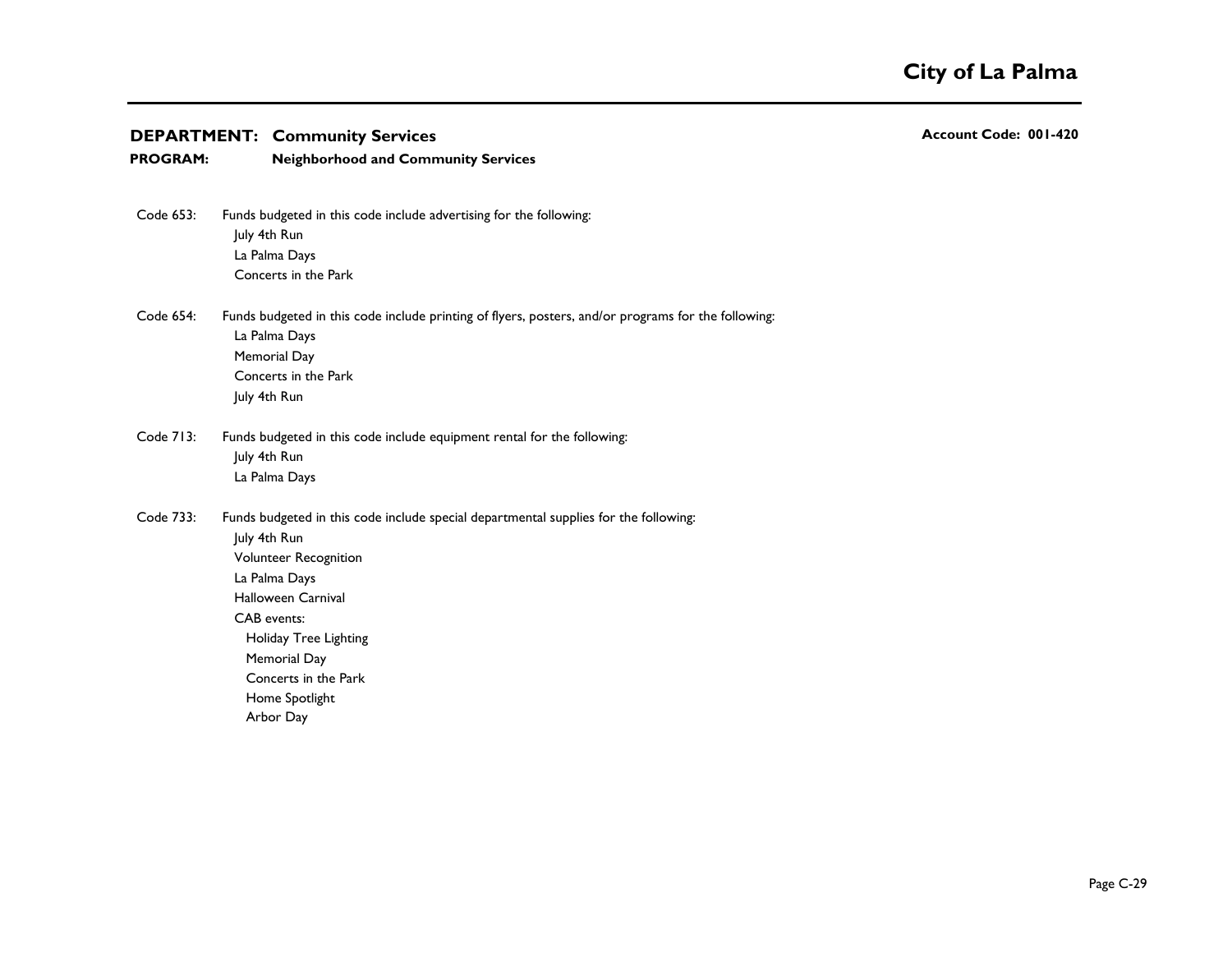**DEPARTMENT: Community Services** — **Account Code: 001-420**

**PROGRAM: Neighborhood and Community Services**

Code 653: Funds budgeted in this code include advertising for the following:

- July 4th Run
- La Palma Days
- Concerts in the Park

Code 654: Funds budgeted in this code include printing of flyers, posters, and/or programs for the following:

- La Palma Days
- Memorial Day
- Concerts in the Park
- July 4th Run

Code 713: Funds budgeted in this code include equipment rental for the following:

- July 4th Run
- La Palma Days

Code 733: Funds budgeted in this code include special departmental supplies for the following:

- July 4th Run
- Volunteer Recognition
- La Palma Days
- Halloween Carnival
- CAB events:
  - Holiday Tree Lighting
  - Memorial Day
  - Concerts in the Park
  - Home Spotlight
  - Arbor Day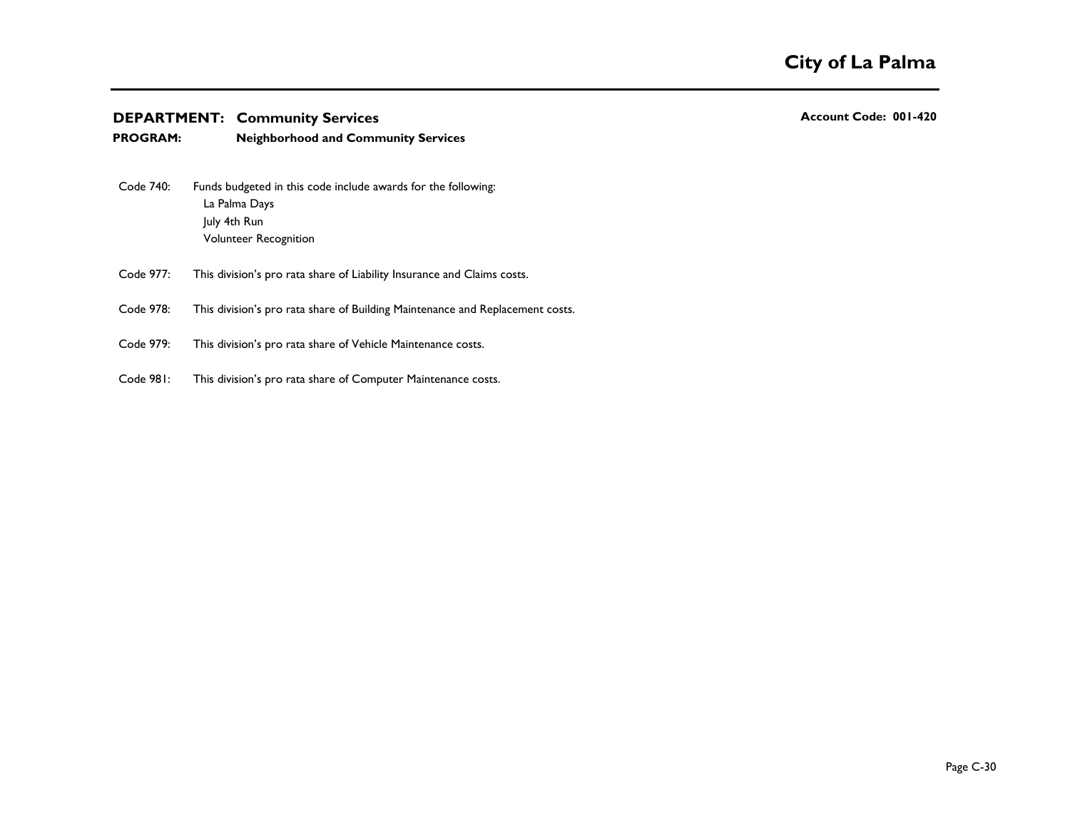**DEPARTMENT: Community Services** **Account Code: 001-420**

**PROGRAM: Neighborhood and Community Services**

Code 740: Funds budgeted in this code include awards for the following:
- La Palma Days
- July 4th Run
- Volunteer Recognition

Code 977: This division's pro rata share of Liability Insurance and Claims costs.

Code 978: This division's pro rata share of Building Maintenance and Replacement costs.

Code 979: This division's pro rata share of Vehicle Maintenance costs.

Code 981: This division's pro rata share of Computer Maintenance costs.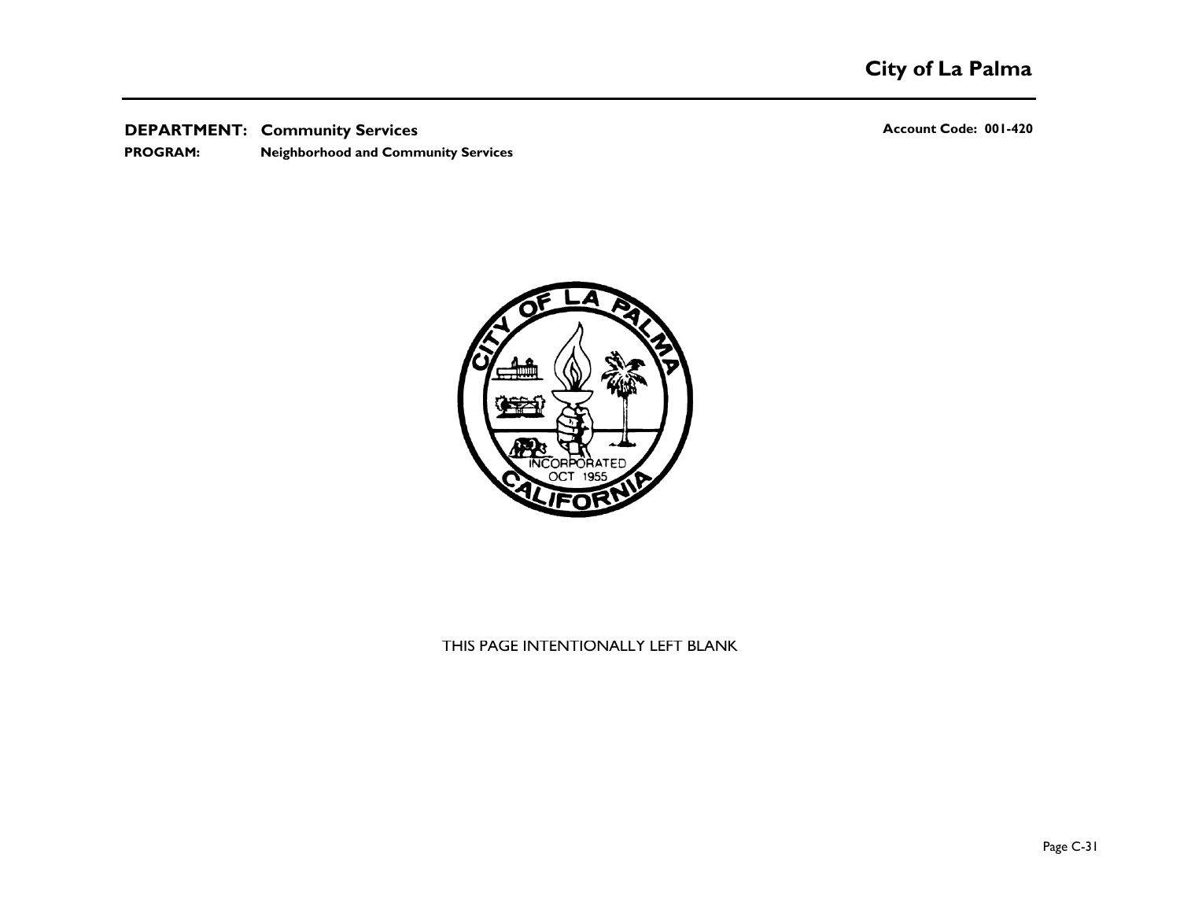**DEPARTMENT: Community Services** | **Account Code: 001-420**

**PROGRAM: Neighborhood and Community Services**

THIS PAGE INTENTIONALLY LEFT BLANK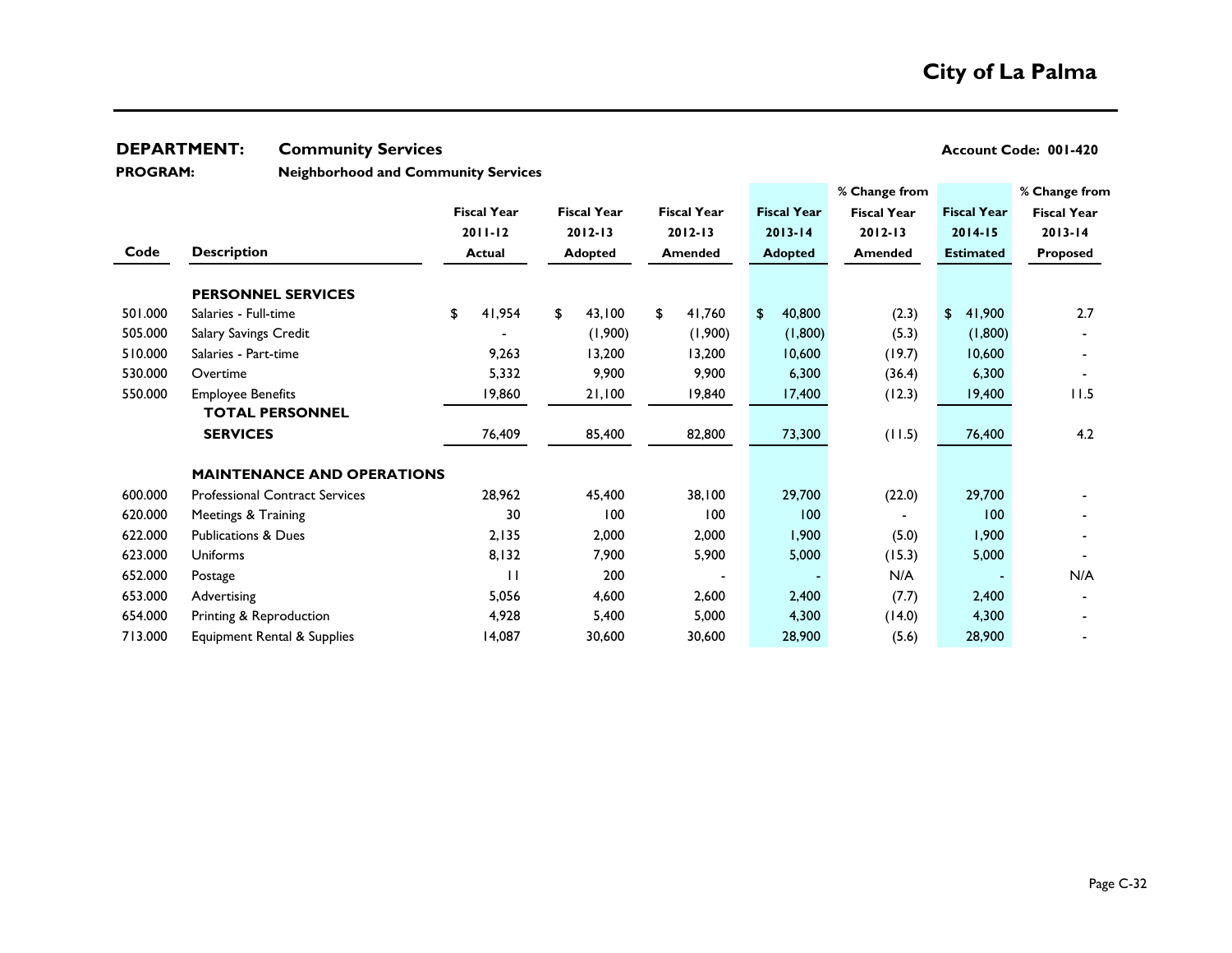# City of La Palma

**DEPARTMENT:** Community Services **Account Code: 001-420**

**PROGRAM:** Neighborhood and Community Services

| Code | Description | Fiscal Year 2011-12 Actual | Fiscal Year 2012-13 Adopted | Fiscal Year 2012-13 Amended | Fiscal Year 2013-14 Adopted | % Change from Fiscal Year 2012-13 Amended | Fiscal Year 2014-15 Estimated | % Change from Fiscal Year 2013-14 Proposed |
|---|---|---|---|---|---|---|---|---|
| | **PERSONNEL SERVICES** | | | | | | | |
| 501.000 | Salaries - Full-time | $ 41,954 | $ 43,100 | $ 41,760 | $ 40,800 | (2.3) | $ 41,900 | 2.7 |
| 505.000 | Salary Savings Credit | - | (1,900) | (1,900) | (1,800) | (5.3) | (1,800) | - |
| 510.000 | Salaries - Part-time | 9,263 | 13,200 | 13,200 | 10,600 | (19.7) | 10,600 | - |
| 530.000 | Overtime | 5,332 | 9,900 | 9,900 | 6,300 | (36.4) | 6,300 | - |
| 550.000 | Employee Benefits | 19,860 | 21,100 | 19,840 | 17,400 | (12.3) | 19,400 | 11.5 |
| | **TOTAL PERSONNEL SERVICES** | 76,409 | 85,400 | 82,800 | 73,300 | (11.5) | 76,400 | 4.2 |
| | **MAINTENANCE AND OPERATIONS** | | | | | | | |
| 600.000 | Professional Contract Services | 28,962 | 45,400 | 38,100 | 29,700 | (22.0) | 29,700 | - |
| 620.000 | Meetings & Training | 30 | 100 | 100 | 100 | - | 100 | - |
| 622.000 | Publications & Dues | 2,135 | 2,000 | 2,000 | 1,900 | (5.0) | 1,900 | - |
| 623.000 | Uniforms | 8,132 | 7,900 | 5,900 | 5,000 | (15.3) | 5,000 | - |
| 652.000 | Postage | 11 | 200 | - | - | N/A | - | N/A |
| 653.000 | Advertising | 5,056 | 4,600 | 2,600 | 2,400 | (7.7) | 2,400 | - |
| 654.000 | Printing & Reproduction | 4,928 | 5,400 | 5,000 | 4,300 | (14.0) | 4,300 | - |
| 713.000 | Equipment Rental & Supplies | 14,087 | 30,600 | 30,600 | 28,900 | (5.6) | 28,900 | - |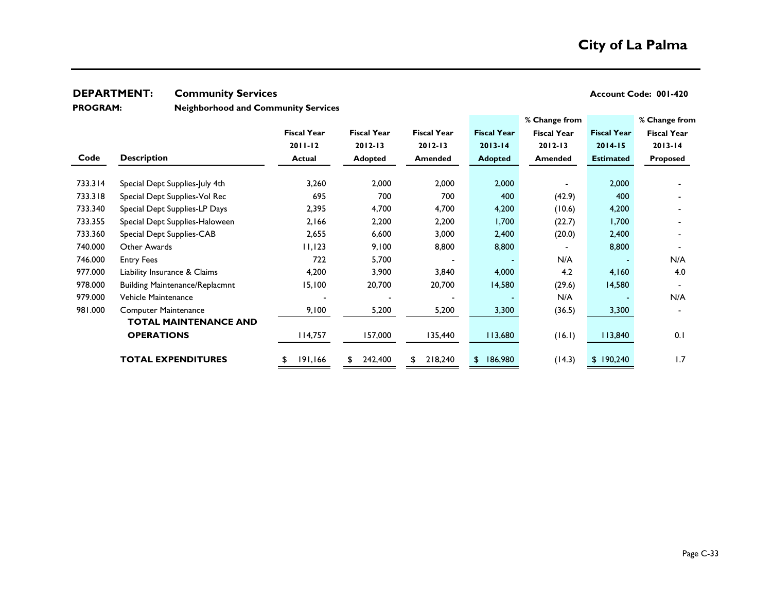# City of La Palma

**DEPARTMENT:** **Community Services** **Account Code: 001-420**

**PROGRAM:** **Neighborhood and Community Services**

| Code | Description | Fiscal Year 2011-12 Actual | Fiscal Year 2012-13 Adopted | Fiscal Year 2012-13 Amended | Fiscal Year 2013-14 Adopted | % Change from Fiscal Year 2012-13 Amended | Fiscal Year 2014-15 Estimated | % Change from Fiscal Year 2013-14 Proposed |
|---|---|---|---|---|---|---|---|---|
| 733.314 | Special Dept Supplies-July 4th | 3,260 | 2,000 | 2,000 | 2,000 | - | 2,000 | - |
| 733.318 | Special Dept Supplies-Vol Rec | 695 | 700 | 700 | 400 | (42.9) | 400 | - |
| 733.340 | Special Dept Supplies-LP Days | 2,395 | 4,700 | 4,700 | 4,200 | (10.6) | 4,200 | - |
| 733.355 | Special Dept Supplies-Haloween | 2,166 | 2,200 | 2,200 | 1,700 | (22.7) | 1,700 | - |
| 733.360 | Special Dept Supplies-CAB | 2,655 | 6,600 | 3,000 | 2,400 | (20.0) | 2,400 | - |
| 740.000 | Other Awards | 11,123 | 9,100 | 8,800 | 8,800 | - | 8,800 | - |
| 746.000 | Entry Fees | 722 | 5,700 | - | - | N/A | - | N/A |
| 977.000 | Liability Insurance & Claims | 4,200 | 3,900 | 3,840 | 4,000 | 4.2 | 4,160 | 4.0 |
| 978.000 | Building Maintenance/Replacmnt | 15,100 | 20,700 | 20,700 | 14,580 | (29.6) | 14,580 | - |
| 979.000 | Vehicle Maintenance | - | - | - | - | N/A | - | N/A |
| 981.000 | Computer Maintenance | 9,100 | 5,200 | 5,200 | 3,300 | (36.5) | 3,300 | - |
| | **TOTAL MAINTENANCE AND OPERATIONS** | 114,757 | 157,000 | 135,440 | 113,680 | (16.1) | 113,840 | 0.1 |
| | **TOTAL EXPENDITURES** | $ 191,166 | $ 242,400 | $ 218,240 | $ 186,980 | (14.3) | $ 190,240 | 1.7 |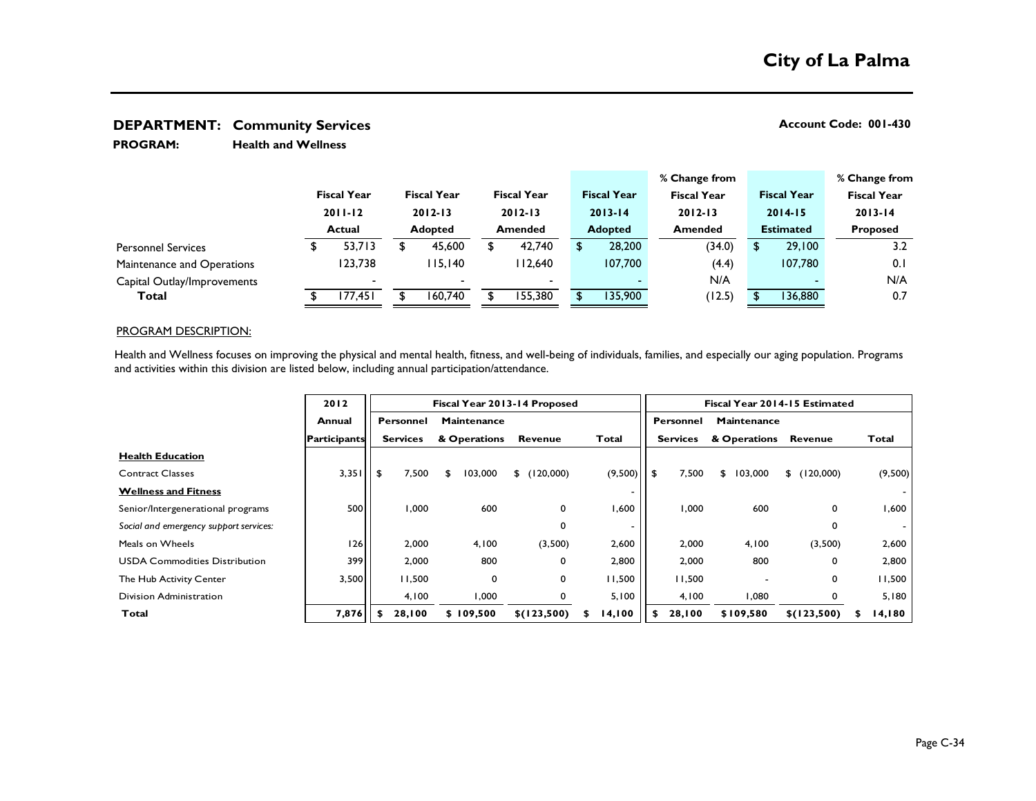# City of La Palma

**DEPARTMENT: Community Services** | **Account Code: 001-430**

**PROGRAM: Health and Wellness**

| | Fiscal Year 2011-12 Actual | Fiscal Year 2012-13 Adopted | Fiscal Year 2012-13 Amended | Fiscal Year 2013-14 Adopted | % Change from Fiscal Year 2012-13 Amended | Fiscal Year 2014-15 Estimated | % Change from Fiscal Year 2013-14 Proposed |
|---|---|---|---|---|---|---|---|
| Personnel Services | $ 53,713 | $ 45,600 | $ 42,740 | $ 28,200 | (34.0) | $ 29,100 | 3.2 |
| Maintenance and Operations | 123,738 | 115,140 | 112,640 | 107,700 | (4.4) | 107,780 | 0.1 |
| Capital Outlay/Improvements | - | - | - | - | N/A | - | N/A |
| **Total** | $ 177,451 | $ 160,740 | $ 155,380 | $ 135,900 | (12.5) | $ 136,880 | 0.7 |

PROGRAM DESCRIPTION:

Health and Wellness focuses on improving the physical and mental health, fitness, and well-being of individuals, families, and especially our aging population. Programs and activities within this division are listed below, including annual participation/attendance.

| | 2012 | Fiscal Year 2013-14 Proposed | | | | Fiscal Year 2014-15 Estimated | | | |
|---|---|---|---|---|---|---|---|---|---|
| | Annual Participants | Personnel Services | Maintenance & Operations | Revenue | Total | Personnel Services | Maintenance & Operations | Revenue | Total |
| **Health Education** | | | | | | | | | |
| Contract Classes | 3,351 | $ 7,500 | $ 103,000 | $ (120,000) | (9,500) | $ 7,500 | $ 103,000 | $ (120,000) | (9,500) |
| **Wellness and Fitness** | | | | | - | | | | - |
| Senior/Intergenerational programs | 500 | 1,000 | 600 | 0 | 1,600 | 1,000 | 600 | 0 | 1,600 |
| *Social and emergency support services:* | | | | 0 | - | | | 0 | - |
| Meals on Wheels | 126 | 2,000 | 4,100 | (3,500) | 2,600 | 2,000 | 4,100 | (3,500) | 2,600 |
| USDA Commodities Distribution | 399 | 2,000 | 800 | 0 | 2,800 | 2,000 | 800 | 0 | 2,800 |
| The Hub Activity Center | 3,500 | 11,500 | 0 | 0 | 11,500 | 11,500 | - | 0 | 11,500 |
| Division Administration | | 4,100 | 1,000 | 0 | 5,100 | 4,100 | 1,080 | 0 | 5,180 |
| **Total** | **7,876** | **$ 28,100** | **$ 109,500** | **$(123,500)** | **$ 14,100** | **$ 28,100** | **$109,580** | **$(123,500)** | **$ 14,180** |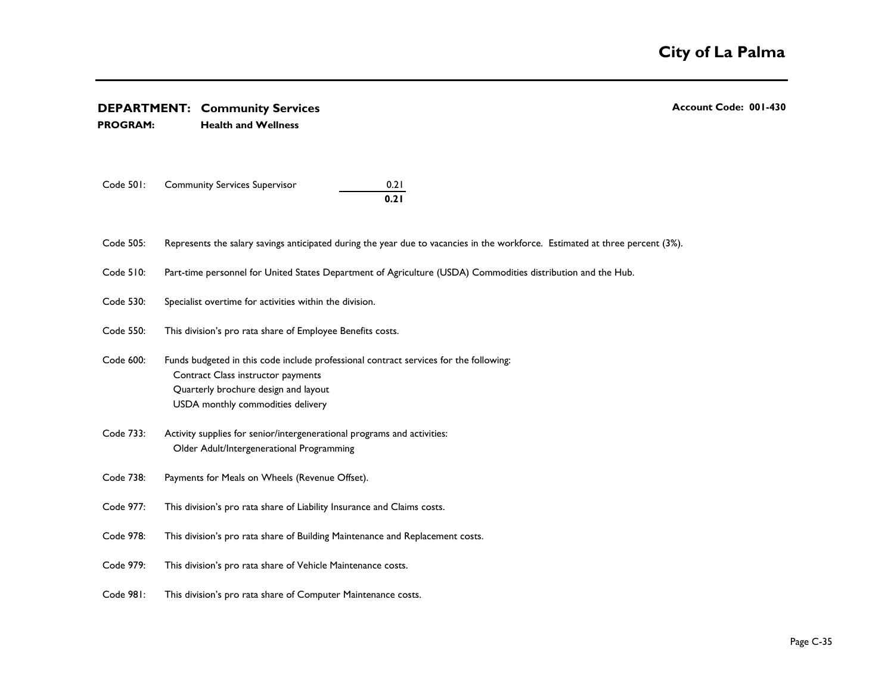**DEPARTMENT: Community Services**

**PROGRAM: Health and Wellness**

**Account Code: 001-430**

| | | |
|---|---|---|
| Code 501: | Community Services Supervisor | 0.21 |
| | | **0.21** |

Code 505: Represents the salary savings anticipated during the year due to vacancies in the workforce. Estimated at three percent (3%).

Code 510: Part-time personnel for United States Department of Agriculture (USDA) Commodities distribution and the Hub.

Code 530: Specialist overtime for activities within the division.

Code 550: This division's pro rata share of Employee Benefits costs.

Code 600: Funds budgeted in this code include professional contract services for the following:
- Contract Class instructor payments
- Quarterly brochure design and layout
- USDA monthly commodities delivery

Code 733: Activity supplies for senior/intergenerational programs and activities:
- Older Adult/Intergenerational Programming

Code 738: Payments for Meals on Wheels (Revenue Offset).

Code 977: This division's pro rata share of Liability Insurance and Claims costs.

Code 978: This division's pro rata share of Building Maintenance and Replacement costs.

Code 979: This division's pro rata share of Vehicle Maintenance costs.

Code 981: This division's pro rata share of Computer Maintenance costs.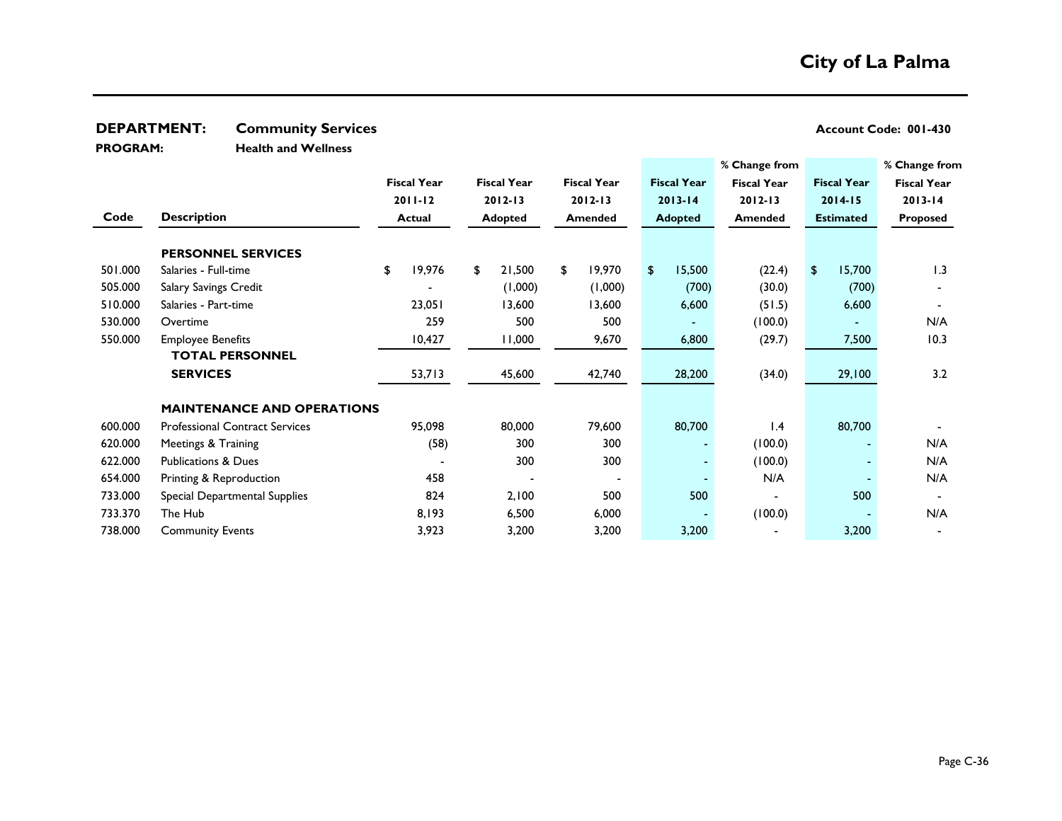# City of La Palma

**DEPARTMENT:** **Community Services** **Account Code: 001-430**

**PROGRAM:** **Health and Wellness**

| Code | Description | Fiscal Year 2011-12 Actual | Fiscal Year 2012-13 Adopted | Fiscal Year 2012-13 Amended | Fiscal Year 2013-14 Adopted | % Change from Fiscal Year 2012-13 Amended | Fiscal Year 2014-15 Estimated | % Change from Fiscal Year 2013-14 Proposed |
|---|---|---|---|---|---|---|---|---|
| | **PERSONNEL SERVICES** | | | | | | | |
| 501.000 | Salaries - Full-time | $ 19,976 | $ 21,500 | $ 19,970 | $ 15,500 | (22.4) | $ 15,700 | 1.3 |
| 505.000 | Salary Savings Credit | - | (1,000) | (1,000) | (700) | (30.0) | (700) | - |
| 510.000 | Salaries - Part-time | 23,051 | 13,600 | 13,600 | 6,600 | (51.5) | 6,600 | - |
| 530.000 | Overtime | 259 | 500 | 500 | - | (100.0) | - | N/A |
| 550.000 | Employee Benefits | 10,427 | 11,000 | 9,670 | 6,800 | (29.7) | 7,500 | 10.3 |
| | **TOTAL PERSONNEL SERVICES** | 53,713 | 45,600 | 42,740 | 28,200 | (34.0) | 29,100 | 3.2 |
| | **MAINTENANCE AND OPERATIONS** | | | | | | | |
| 600.000 | Professional Contract Services | 95,098 | 80,000 | 79,600 | 80,700 | 1.4 | 80,700 | - |
| 620.000 | Meetings & Training | (58) | 300 | 300 | - | (100.0) | - | N/A |
| 622.000 | Publications & Dues | - | 300 | 300 | - | (100.0) | - | N/A |
| 654.000 | Printing & Reproduction | 458 | - | - | - | N/A | - | N/A |
| 733.000 | Special Departmental Supplies | 824 | 2,100 | 500 | 500 | - | 500 | - |
| 733.370 | The Hub | 8,193 | 6,500 | 6,000 | - | (100.0) | - | N/A |
| 738.000 | Community Events | 3,923 | 3,200 | 3,200 | 3,200 | - | 3,200 | - |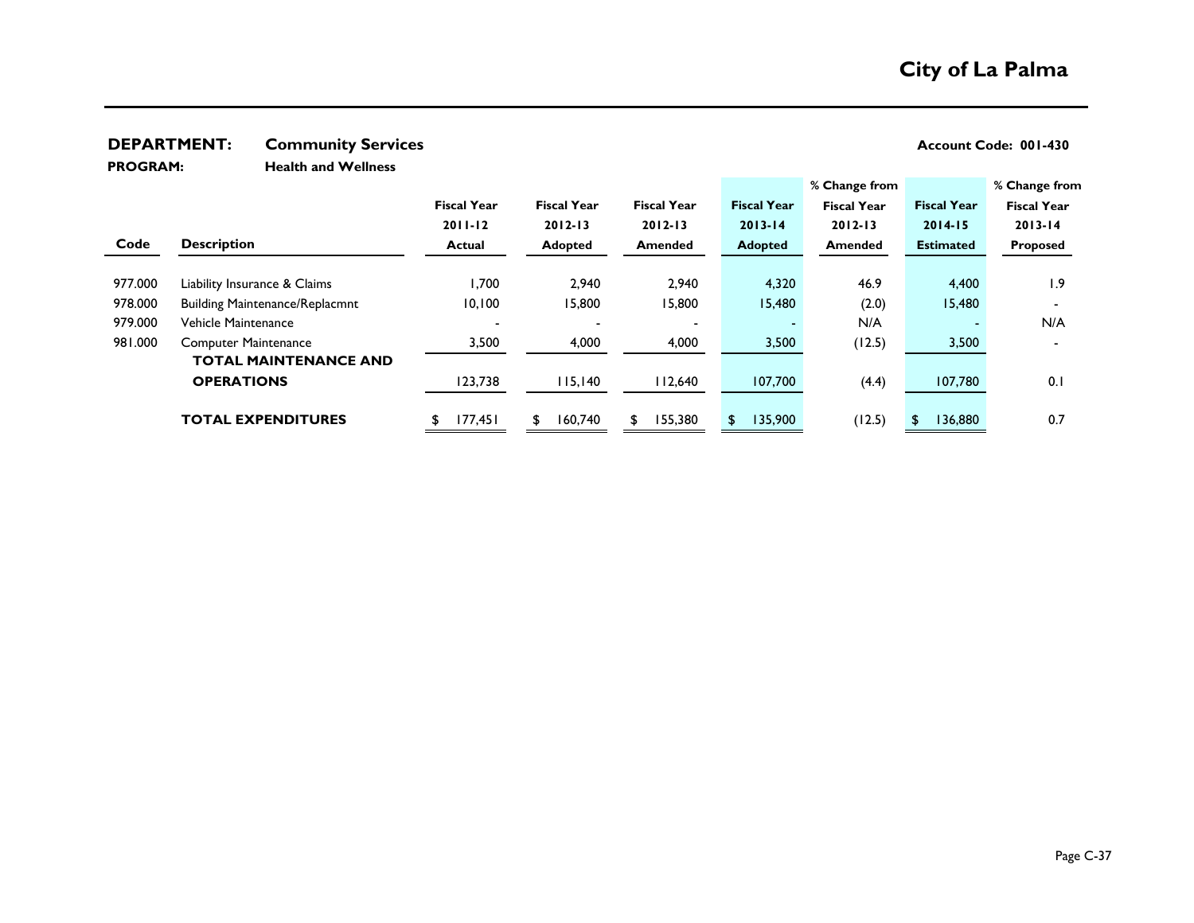# City of La Palma

**DEPARTMENT:** **Community Services** **Account Code: 001-430**

**PROGRAM:** **Health and Wellness**

| Code | Description | Fiscal Year 2011-12 Actual | Fiscal Year 2012-13 Adopted | Fiscal Year 2012-13 Amended | Fiscal Year 2013-14 Adopted | % Change from Fiscal Year 2012-13 Amended | Fiscal Year 2014-15 Estimated | % Change from Fiscal Year 2013-14 Proposed |
|---|---|---|---|---|---|---|---|---|
| 977.000 | Liability Insurance & Claims | 1,700 | 2,940 | 2,940 | 4,320 | 46.9 | 4,400 | 1.9 |
| 978.000 | Building Maintenance/Replacmnt | 10,100 | 15,800 | 15,800 | 15,480 | (2.0) | 15,480 | - |
| 979.000 | Vehicle Maintenance | - | - | - | - | N/A | - | N/A |
| 981.000 | Computer Maintenance | 3,500 | 4,000 | 4,000 | 3,500 | (12.5) | 3,500 | - |
| | **TOTAL MAINTENANCE AND OPERATIONS** | 123,738 | 115,140 | 112,640 | 107,700 | (4.4) | 107,780 | 0.1 |
| | **TOTAL EXPENDITURES** | $ 177,451 | $ 160,740 | $ 155,380 | $ 135,900 | (12.5) | $ 136,880 | 0.7 |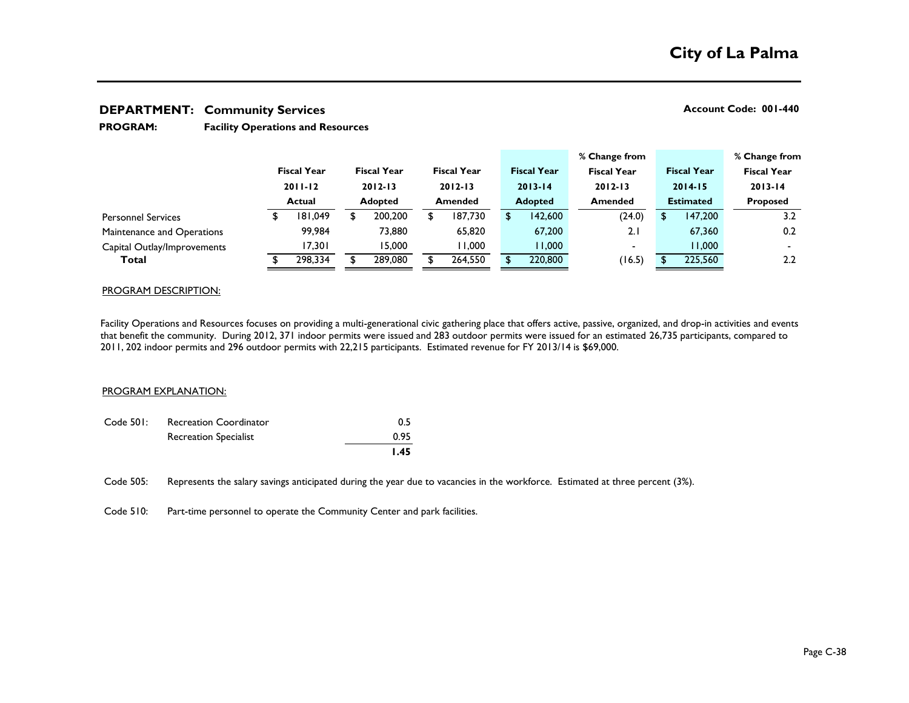# City of La Palma

**DEPARTMENT: Community Services** | **Account Code: 001-440**

**PROGRAM: Facility Operations and Resources**

| | Fiscal Year 2011-12 Actual | Fiscal Year 2012-13 Adopted | Fiscal Year 2012-13 Amended | Fiscal Year 2013-14 Adopted | % Change from Fiscal Year 2012-13 Amended | Fiscal Year 2014-15 Estimated | % Change from Fiscal Year 2013-14 Proposed |
|---|---|---|---|---|---|---|---|
| Personnel Services | $ 181,049 | $ 200,200 | $ 187,730 | $ 142,600 | (24.0) | $ 147,200 | 3.2 |
| Maintenance and Operations | 99,984 | 73,880 | 65,820 | 67,200 | 2.1 | 67,360 | 0.2 |
| Capital Outlay/Improvements | 17,301 | 15,000 | 11,000 | 11,000 | - | 11,000 | - |
| **Total** | $ 298,334 | $ 289,080 | $ 264,550 | $ 220,800 | (16.5) | $ 225,560 | 2.2 |

PROGRAM DESCRIPTION:

Facility Operations and Resources focuses on providing a multi-generational civic gathering place that offers active, passive, organized, and drop-in activities and events that benefit the community. During 2012, 371 indoor permits were issued and 283 outdoor permits were issued for an estimated 26,735 participants, compared to 2011, 202 indoor permits and 296 outdoor permits with 22,215 participants. Estimated revenue for FY 2013/14 is $69,000.

PROGRAM EXPLANATION:

| | | |
|---|---|---|
| Code 501: | Recreation Coordinator | 0.5 |
| | Recreation Specialist | 0.95 |
| | | **1.45** |

Code 505: Represents the salary savings anticipated during the year due to vacancies in the workforce. Estimated at three percent (3%).

Code 510: Part-time personnel to operate the Community Center and park facilities.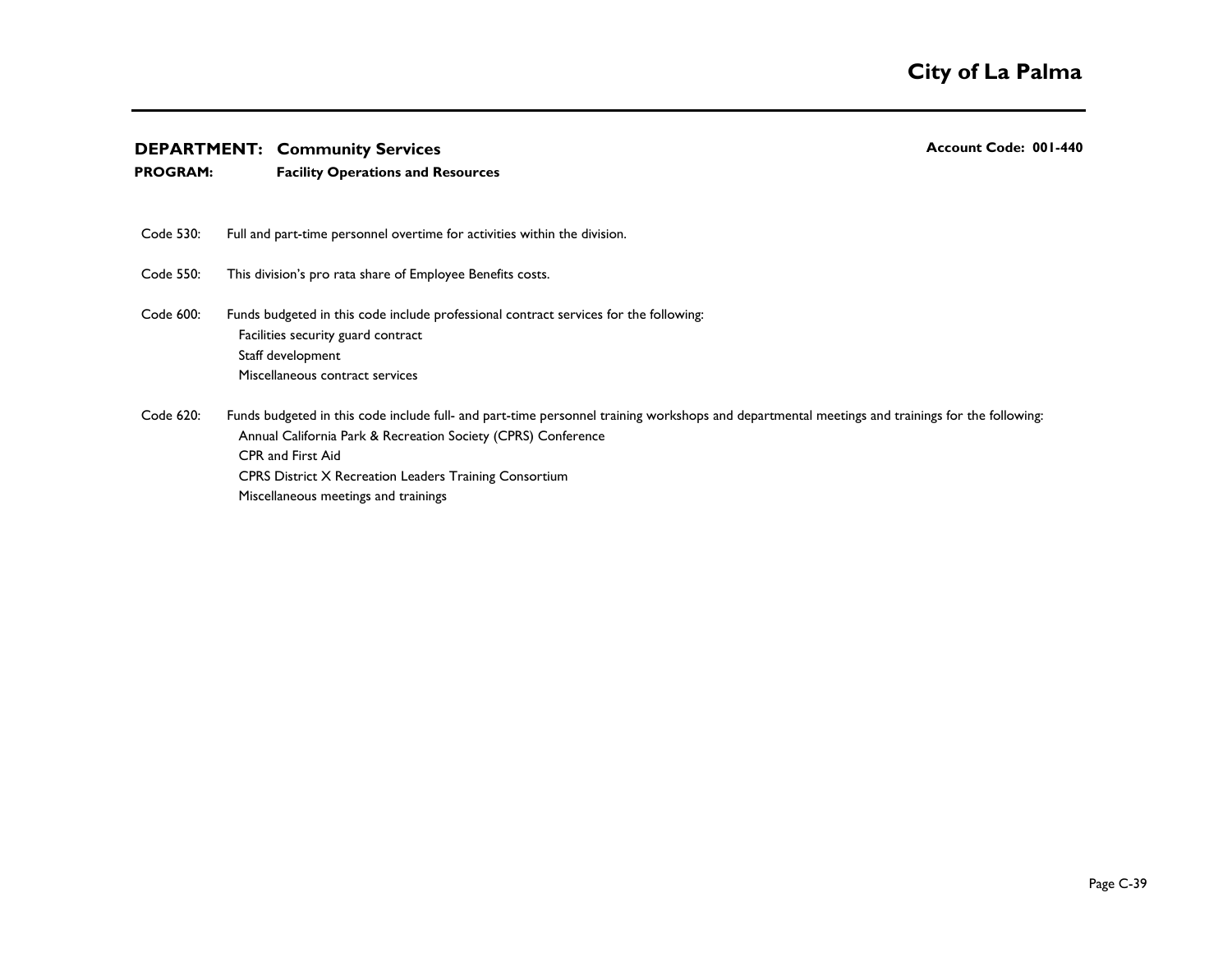**DEPARTMENT: Community Services** **Account Code: 001-440**

**PROGRAM: Facility Operations and Resources**

Code 530: Full and part-time personnel overtime for activities within the division.

Code 550: This division's pro rata share of Employee Benefits costs.

Code 600: Funds budgeted in this code include professional contract services for the following:
- Facilities security guard contract
- Staff development
- Miscellaneous contract services

Code 620: Funds budgeted in this code include full- and part-time personnel training workshops and departmental meetings and trainings for the following:
- Annual California Park & Recreation Society (CPRS) Conference
- CPR and First Aid
- CPRS District X Recreation Leaders Training Consortium
- Miscellaneous meetings and trainings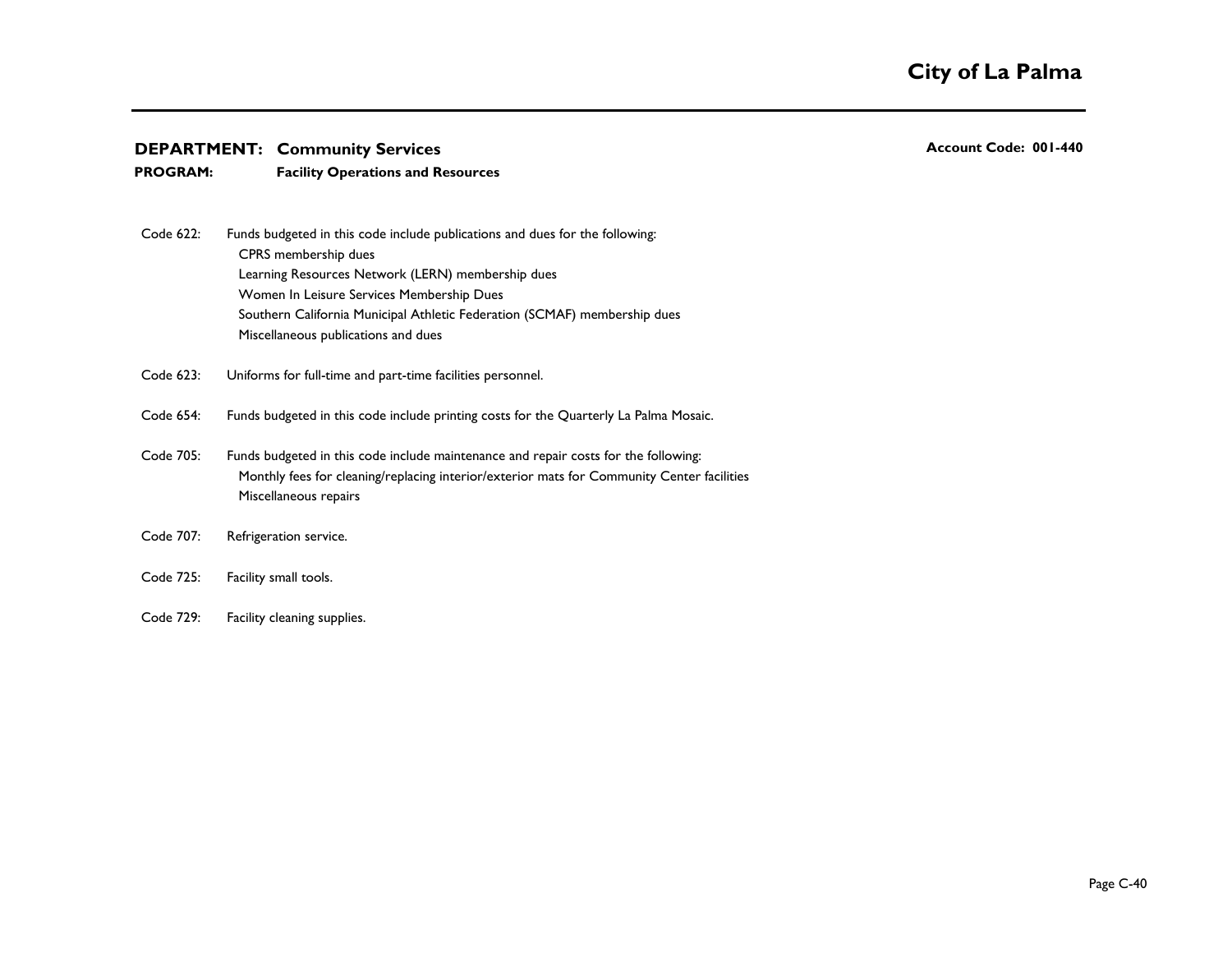**DEPARTMENT: Community Services** **Account Code: 001-440**

**PROGRAM: Facility Operations and Resources**

Code 622: Funds budgeted in this code include publications and dues for the following:
- CPRS membership dues
- Learning Resources Network (LERN) membership dues
- Women In Leisure Services Membership Dues
- Southern California Municipal Athletic Federation (SCMAF) membership dues
- Miscellaneous publications and dues

Code 623: Uniforms for full-time and part-time facilities personnel.

Code 654: Funds budgeted in this code include printing costs for the Quarterly La Palma Mosaic.

Code 705: Funds budgeted in this code include maintenance and repair costs for the following:
- Monthly fees for cleaning/replacing interior/exterior mats for Community Center facilities
- Miscellaneous repairs

Code 707: Refrigeration service.

Code 725: Facility small tools.

Code 729: Facility cleaning supplies.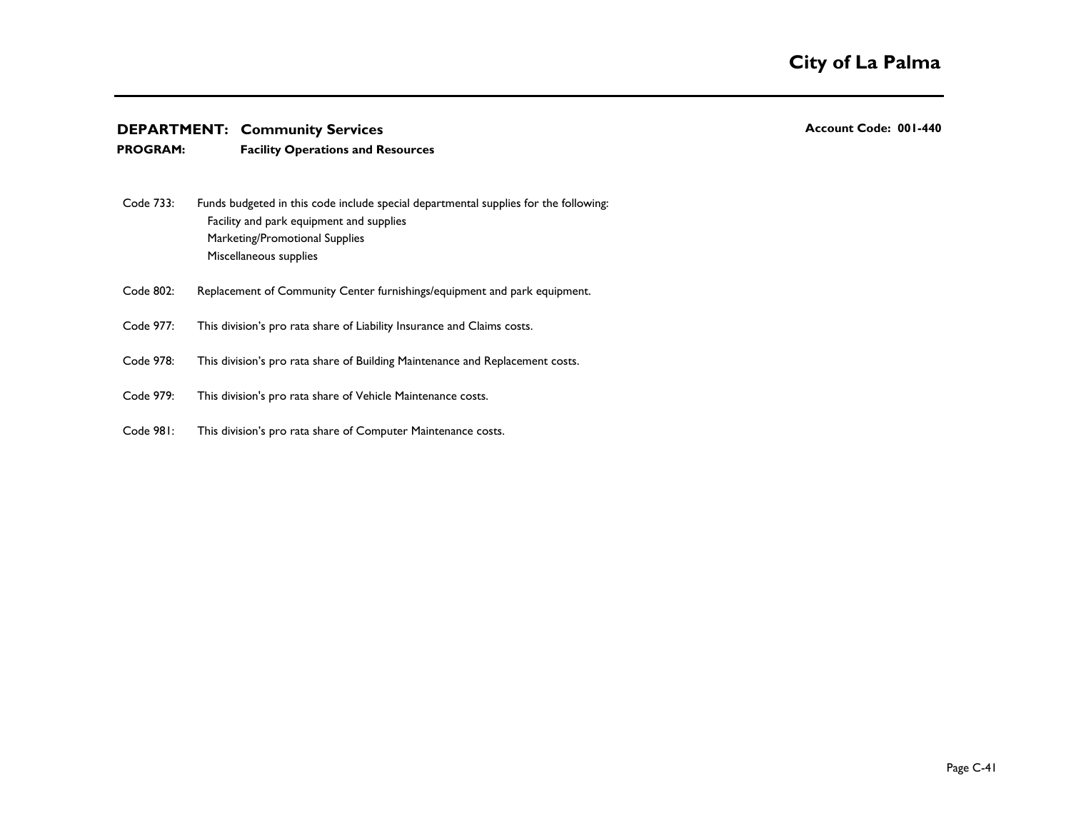**DEPARTMENT: Community Services**

**PROGRAM: Facility Operations and Resources**

**Account Code: 001-440**

Code 733: Funds budgeted in this code include special departmental supplies for the following:
- Facility and park equipment and supplies
- Marketing/Promotional Supplies
- Miscellaneous supplies

Code 802: Replacement of Community Center furnishings/equipment and park equipment.

Code 977: This division's pro rata share of Liability Insurance and Claims costs.

Code 978: This division's pro rata share of Building Maintenance and Replacement costs.

Code 979: This division's pro rata share of Vehicle Maintenance costs.

Code 981: This division's pro rata share of Computer Maintenance costs.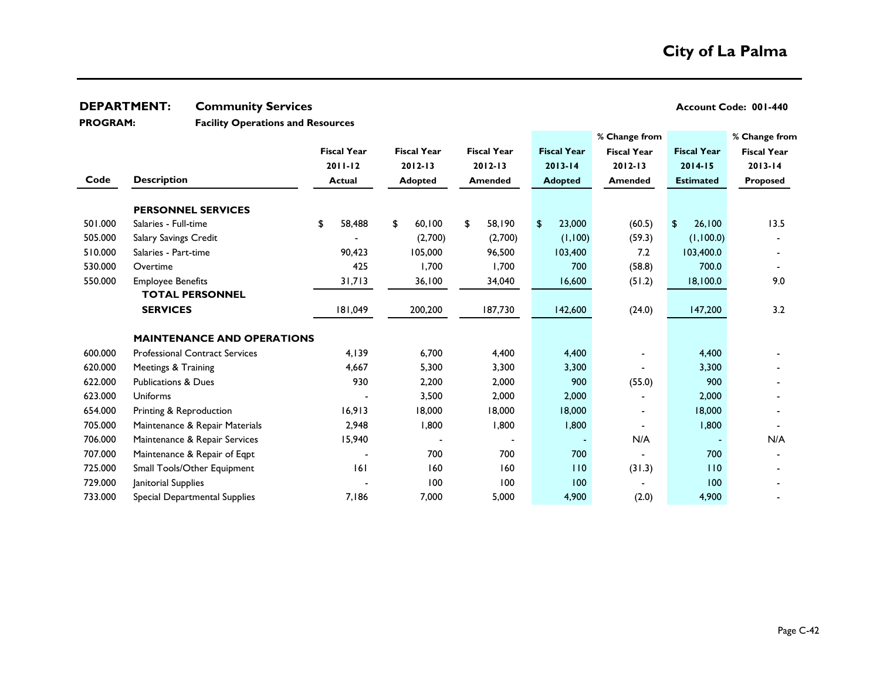# City of La Palma

**DEPARTMENT:** **Community Services** **Account Code: 001-440**

**PROGRAM:** **Facility Operations and Resources**

| Code | Description | Fiscal Year 2011-12 Actual | Fiscal Year 2012-13 Adopted | Fiscal Year 2012-13 Amended | Fiscal Year 2013-14 Adopted | % Change from Fiscal Year 2012-13 Amended | Fiscal Year 2014-15 Estimated | % Change from Fiscal Year 2013-14 Proposed |
|---|---|---|---|---|---|---|---|---|
| | **PERSONNEL SERVICES** | | | | | | | |
| 501.000 | Salaries - Full-time | $ 58,488 | $ 60,100 | $ 58,190 | $ 23,000 | (60.5) | $ 26,100 | 13.5 |
| 505.000 | Salary Savings Credit | - | (2,700) | (2,700) | (1,100) | (59.3) | (1,100.0) | - |
| 510.000 | Salaries - Part-time | 90,423 | 105,000 | 96,500 | 103,400 | 7.2 | 103,400.0 | - |
| 530.000 | Overtime | 425 | 1,700 | 1,700 | 700 | (58.8) | 700.0 | - |
| 550.000 | Employee Benefits | 31,713 | 36,100 | 34,040 | 16,600 | (51.2) | 18,100.0 | 9.0 |
| | **TOTAL PERSONNEL SERVICES** | 181,049 | 200,200 | 187,730 | 142,600 | (24.0) | 147,200 | 3.2 |
| | **MAINTENANCE AND OPERATIONS** | | | | | | | |
| 600.000 | Professional Contract Services | 4,139 | 6,700 | 4,400 | 4,400 | - | 4,400 | - |
| 620.000 | Meetings & Training | 4,667 | 5,300 | 3,300 | 3,300 | - | 3,300 | - |
| 622.000 | Publications & Dues | 930 | 2,200 | 2,000 | 900 | (55.0) | 900 | - |
| 623.000 | Uniforms | - | 3,500 | 2,000 | 2,000 | - | 2,000 | - |
| 654.000 | Printing & Reproduction | 16,913 | 18,000 | 18,000 | 18,000 | - | 18,000 | - |
| 705.000 | Maintenance & Repair Materials | 2,948 | 1,800 | 1,800 | 1,800 | - | 1,800 | - |
| 706.000 | Maintenance & Repair Services | 15,940 | - | - | - | N/A | - | N/A |
| 707.000 | Maintenance & Repair of Eqpt | - | 700 | 700 | 700 | - | 700 | - |
| 725.000 | Small Tools/Other Equipment | 161 | 160 | 160 | 110 | (31.3) | 110 | - |
| 729.000 | Janitorial Supplies | - | 100 | 100 | 100 | - | 100 | - |
| 733.000 | Special Departmental Supplies | 7,186 | 7,000 | 5,000 | 4,900 | (2.0) | 4,900 | - |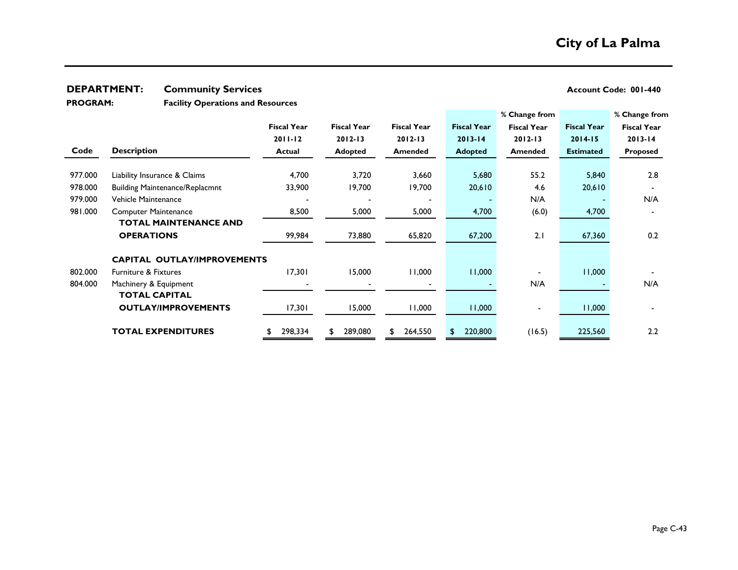# City of La Palma

**DEPARTMENT:** **Community Services** **Account Code: 001-440**

**PROGRAM:** **Facility Operations and Resources**

| Code | Description | Fiscal Year 2011-12 Actual | Fiscal Year 2012-13 Adopted | Fiscal Year 2012-13 Amended | Fiscal Year 2013-14 Adopted | % Change from Fiscal Year 2012-13 Amended | Fiscal Year 2014-15 Estimated | % Change from Fiscal Year 2013-14 Proposed |
|---|---|---|---|---|---|---|---|---|
| 977.000 | Liability Insurance & Claims | 4,700 | 3,720 | 3,660 | 5,680 | 55.2 | 5,840 | 2.8 |
| 978.000 | Building Maintenance/Replacmnt | 33,900 | 19,700 | 19,700 | 20,610 | 4.6 | 20,610 | - |
| 979.000 | Vehicle Maintenance | - | - | - | - | N/A | - | N/A |
| 981.000 | Computer Maintenance | 8,500 | 5,000 | 5,000 | 4,700 | (6.0) | 4,700 | - |
| | **TOTAL MAINTENANCE AND OPERATIONS** | 99,984 | 73,880 | 65,820 | 67,200 | 2.1 | 67,360 | 0.2 |
| | **CAPITAL OUTLAY/IMPROVEMENTS** | | | | | | | |
| 802.000 | Furniture & Fixtures | 17,301 | 15,000 | 11,000 | 11,000 | - | 11,000 | - |
| 804.000 | Machinery & Equipment | - | - | - | - | N/A | - | N/A |
| | **TOTAL CAPITAL OUTLAY/IMPROVEMENTS** | 17,301 | 15,000 | 11,000 | 11,000 | - | 11,000 | - |
| | **TOTAL EXPENDITURES** | $ 298,334 | $ 289,080 | $ 264,550 | $ 220,800 | (16.5) | 225,560 | 2.2 |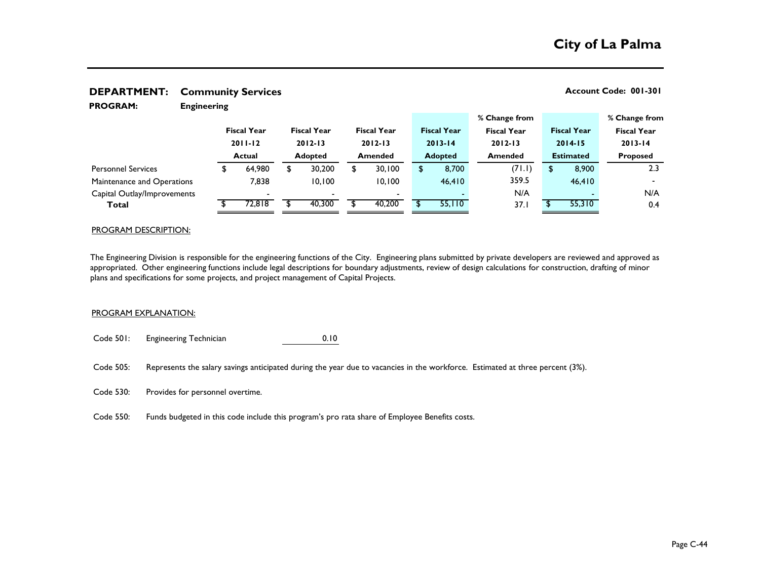# City of La Palma

**DEPARTMENT:** **Community Services** **Account Code: 001-301**

**PROGRAM:** **Engineering**

| | Fiscal Year 2011-12 Actual | Fiscal Year 2012-13 Adopted | Fiscal Year 2012-13 Amended | Fiscal Year 2013-14 Adopted | % Change from Fiscal Year 2012-13 Amended | Fiscal Year 2014-15 Estimated | % Change from Fiscal Year 2013-14 Proposed |
|---|---|---|---|---|---|---|---|
| Personnel Services | $ 64,980 | $ 30,200 | $ 30,100 | $ 8,700 | (71.1) | $ 8,900 | 2.3 |
| Maintenance and Operations | 7,838 | 10,100 | 10,100 | 46,410 | 359.5 | 46,410 | - |
| Capital Outlay/Improvements | - | - | - | - | N/A | - | N/A |
| **Total** | $ 72,818 | $ 40,300 | $ 40,200 | $ 55,110 | 37.1 | $ 55,310 | 0.4 |

PROGRAM DESCRIPTION:

The Engineering Division is responsible for the engineering functions of the City. Engineering plans submitted by private developers are reviewed and approved as appropriated. Other engineering functions include legal descriptions for boundary adjustments, review of design calculations for construction, drafting of minor plans and specifications for some projects, and project management of Capital Projects.

PROGRAM EXPLANATION:

Code 501: Engineering Technician 0.10

Code 505: Represents the salary savings anticipated during the year due to vacancies in the workforce. Estimated at three percent (3%).

Code 530: Provides for personnel overtime.

Code 550: Funds budgeted in this code include this program's pro rata share of Employee Benefits costs.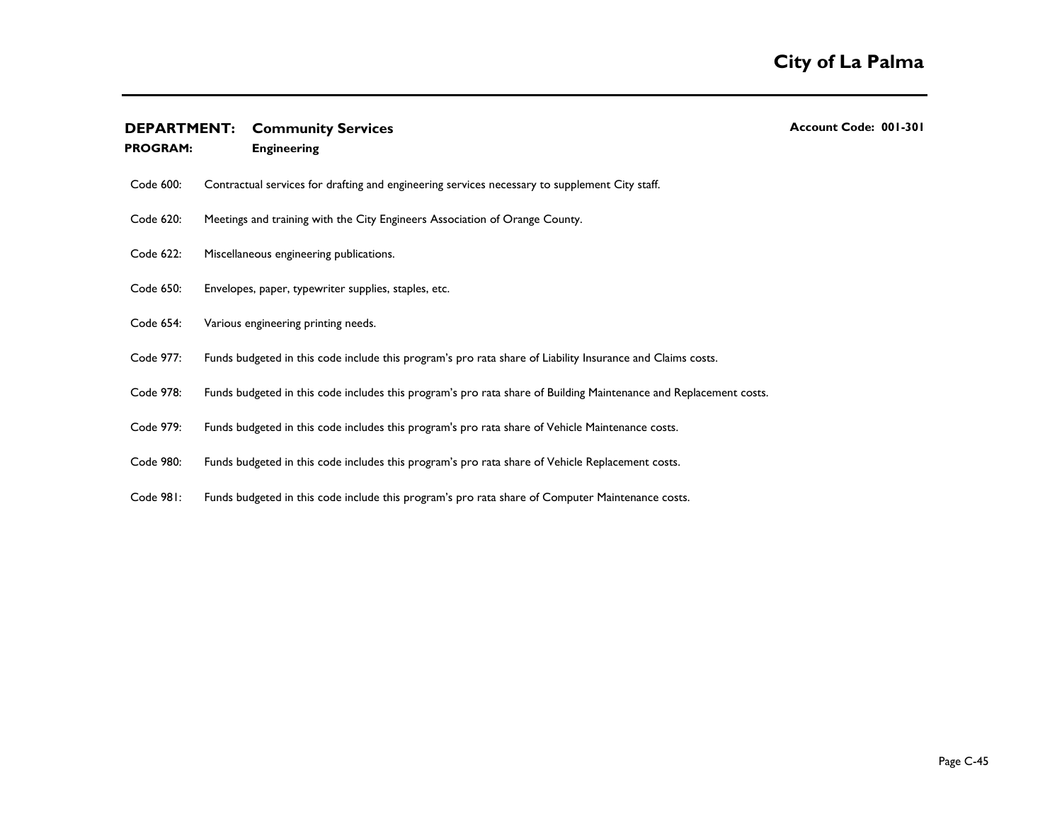**DEPARTMENT: Community Services** **Account Code: 001-301**

**PROGRAM: Engineering**

Code 600: Contractual services for drafting and engineering services necessary to supplement City staff.

Code 620: Meetings and training with the City Engineers Association of Orange County.

Code 622: Miscellaneous engineering publications.

Code 650: Envelopes, paper, typewriter supplies, staples, etc.

Code 654: Various engineering printing needs.

Code 977: Funds budgeted in this code include this program's pro rata share of Liability Insurance and Claims costs.

Code 978: Funds budgeted in this code includes this program's pro rata share of Building Maintenance and Replacement costs.

Code 979: Funds budgeted in this code includes this program's pro rata share of Vehicle Maintenance costs.

Code 980: Funds budgeted in this code includes this program's pro rata share of Vehicle Replacement costs.

Code 981: Funds budgeted in this code include this program's pro rata share of Computer Maintenance costs.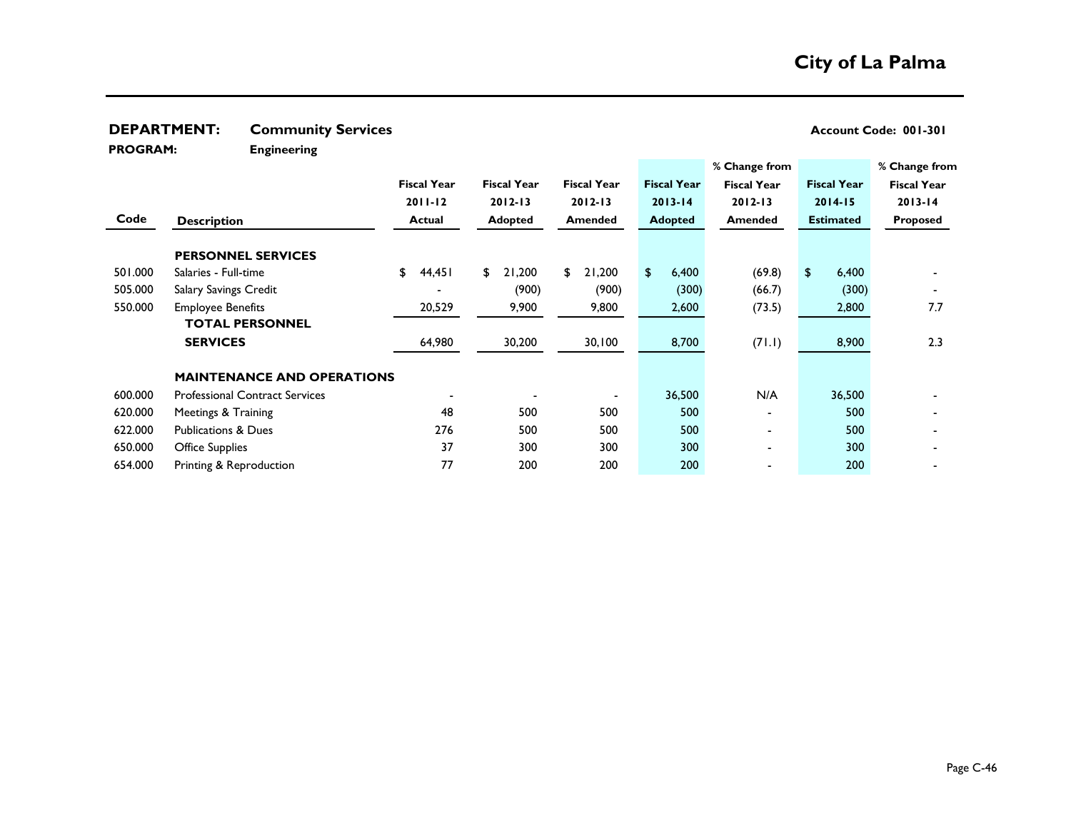# City of La Palma

**DEPARTMENT:** Community Services — **Account Code: 001-301**

**PROGRAM:** Engineering

| Code | Description | Fiscal Year 2011-12 Actual | Fiscal Year 2012-13 Adopted | Fiscal Year 2012-13 Amended | Fiscal Year 2013-14 Adopted | % Change from Fiscal Year 2012-13 Amended | Fiscal Year 2014-15 Estimated | % Change from Fiscal Year 2013-14 Proposed |
|---|---|---|---|---|---|---|---|---|
| | **PERSONNEL SERVICES** | | | | | | | |
| 501.000 | Salaries - Full-time | $ 44,451 | $ 21,200 | $ 21,200 | $ 6,400 | (69.8) | $ 6,400 | - |
| 505.000 | Salary Savings Credit | - | (900) | (900) | (300) | (66.7) | (300) | - |
| 550.000 | Employee Benefits | 20,529 | 9,900 | 9,800 | 2,600 | (73.5) | 2,800 | 7.7 |
| | **TOTAL PERSONNEL SERVICES** | 64,980 | 30,200 | 30,100 | 8,700 | (71.1) | 8,900 | 2.3 |
| | **MAINTENANCE AND OPERATIONS** | | | | | | | |
| 600.000 | Professional Contract Services | - | - | - | 36,500 | N/A | 36,500 | - |
| 620.000 | Meetings & Training | 48 | 500 | 500 | 500 | - | 500 | - |
| 622.000 | Publications & Dues | 276 | 500 | 500 | 500 | - | 500 | - |
| 650.000 | Office Supplies | 37 | 300 | 300 | 300 | - | 300 | - |
| 654.000 | Printing & Reproduction | 77 | 200 | 200 | 200 | - | 200 | - |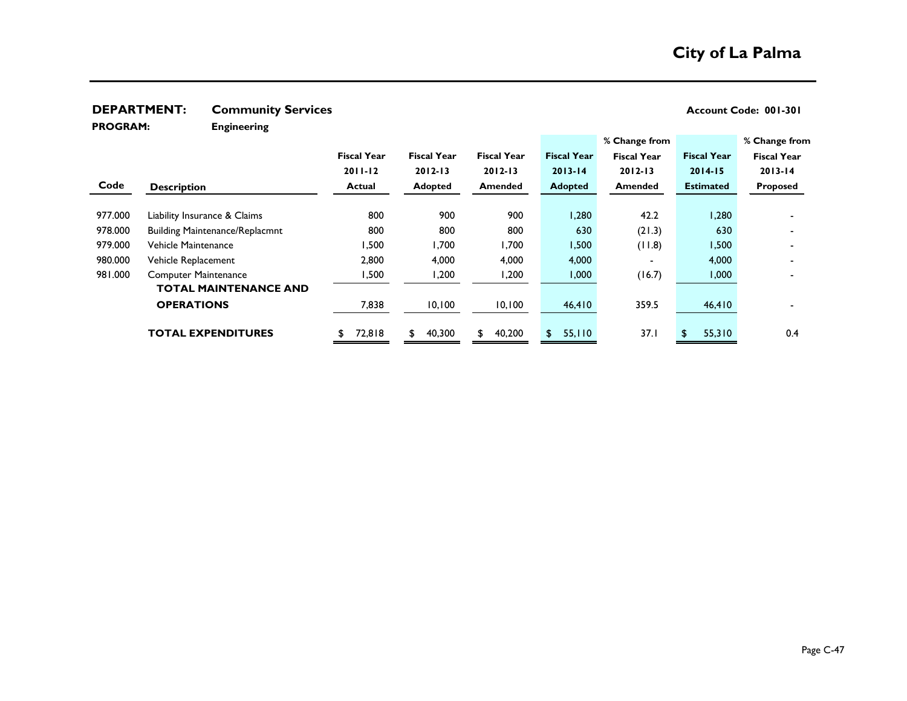# City of La Palma

**DEPARTMENT:** **Community Services** **Account Code: 001-301**

**PROGRAM:** **Engineering**

| Code | Description | Fiscal Year 2011-12 Actual | Fiscal Year 2012-13 Adopted | Fiscal Year 2012-13 Amended | Fiscal Year 2013-14 Adopted | % Change from Fiscal Year 2012-13 Amended | Fiscal Year 2014-15 Estimated | % Change from Fiscal Year 2013-14 Proposed |
|---|---|---|---|---|---|---|---|---|
| 977.000 | Liability Insurance & Claims | 800 | 900 | 900 | 1,280 | 42.2 | 1,280 | - |
| 978.000 | Building Maintenance/Replacmnt | 800 | 800 | 800 | 630 | (21.3) | 630 | - |
| 979.000 | Vehicle Maintenance | 1,500 | 1,700 | 1,700 | 1,500 | (11.8) | 1,500 | - |
| 980.000 | Vehicle Replacement | 2,800 | 4,000 | 4,000 | 4,000 | - | 4,000 | - |
| 981.000 | Computer Maintenance | 1,500 | 1,200 | 1,200 | 1,000 | (16.7) | 1,000 | - |
| | **TOTAL MAINTENANCE AND OPERATIONS** | 7,838 | 10,100 | 10,100 | 46,410 | 359.5 | 46,410 | - |
| | **TOTAL EXPENDITURES** | $ 72,818 | $ 40,300 | $ 40,200 | $ 55,110 | 37.1 | $ 55,310 | 0.4 |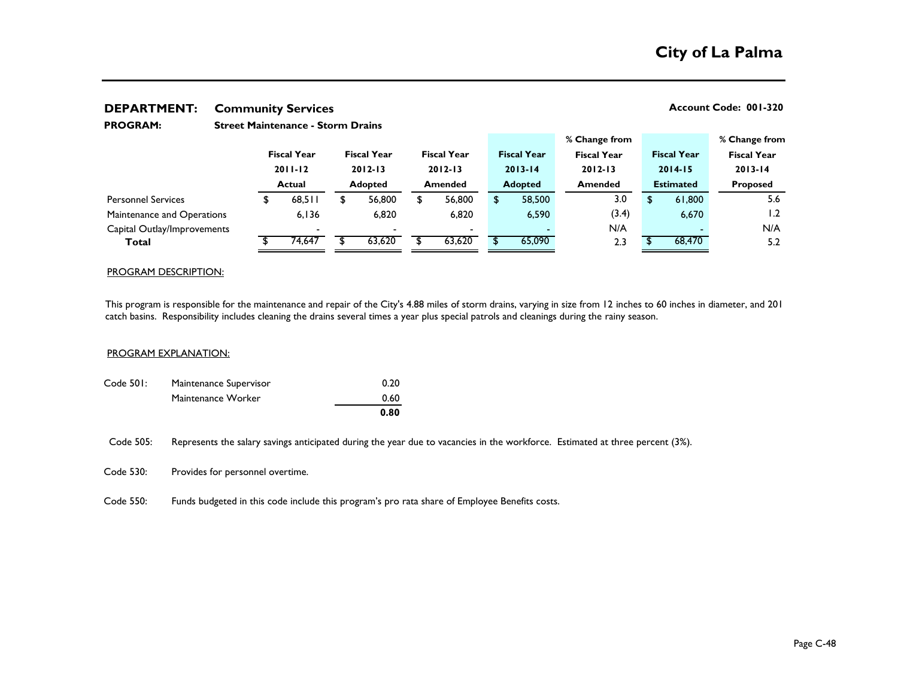# City of La Palma

**DEPARTMENT:** **Community Services** **Account Code: 001-320**

**PROGRAM:** **Street Maintenance - Storm Drains**

| | Fiscal Year 2011-12 Actual | Fiscal Year 2012-13 Adopted | Fiscal Year 2012-13 Amended | Fiscal Year 2013-14 Adopted | % Change from Fiscal Year 2012-13 Amended | Fiscal Year 2014-15 Estimated | % Change from Fiscal Year 2013-14 Proposed |
|---|---|---|---|---|---|---|---|
| Personnel Services | $ 68,511 | $ 56,800 | $ 56,800 | $ 58,500 | 3.0 | $ 61,800 | 5.6 |
| Maintenance and Operations | 6,136 | 6,820 | 6,820 | 6,590 | (3.4) | 6,670 | 1.2 |
| Capital Outlay/Improvements | - | - | - | - | N/A | - | N/A |
| **Total** | $ 74,647 | $ 63,620 | $ 63,620 | $ 65,090 | 2.3 | $ 68,470 | 5.2 |

PROGRAM DESCRIPTION:

This program is responsible for the maintenance and repair of the City's 4.88 miles of storm drains, varying in size from 12 inches to 60 inches in diameter, and 201 catch basins. Responsibility includes cleaning the drains several times a year plus special patrols and cleanings during the rainy season.

PROGRAM EXPLANATION:

| Code 501: | Maintenance Supervisor | 0.20 |
|---|---|---|
| | Maintenance Worker | 0.60 |
| | | **0.80** |

Code 505: Represents the salary savings anticipated during the year due to vacancies in the workforce. Estimated at three percent (3%).

Code 530: Provides for personnel overtime.

Code 550: Funds budgeted in this code include this program's pro rata share of Employee Benefits costs.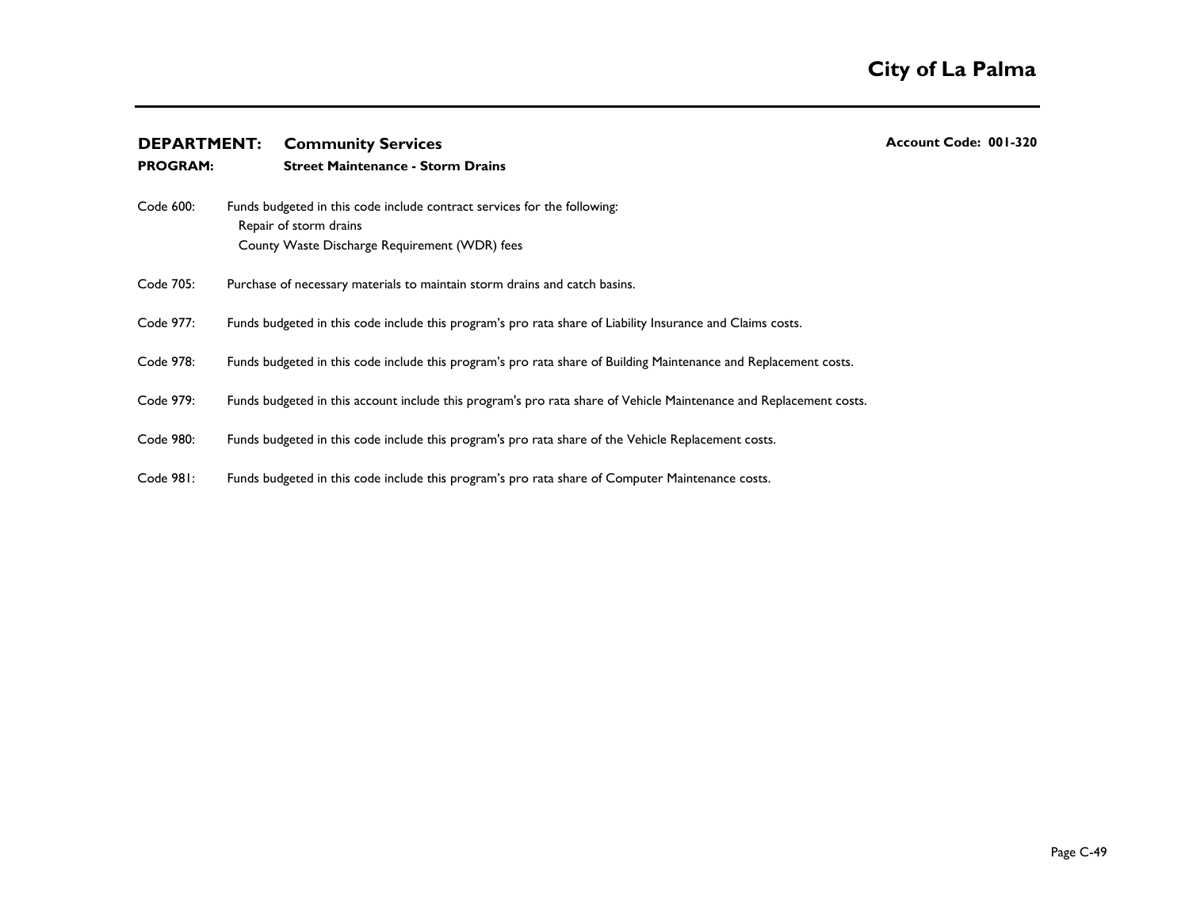**DEPARTMENT:** **Community Services** **Account Code: 001-320**

**PROGRAM:** **Street Maintenance - Storm Drains**

Code 600: Funds budgeted in this code include contract services for the following:
Repair of storm drains
County Waste Discharge Requirement (WDR) fees

Code 705: Purchase of necessary materials to maintain storm drains and catch basins.

Code 977: Funds budgeted in this code include this program's pro rata share of Liability Insurance and Claims costs.

Code 978: Funds budgeted in this code include this program's pro rata share of Building Maintenance and Replacement costs.

Code 979: Funds budgeted in this account include this program's pro rata share of Vehicle Maintenance and Replacement costs.

Code 980: Funds budgeted in this code include this program's pro rata share of the Vehicle Replacement costs.

Code 981: Funds budgeted in this code include this program's pro rata share of Computer Maintenance costs.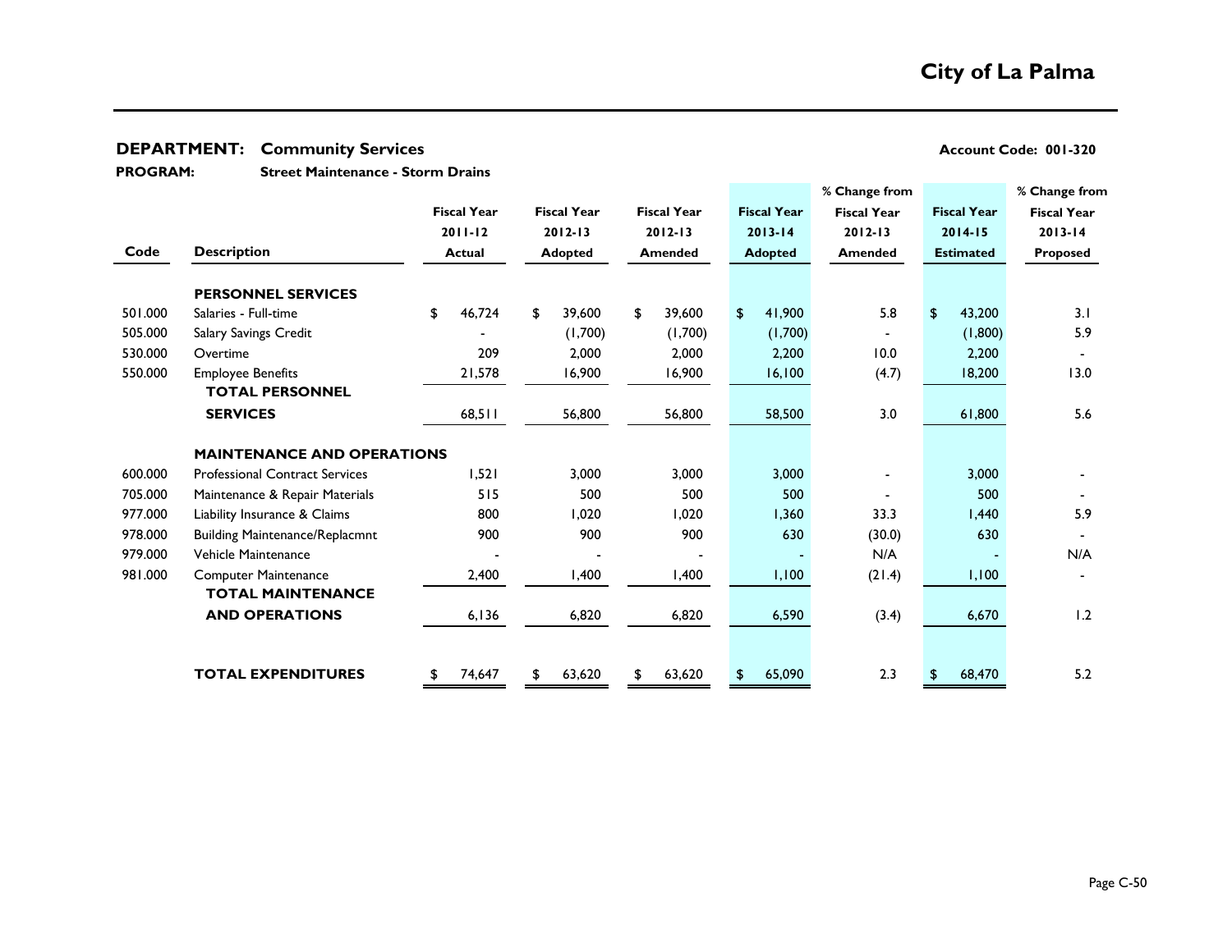# City of La Palma

**DEPARTMENT: Community Services** — **Account Code: 001-320**

**PROGRAM: Street Maintenance - Storm Drains**

| Code | Description | Fiscal Year 2011-12 Actual | Fiscal Year 2012-13 Adopted | Fiscal Year 2012-13 Amended | Fiscal Year 2013-14 Adopted | % Change from Fiscal Year 2012-13 Amended | Fiscal Year 2014-15 Estimated | % Change from Fiscal Year 2013-14 Proposed |
|---|---|---|---|---|---|---|---|---|
| | **PERSONNEL SERVICES** | | | | | | | |
| 501.000 | Salaries - Full-time | $ 46,724 | $ 39,600 | $ 39,600 | $ 41,900 | 5.8 | $ 43,200 | 3.1 |
| 505.000 | Salary Savings Credit | - | (1,700) | (1,700) | (1,700) | - | (1,800) | 5.9 |
| 530.000 | Overtime | 209 | 2,000 | 2,000 | 2,200 | 10.0 | 2,200 | - |
| 550.000 | Employee Benefits | 21,578 | 16,900 | 16,900 | 16,100 | (4.7) | 18,200 | 13.0 |
| | **TOTAL PERSONNEL SERVICES** | 68,511 | 56,800 | 56,800 | 58,500 | 3.0 | 61,800 | 5.6 |
| | **MAINTENANCE AND OPERATIONS** | | | | | | | |
| 600.000 | Professional Contract Services | 1,521 | 3,000 | 3,000 | 3,000 | - | 3,000 | - |
| 705.000 | Maintenance & Repair Materials | 515 | 500 | 500 | 500 | - | 500 | - |
| 977.000 | Liability Insurance & Claims | 800 | 1,020 | 1,020 | 1,360 | 33.3 | 1,440 | 5.9 |
| 978.000 | Building Maintenance/Replacmnt | 900 | 900 | 900 | 630 | (30.0) | 630 | - |
| 979.000 | Vehicle Maintenance | - | - | - | - | N/A | - | N/A |
| 981.000 | Computer Maintenance | 2,400 | 1,400 | 1,400 | 1,100 | (21.4) | 1,100 | - |
| | **TOTAL MAINTENANCE AND OPERATIONS** | 6,136 | 6,820 | 6,820 | 6,590 | (3.4) | 6,670 | 1.2 |
| | **TOTAL EXPENDITURES** | $ 74,647 | $ 63,620 | $ 63,620 | $ 65,090 | 2.3 | $ 68,470 | 5.2 |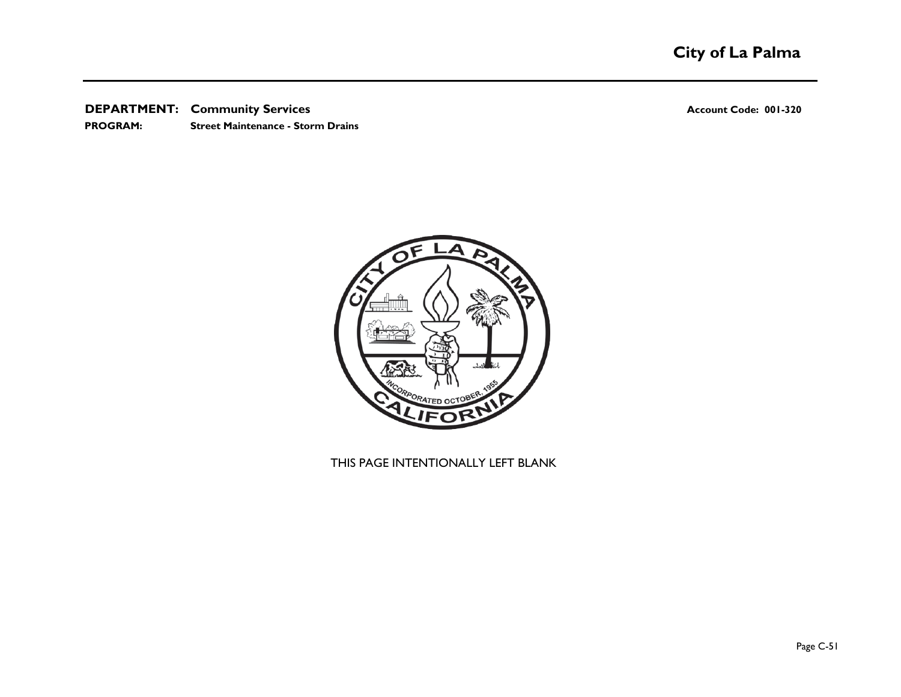**DEPARTMENT:** **Community Services** **Account Code: 001-320**

**PROGRAM:** **Street Maintenance - Storm Drains**

THIS PAGE INTENTIONALLY LEFT BLANK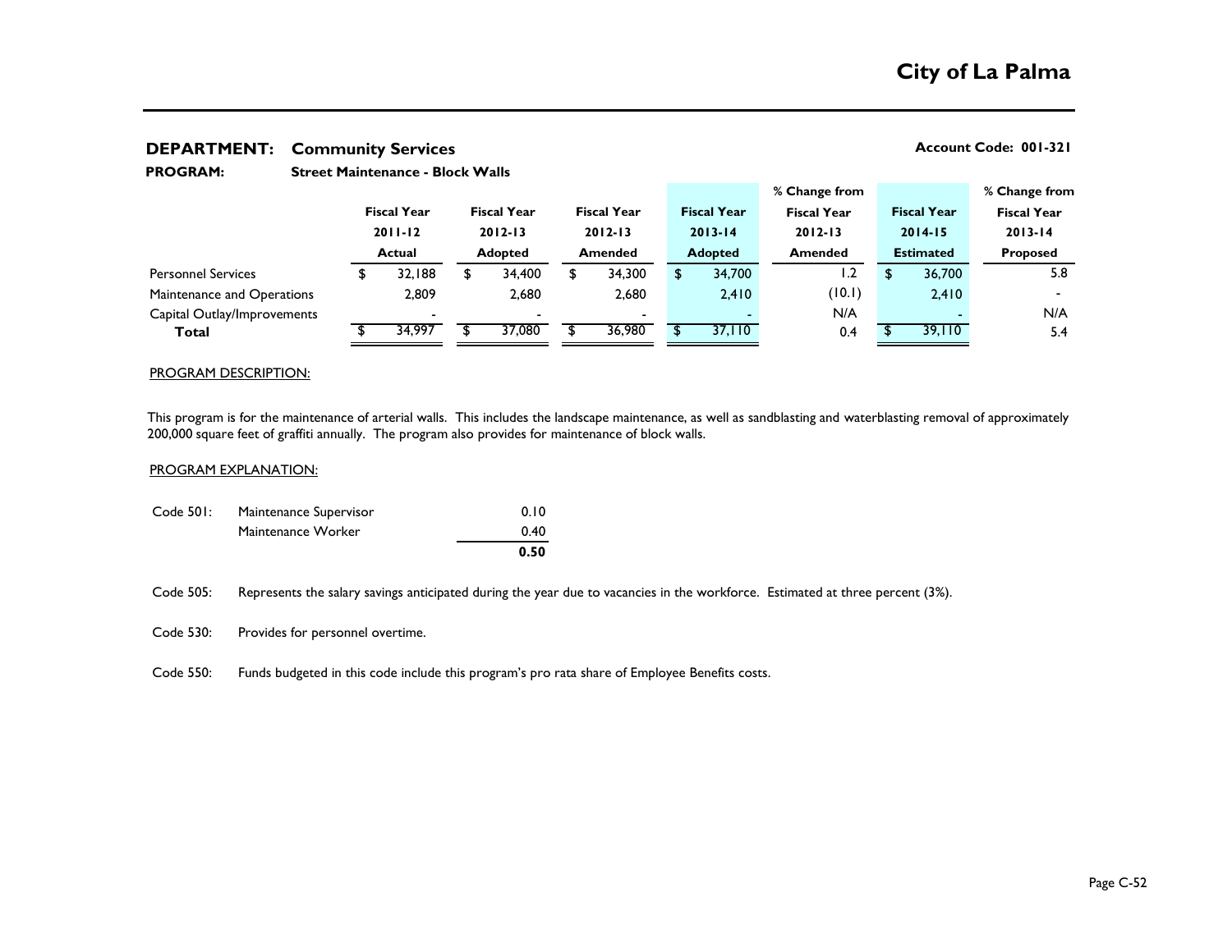# City of La Palma

**DEPARTMENT: Community Services** | **Account Code: 001-321**

**PROGRAM: Street Maintenance - Block Walls**

| | Fiscal Year 2011-12 Actual | Fiscal Year 2012-13 Adopted | Fiscal Year 2012-13 Amended | Fiscal Year 2013-14 Adopted | % Change from Fiscal Year 2012-13 Amended | Fiscal Year 2014-15 Estimated | % Change from Fiscal Year 2013-14 Proposed |
|---|---|---|---|---|---|---|---|
| Personnel Services | $ 32,188 | $ 34,400 | $ 34,300 | $ 34,700 | 1.2 | $ 36,700 | 5.8 |
| Maintenance and Operations | 2,809 | 2,680 | 2,680 | 2,410 | (10.1) | 2,410 | - |
| Capital Outlay/Improvements | - | - | - | - | N/A | - | N/A |
| **Total** | $ 34,997 | $ 37,080 | $ 36,980 | $ 37,110 | 0.4 | $ 39,110 | 5.4 |

PROGRAM DESCRIPTION:

This program is for the maintenance of arterial walls. This includes the landscape maintenance, as well as sandblasting and waterblasting removal of approximately 200,000 square feet of graffiti annually. The program also provides for maintenance of block walls.

PROGRAM EXPLANATION:

| Code 501: | | |
|---|---|---|
| | Maintenance Supervisor | 0.10 |
| | Maintenance Worker | 0.40 |
| | | **0.50** |

Code 505: Represents the salary savings anticipated during the year due to vacancies in the workforce. Estimated at three percent (3%).

Code 530: Provides for personnel overtime.

Code 550: Funds budgeted in this code include this program's pro rata share of Employee Benefits costs.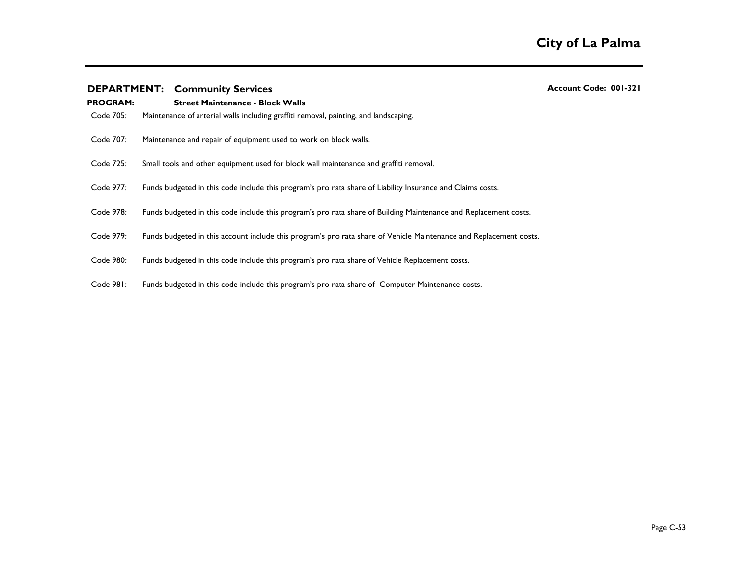**DEPARTMENT: Community Services** **Account Code: 001-321**

**PROGRAM: Street Maintenance - Block Walls**

Code 705: Maintenance of arterial walls including graffiti removal, painting, and landscaping.

Code 707: Maintenance and repair of equipment used to work on block walls.

Code 725: Small tools and other equipment used for block wall maintenance and graffiti removal.

Code 977: Funds budgeted in this code include this program's pro rata share of Liability Insurance and Claims costs.

Code 978: Funds budgeted in this code include this program's pro rata share of Building Maintenance and Replacement costs.

Code 979: Funds budgeted in this account include this program's pro rata share of Vehicle Maintenance and Replacement costs.

Code 980: Funds budgeted in this code include this program's pro rata share of Vehicle Replacement costs.

Code 981: Funds budgeted in this code include this program's pro rata share of Computer Maintenance costs.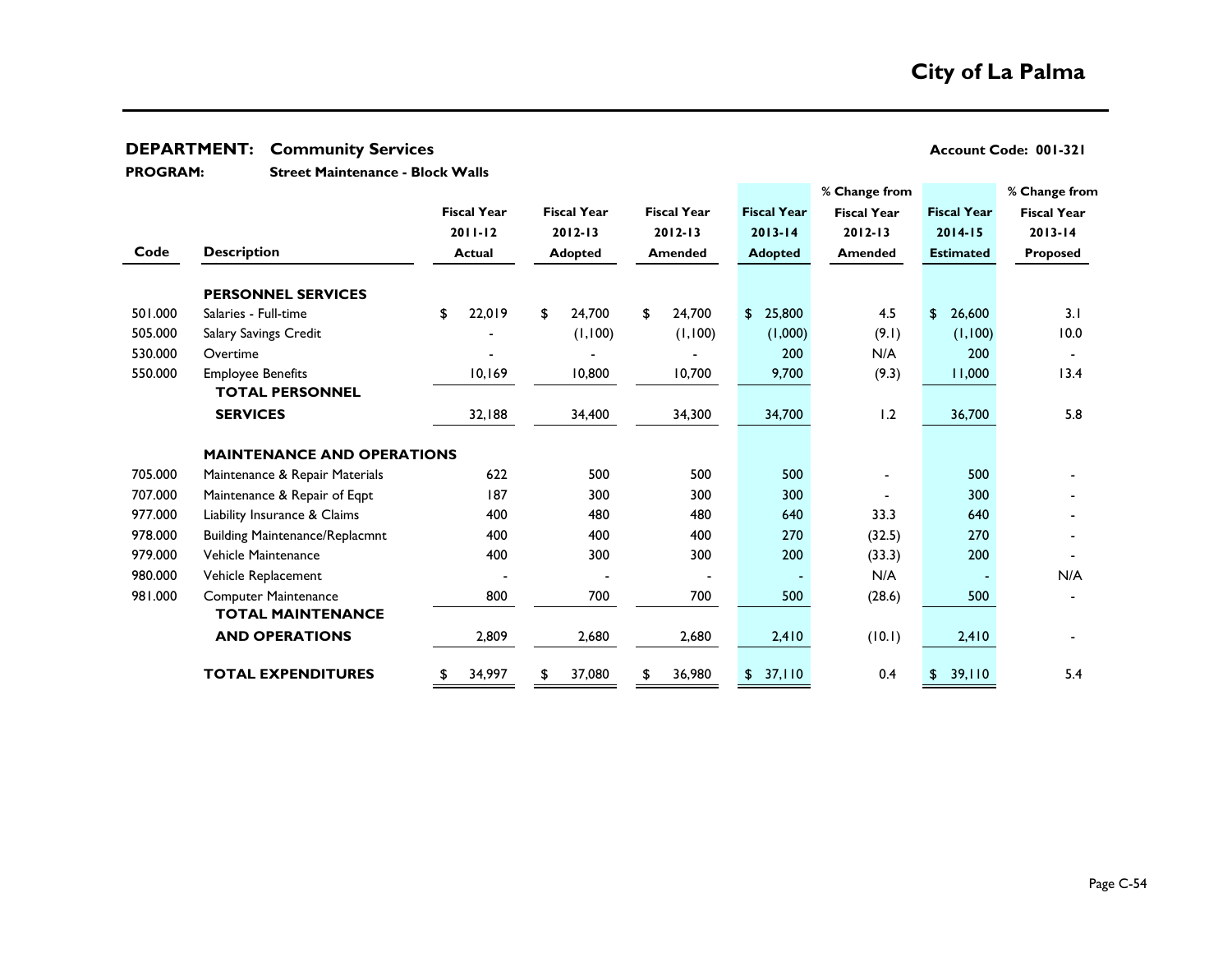# City of La Palma

**DEPARTMENT: Community Services** **Account Code: 001-321**

**PROGRAM: Street Maintenance - Block Walls**

| Code | Description | Fiscal Year 2011-12 Actual | Fiscal Year 2012-13 Adopted | Fiscal Year 2012-13 Amended | Fiscal Year 2013-14 Adopted | % Change from Fiscal Year 2012-13 Amended | Fiscal Year 2014-15 Estimated | % Change from Fiscal Year 2013-14 Proposed |
|---|---|---|---|---|---|---|---|---|
| | **PERSONNEL SERVICES** | | | | | | | |
| 501.000 | Salaries - Full-time | $ 22,019 | $ 24,700 | $ 24,700 | $ 25,800 | 4.5 | $ 26,600 | 3.1 |
| 505.000 | Salary Savings Credit | - | (1,100) | (1,100) | (1,000) | (9.1) | (1,100) | 10.0 |
| 530.000 | Overtime | - | - | - | 200 | N/A | 200 | - |
| 550.000 | Employee Benefits | 10,169 | 10,800 | 10,700 | 9,700 | (9.3) | 11,000 | 13.4 |
| | **TOTAL PERSONNEL SERVICES** | 32,188 | 34,400 | 34,300 | 34,700 | 1.2 | 36,700 | 5.8 |
| | **MAINTENANCE AND OPERATIONS** | | | | | | | |
| 705.000 | Maintenance & Repair Materials | 622 | 500 | 500 | 500 | - | 500 | - |
| 707.000 | Maintenance & Repair of Eqpt | 187 | 300 | 300 | 300 | - | 300 | - |
| 977.000 | Liability Insurance & Claims | 400 | 480 | 480 | 640 | 33.3 | 640 | - |
| 978.000 | Building Maintenance/Replacmnt | 400 | 400 | 400 | 270 | (32.5) | 270 | - |
| 979.000 | Vehicle Maintenance | 400 | 300 | 300 | 200 | (33.3) | 200 | - |
| 980.000 | Vehicle Replacement | - | - | - | - | N/A | - | N/A |
| 981.000 | Computer Maintenance | 800 | 700 | 700 | 500 | (28.6) | 500 | - |
| | **TOTAL MAINTENANCE AND OPERATIONS** | 2,809 | 2,680 | 2,680 | 2,410 | (10.1) | 2,410 | - |
| | **TOTAL EXPENDITURES** | $ 34,997 | $ 37,080 | $ 36,980 | $ 37,110 | 0.4 | $ 39,110 | 5.4 |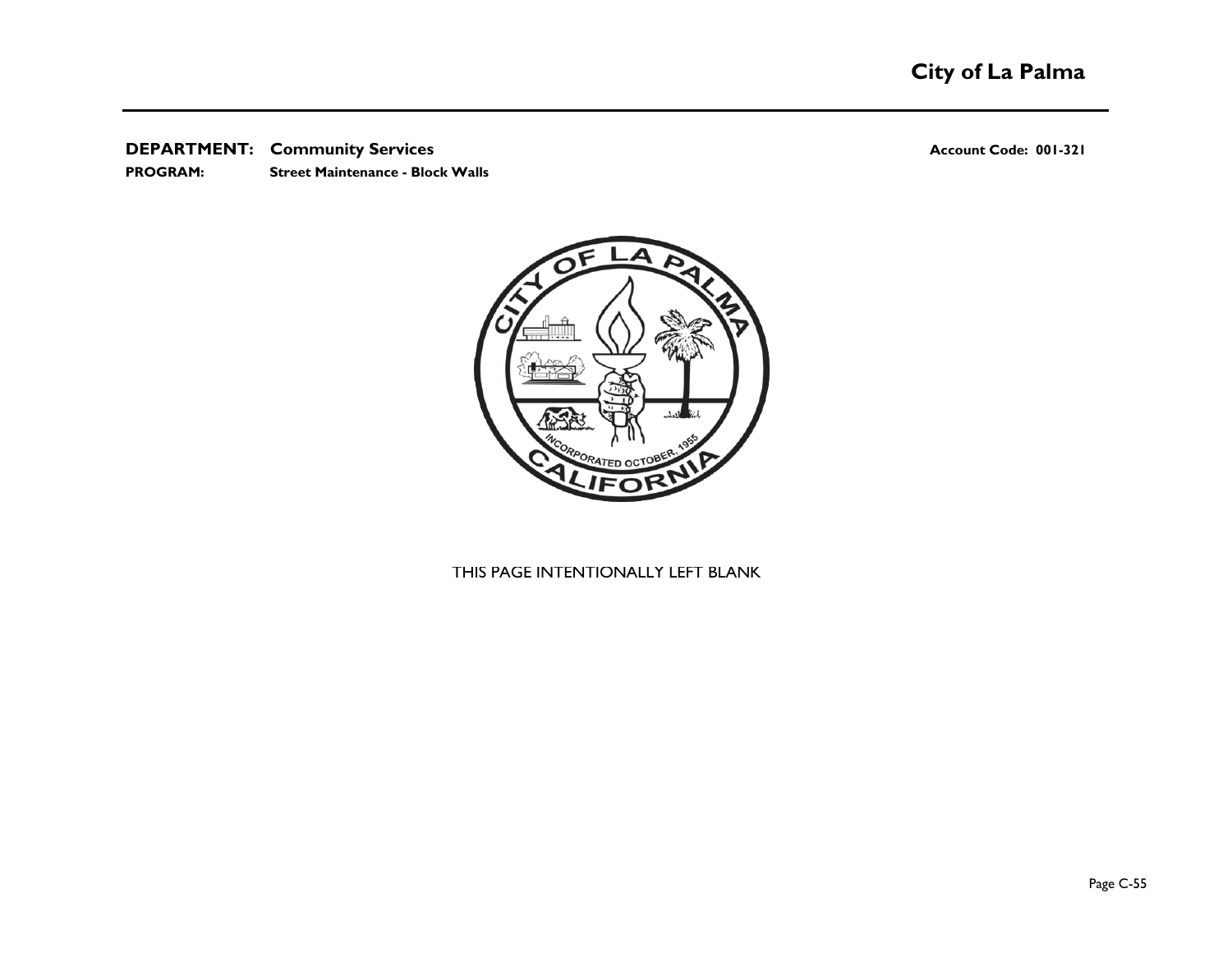**DEPARTMENT:** **Community Services** **Account Code: 001-321**

**PROGRAM:** **Street Maintenance - Block Walls**

THIS PAGE INTENTIONALLY LEFT BLANK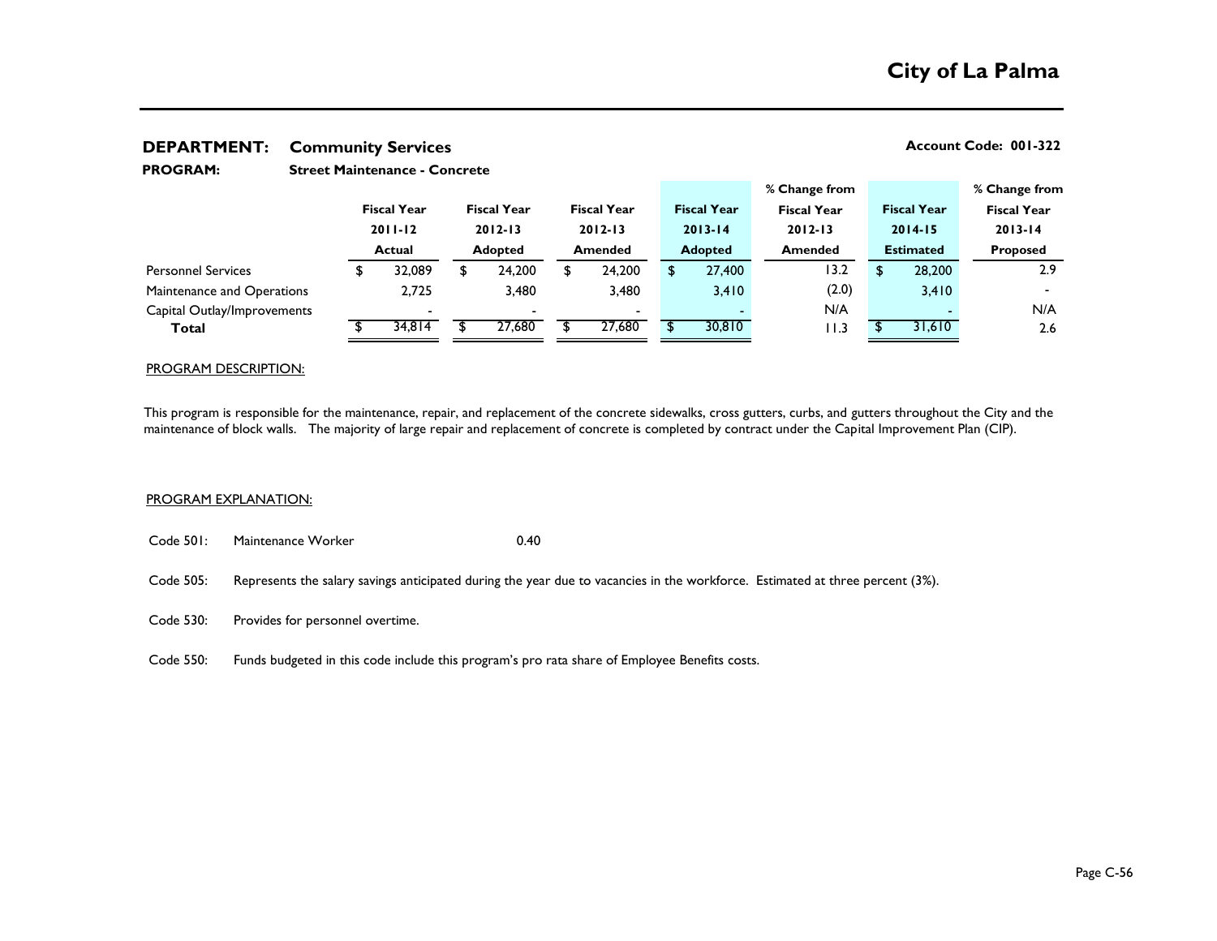# City of La Palma

## DEPARTMENT: Community Services

**Account Code: 001-322**

**PROGRAM: Street Maintenance - Concrete**

| | Fiscal Year 2011-12 Actual | Fiscal Year 2012-13 Adopted | Fiscal Year 2012-13 Amended | Fiscal Year 2013-14 Adopted | % Change from Fiscal Year 2012-13 Amended | Fiscal Year 2014-15 Estimated | % Change from Fiscal Year 2013-14 Proposed |
|---|---|---|---|---|---|---|---|
| Personnel Services | $ 32,089 | $ 24,200 | $ 24,200 | $ 27,400 | 13.2 | $ 28,200 | 2.9 |
| Maintenance and Operations | 2,725 | 3,480 | 3,480 | 3,410 | (2.0) | 3,410 | - |
| Capital Outlay/Improvements | - | - | - | - | N/A | - | N/A |
| **Total** | $ 34,814 | $ 27,680 | $ 27,680 | $ 30,810 | 11.3 | $ 31,610 | 2.6 |

PROGRAM DESCRIPTION:

This program is responsible for the maintenance, repair, and replacement of the concrete sidewalks, cross gutters, curbs, and gutters throughout the City and the maintenance of block walls. The majority of large repair and replacement of concrete is completed by contract under the Capital Improvement Plan (CIP).

PROGRAM EXPLANATION:

Code 501: Maintenance Worker 0.40

Code 505: Represents the salary savings anticipated during the year due to vacancies in the workforce. Estimated at three percent (3%).

Code 530: Provides for personnel overtime.

Code 550: Funds budgeted in this code include this program's pro rata share of Employee Benefits costs.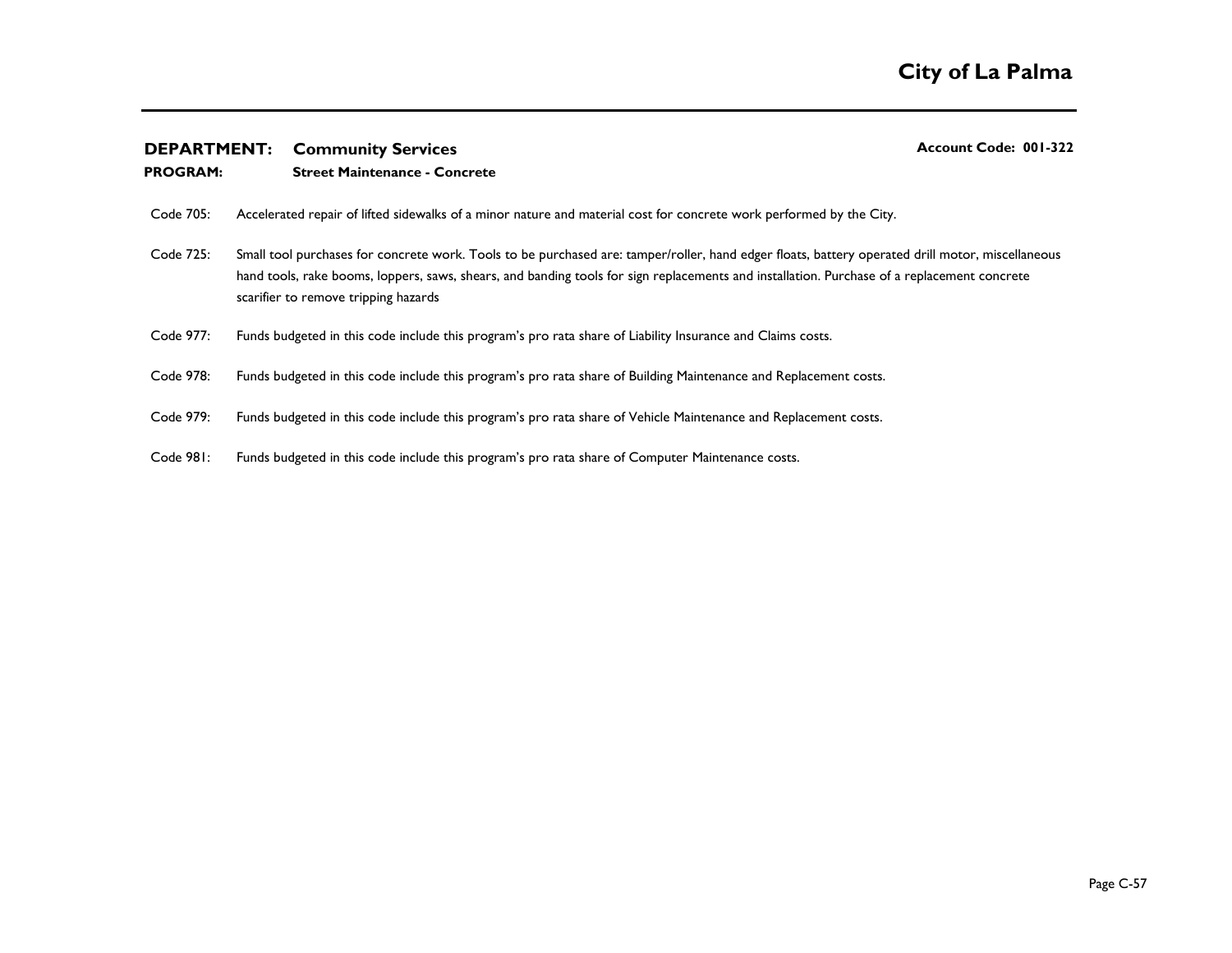**DEPARTMENT: Community Services** **Account Code: 001-322**

**PROGRAM: Street Maintenance - Concrete**

Code 705: Accelerated repair of lifted sidewalks of a minor nature and material cost for concrete work performed by the City.

Code 725: Small tool purchases for concrete work. Tools to be purchased are: tamper/roller, hand edger floats, battery operated drill motor, miscellaneous hand tools, rake booms, loppers, saws, shears, and banding tools for sign replacements and installation. Purchase of a replacement concrete scarifier to remove tripping hazards

Code 977: Funds budgeted in this code include this program's pro rata share of Liability Insurance and Claims costs.

Code 978: Funds budgeted in this code include this program's pro rata share of Building Maintenance and Replacement costs.

Code 979: Funds budgeted in this code include this program's pro rata share of Vehicle Maintenance and Replacement costs.

Code 981: Funds budgeted in this code include this program's pro rata share of Computer Maintenance costs.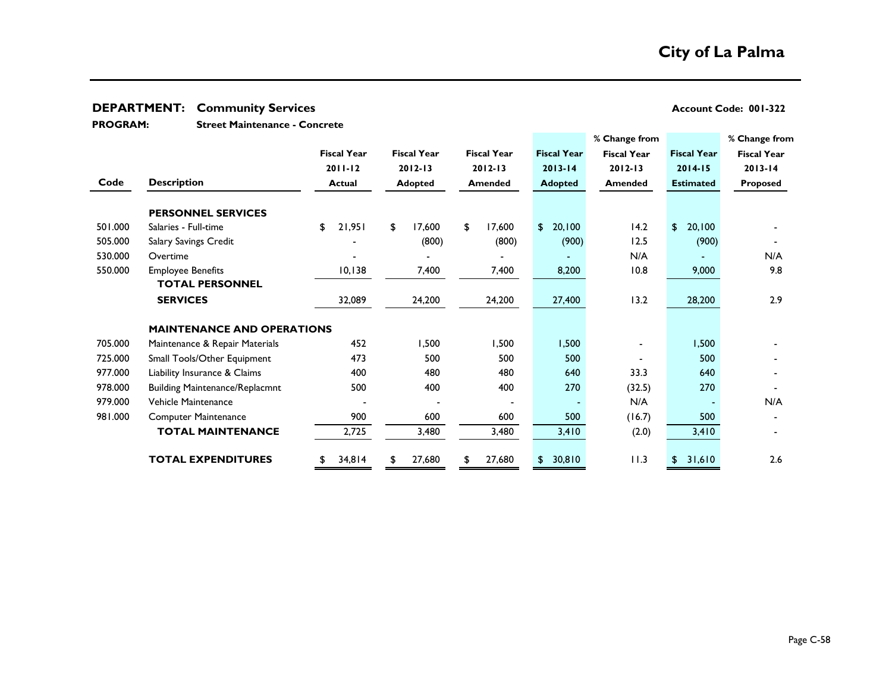## City of La Palma

**DEPARTMENT: Community Services** | **Account Code: 001-322**

**PROGRAM: Street Maintenance - Concrete**

| Code | Description | Fiscal Year 2011-12 Actual | Fiscal Year 2012-13 Adopted | Fiscal Year 2012-13 Amended | Fiscal Year 2013-14 Adopted | % Change from Fiscal Year 2012-13 Amended | Fiscal Year 2014-15 Estimated | % Change from Fiscal Year 2013-14 Proposed |
|---|---|---|---|---|---|---|---|---|
| | **PERSONNEL SERVICES** | | | | | | | |
| 501.000 | Salaries - Full-time | $ 21,951 | $ 17,600 | $ 17,600 | $ 20,100 | 14.2 | $ 20,100 | - |
| 505.000 | Salary Savings Credit | - | (800) | (800) | (900) | 12.5 | (900) | - |
| 530.000 | Overtime | - | - | - | - | N/A | - | N/A |
| 550.000 | Employee Benefits | 10,138 | 7,400 | 7,400 | 8,200 | 10.8 | 9,000 | 9.8 |
| | **TOTAL PERSONNEL SERVICES** | 32,089 | 24,200 | 24,200 | 27,400 | 13.2 | 28,200 | 2.9 |
| | **MAINTENANCE AND OPERATIONS** | | | | | | | |
| 705.000 | Maintenance & Repair Materials | 452 | 1,500 | 1,500 | 1,500 | - | 1,500 | - |
| 725.000 | Small Tools/Other Equipment | 473 | 500 | 500 | 500 | - | 500 | - |
| 977.000 | Liability Insurance & Claims | 400 | 480 | 480 | 640 | 33.3 | 640 | - |
| 978.000 | Building Maintenance/Replacmnt | 500 | 400 | 400 | 270 | (32.5) | 270 | - |
| 979.000 | Vehicle Maintenance | - | - | - | - | N/A | - | N/A |
| 981.000 | Computer Maintenance | 900 | 600 | 600 | 500 | (16.7) | 500 | - |
| | **TOTAL MAINTENANCE** | 2,725 | 3,480 | 3,480 | 3,410 | (2.0) | 3,410 | - |
| | **TOTAL EXPENDITURES** | $ 34,814 | $ 27,680 | $ 27,680 | $ 30,810 | 11.3 | $ 31,610 | 2.6 |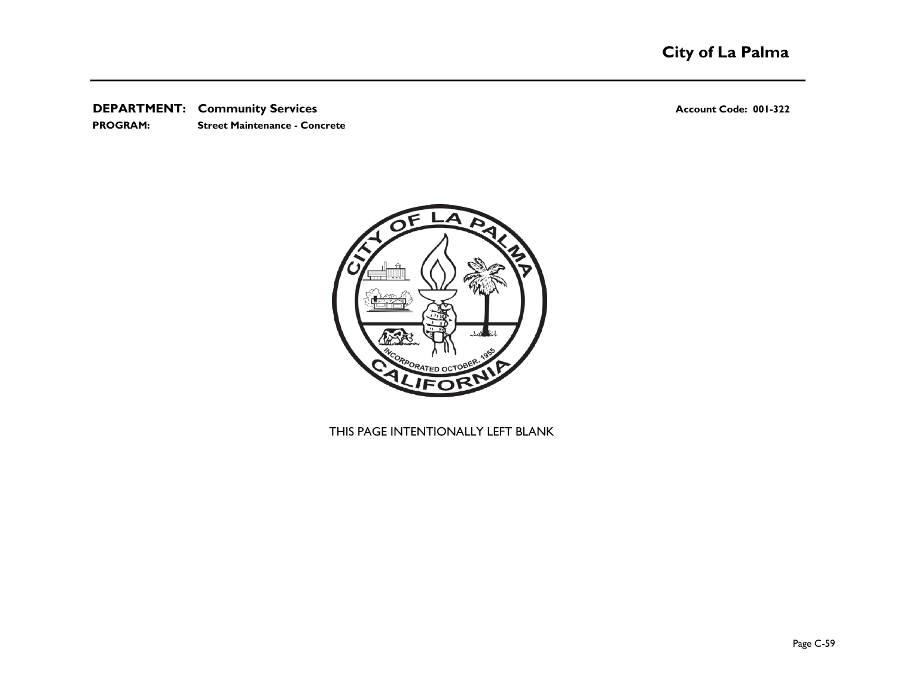**DEPARTMENT:** **Community Services** **Account Code: 001-322**

**PROGRAM:** **Street Maintenance - Concrete**

THIS PAGE INTENTIONALLY LEFT BLANK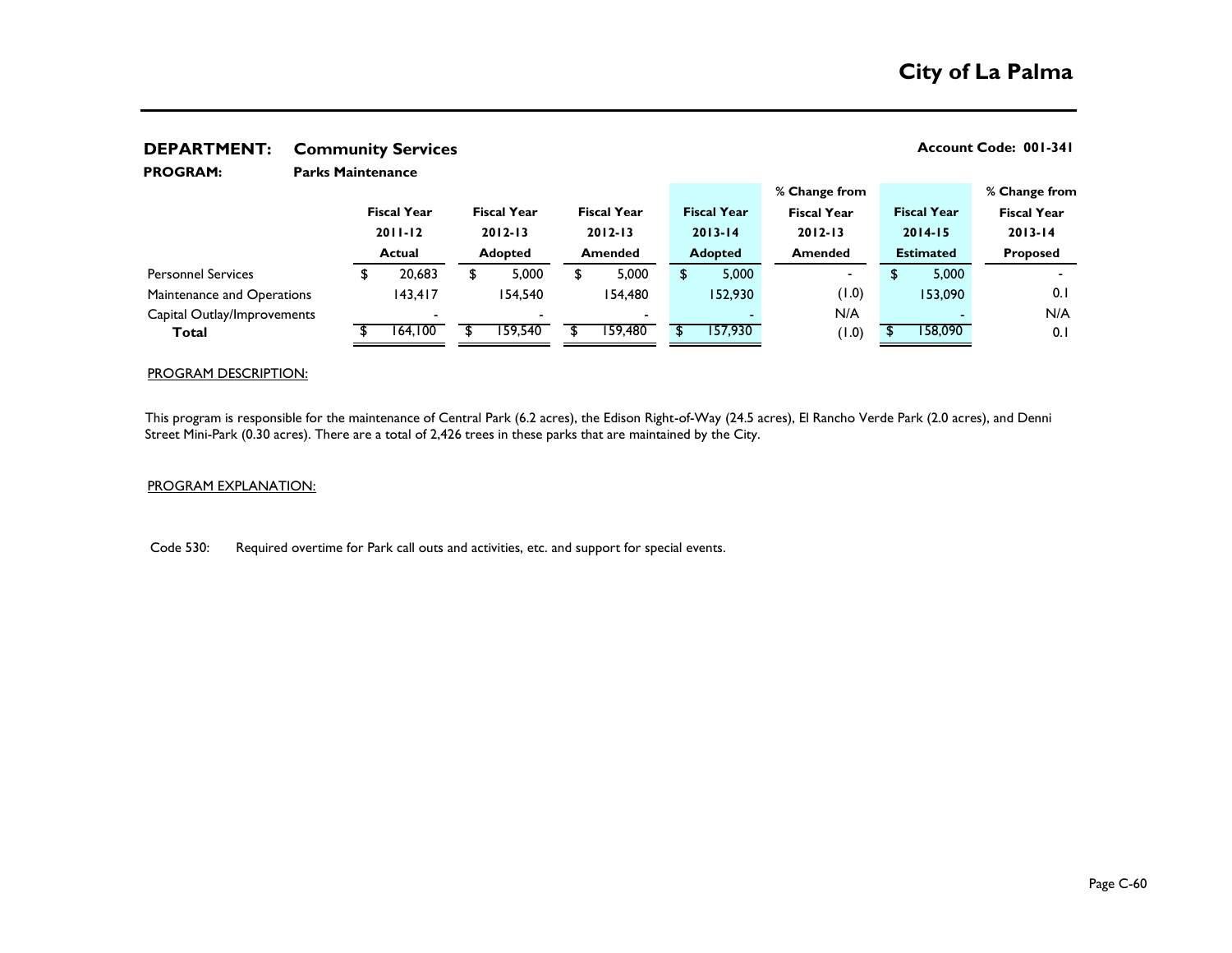# City of La Palma

**DEPARTMENT:** **Community Services** **Account Code: 001-341**

**PROGRAM:** **Parks Maintenance**

| | Fiscal Year 2011-12 Actual | Fiscal Year 2012-13 Adopted | Fiscal Year 2012-13 Amended | Fiscal Year 2013-14 Adopted | % Change from Fiscal Year 2012-13 Amended | Fiscal Year 2014-15 Estimated | % Change from Fiscal Year 2013-14 Proposed |
|---|---|---|---|---|---|---|---|
| Personnel Services | $ 20,683 | $ 5,000 | $ 5,000 | $ 5,000 | - | $ 5,000 | - |
| Maintenance and Operations | 143,417 | 154,540 | 154,480 | 152,930 | (1.0) | 153,090 | 0.1 |
| Capital Outlay/Improvements | - | - | - | - | N/A | - | N/A |
| **Total** | $ 164,100 | $ 159,540 | $ 159,480 | $ 157,930 | (1.0) | $ 158,090 | 0.1 |

PROGRAM DESCRIPTION:

This program is responsible for the maintenance of Central Park (6.2 acres), the Edison Right-of-Way (24.5 acres), El Rancho Verde Park (2.0 acres), and Denni Street Mini-Park (0.30 acres). There are a total of 2,426 trees in these parks that are maintained by the City.

PROGRAM EXPLANATION:

Code 530: Required overtime for Park call outs and activities, etc. and support for special events.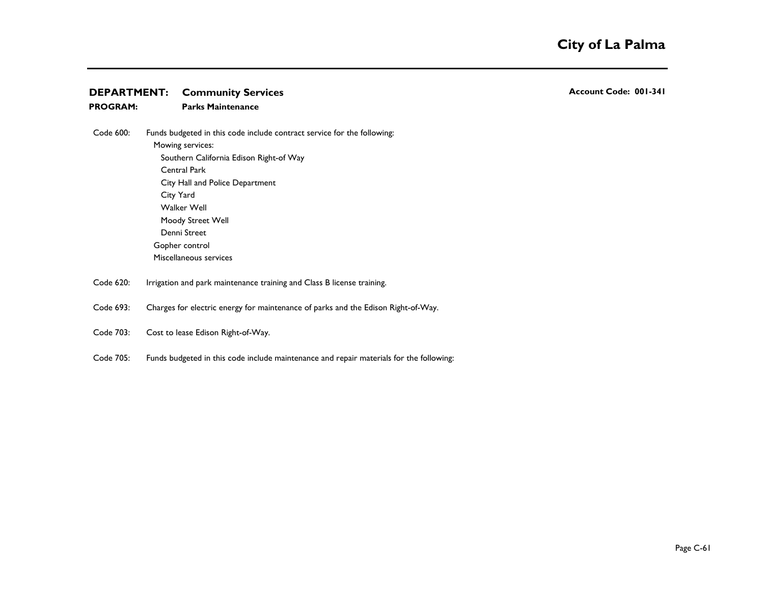**DEPARTMENT: Community Services** | **Account Code: 001-341**

**PROGRAM: Parks Maintenance**

Code 600: Funds budgeted in this code include contract service for the following:

- Mowing services:
  - Southern California Edison Right-of Way
  - Central Park
  - City Hall and Police Department
  - City Yard
  - Walker Well
  - Moody Street Well
  - Denni Street
- Gopher control
- Miscellaneous services

Code 620: Irrigation and park maintenance training and Class B license training.

Code 693: Charges for electric energy for maintenance of parks and the Edison Right-of-Way.

Code 703: Cost to lease Edison Right-of-Way.

Code 705: Funds budgeted in this code include maintenance and repair materials for the following: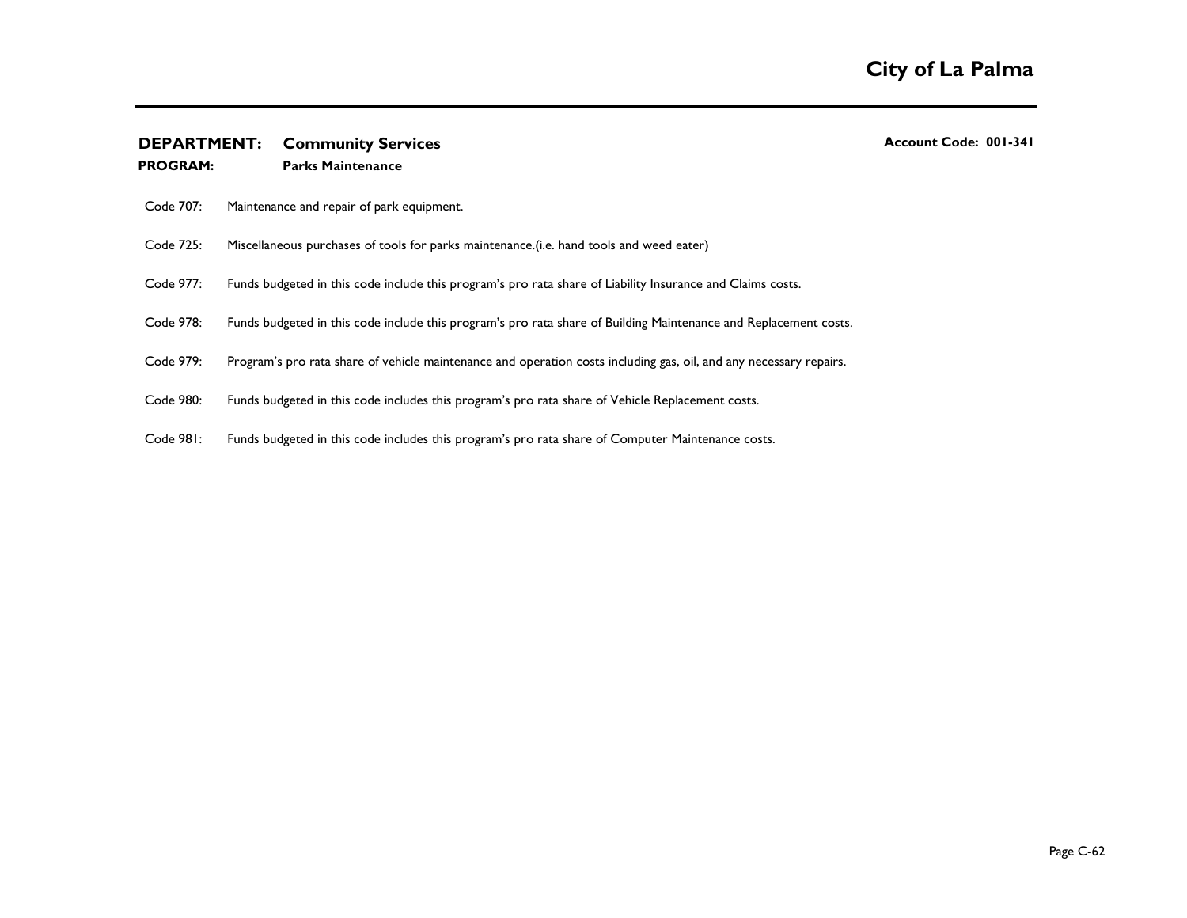**DEPARTMENT: Community Services** **Account Code: 001-341**

**PROGRAM: Parks Maintenance**

Code 707: Maintenance and repair of park equipment.

Code 725: Miscellaneous purchases of tools for parks maintenance.(i.e. hand tools and weed eater)

Code 977: Funds budgeted in this code include this program's pro rata share of Liability Insurance and Claims costs.

Code 978: Funds budgeted in this code include this program's pro rata share of Building Maintenance and Replacement costs.

Code 979: Program's pro rata share of vehicle maintenance and operation costs including gas, oil, and any necessary repairs.

Code 980: Funds budgeted in this code includes this program's pro rata share of Vehicle Replacement costs.

Code 981: Funds budgeted in this code includes this program's pro rata share of Computer Maintenance costs.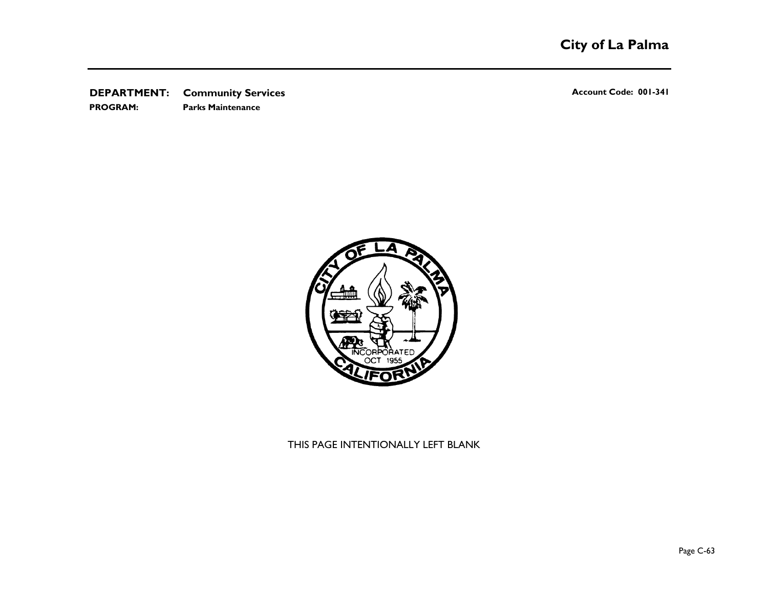**DEPARTMENT:** **Community Services** **Account Code: 001-341**

**PROGRAM:** **Parks Maintenance**

THIS PAGE INTENTIONALLY LEFT BLANK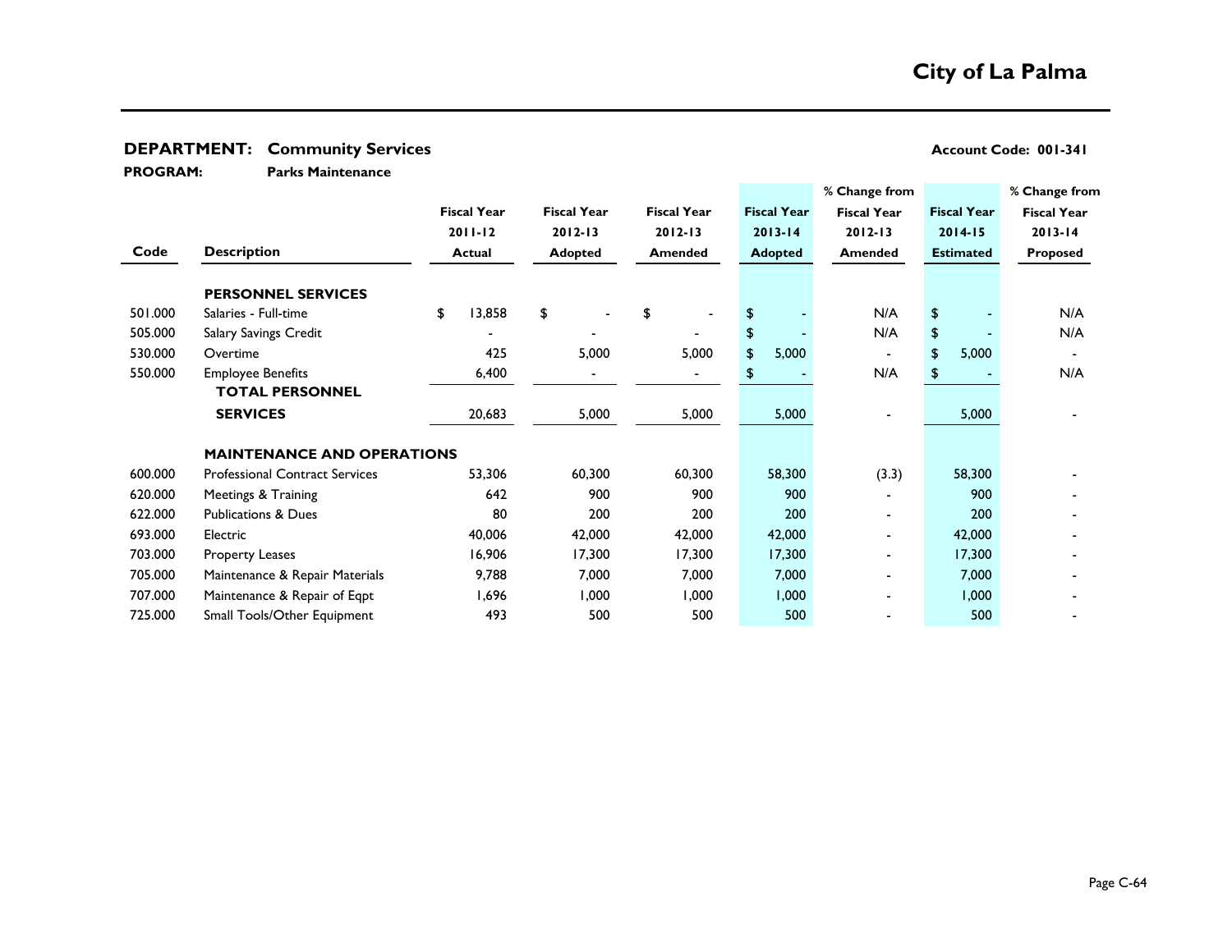# City of La Palma

**DEPARTMENT: Community Services** — **Account Code: 001-341**

**PROGRAM: Parks Maintenance**

| Code | Description | Fiscal Year 2011-12 Actual | Fiscal Year 2012-13 Adopted | Fiscal Year 2012-13 Amended | Fiscal Year 2013-14 Adopted | % Change from Fiscal Year 2012-13 Amended | Fiscal Year 2014-15 Estimated | % Change from Fiscal Year 2013-14 Proposed |
|---|---|---|---|---|---|---|---|---|
| | **PERSONNEL SERVICES** | | | | | | | |
| 501.000 | Salaries - Full-time | $ 13,858 | $ - | $ - | $ - | N/A | $ - | N/A |
| 505.000 | Salary Savings Credit | - | - | - | $ - | N/A | $ - | N/A |
| 530.000 | Overtime | 425 | 5,000 | 5,000 | $ 5,000 | - | $ 5,000 | - |
| 550.000 | Employee Benefits | 6,400 | - | - | $ - | N/A | $ - | N/A |
| | **TOTAL PERSONNEL SERVICES** | 20,683 | 5,000 | 5,000 | 5,000 | - | 5,000 | - |
| | **MAINTENANCE AND OPERATIONS** | | | | | | | |
| 600.000 | Professional Contract Services | 53,306 | 60,300 | 60,300 | 58,300 | (3.3) | 58,300 | - |
| 620.000 | Meetings & Training | 642 | 900 | 900 | 900 | - | 900 | - |
| 622.000 | Publications & Dues | 80 | 200 | 200 | 200 | - | 200 | - |
| 693.000 | Electric | 40,006 | 42,000 | 42,000 | 42,000 | - | 42,000 | - |
| 703.000 | Property Leases | 16,906 | 17,300 | 17,300 | 17,300 | - | 17,300 | - |
| 705.000 | Maintenance & Repair Materials | 9,788 | 7,000 | 7,000 | 7,000 | - | 7,000 | - |
| 707.000 | Maintenance & Repair of Eqpt | 1,696 | 1,000 | 1,000 | 1,000 | - | 1,000 | - |
| 725.000 | Small Tools/Other Equipment | 493 | 500 | 500 | 500 | - | 500 | - |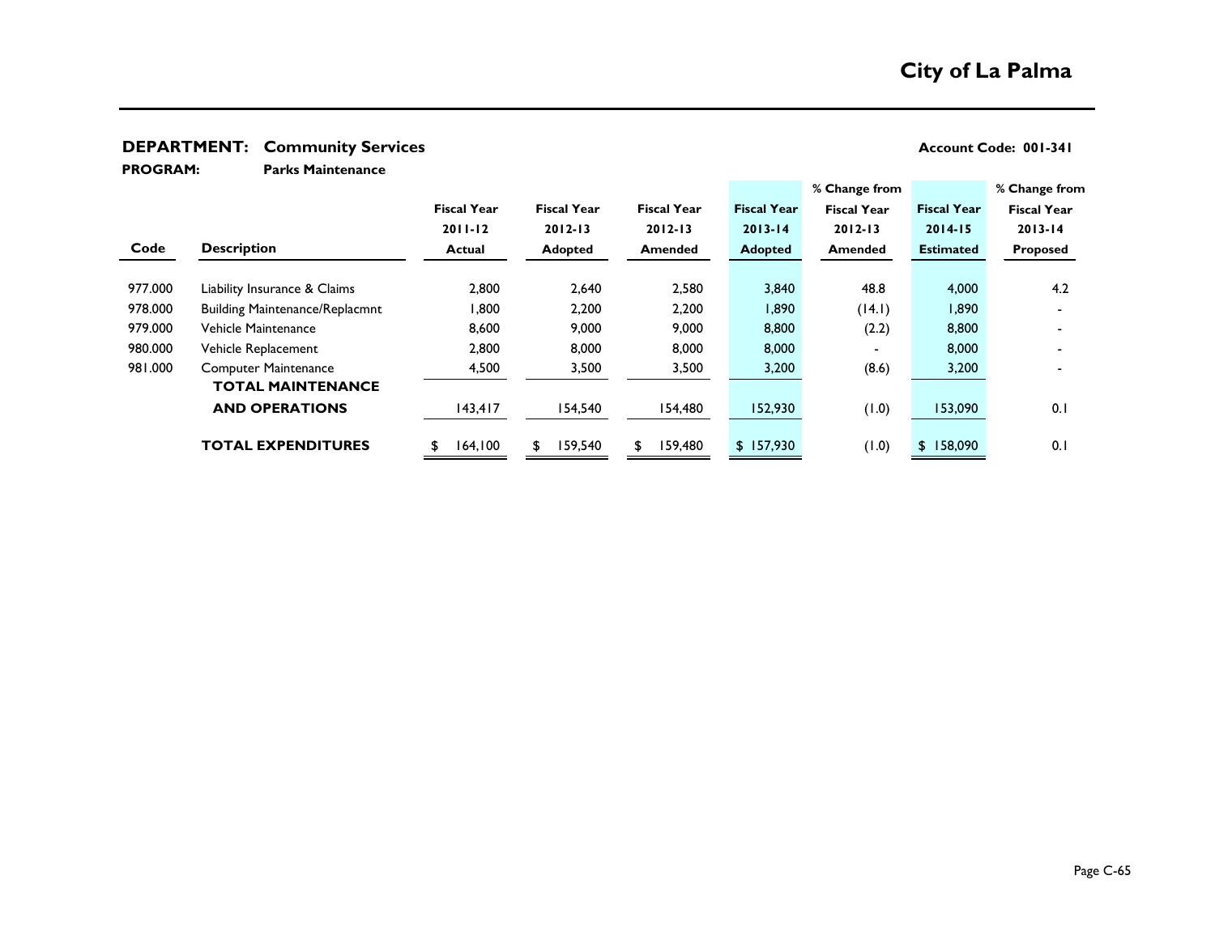# City of La Palma

## DEPARTMENT: Community Services

**Account Code: 001-341**

**PROGRAM:** Parks Maintenance

| Code | Description | Fiscal Year 2011-12 Actual | Fiscal Year 2012-13 Adopted | Fiscal Year 2012-13 Amended | Fiscal Year 2013-14 Adopted | % Change from Fiscal Year 2012-13 Amended | Fiscal Year 2014-15 Estimated | % Change from Fiscal Year 2013-14 Proposed |
|---|---|---|---|---|---|---|---|---|
| 977.000 | Liability Insurance & Claims | 2,800 | 2,640 | 2,580 | 3,840 | 48.8 | 4,000 | 4.2 |
| 978.000 | Building Maintenance/Replacmnt | 1,800 | 2,200 | 2,200 | 1,890 | (14.1) | 1,890 | - |
| 979.000 | Vehicle Maintenance | 8,600 | 9,000 | 9,000 | 8,800 | (2.2) | 8,800 | - |
| 980.000 | Vehicle Replacement | 2,800 | 8,000 | 8,000 | 8,000 | - | 8,000 | - |
| 981.000 | Computer Maintenance | 4,500 | 3,500 | 3,500 | 3,200 | (8.6) | 3,200 | - |
| | **TOTAL MAINTENANCE AND OPERATIONS** | 143,417 | 154,540 | 154,480 | 152,930 | (1.0) | 153,090 | 0.1 |
| | **TOTAL EXPENDITURES** | $ 164,100 | $ 159,540 | $ 159,480 | $ 157,930 | (1.0) | $ 158,090 | 0.1 |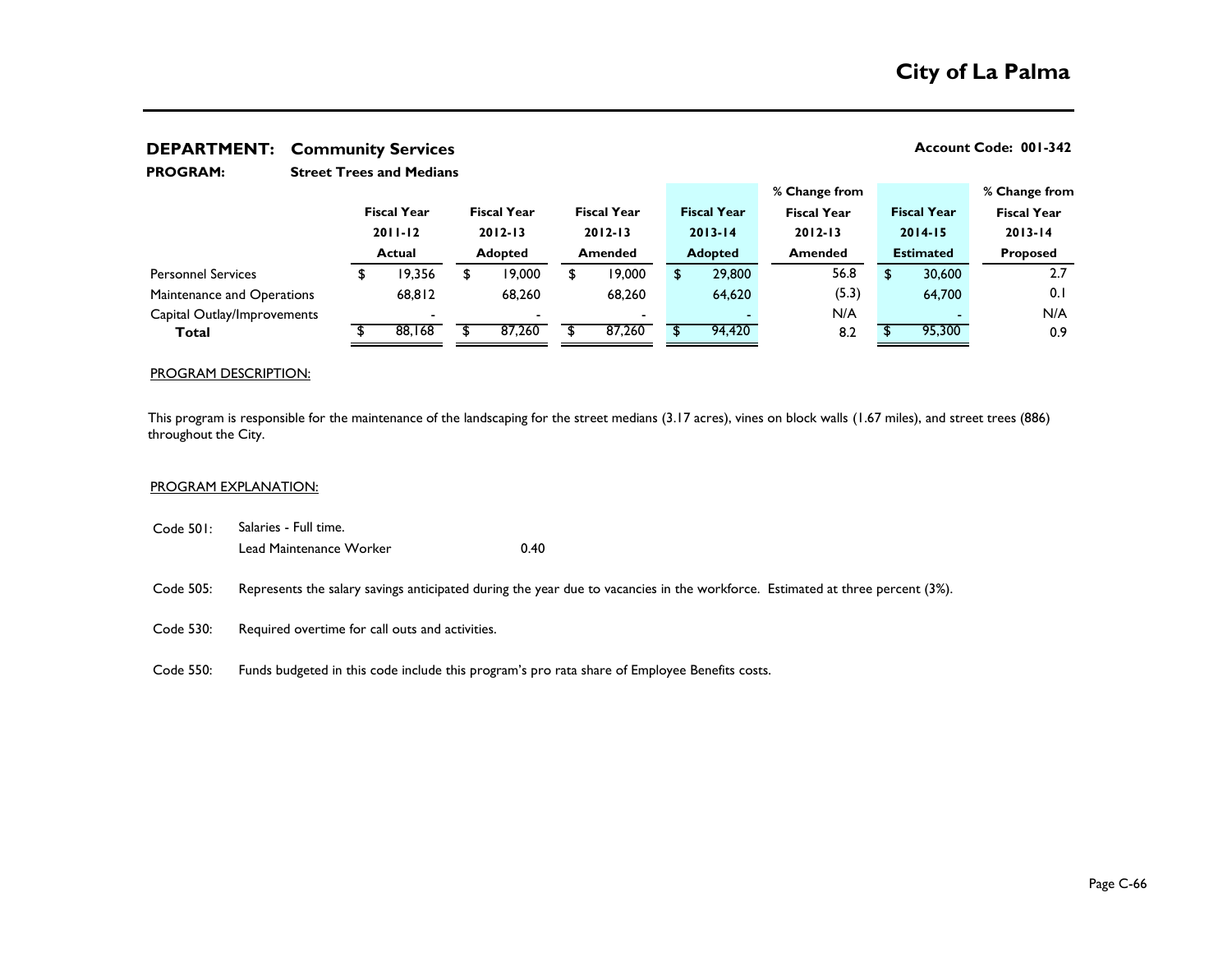# City of La Palma

**DEPARTMENT: Community Services** **Account Code: 001-342**

**PROGRAM: Street Trees and Medians**

| | Fiscal Year 2011-12 Actual | Fiscal Year 2012-13 Adopted | Fiscal Year 2012-13 Amended | Fiscal Year 2013-14 Adopted | % Change from Fiscal Year 2012-13 Amended | Fiscal Year 2014-15 Estimated | % Change from Fiscal Year 2013-14 Proposed |
|---|---|---|---|---|---|---|---|
| Personnel Services | $ 19,356 | $ 19,000 | $ 19,000 | $ 29,800 | 56.8 | $ 30,600 | 2.7 |
| Maintenance and Operations | 68,812 | 68,260 | 68,260 | 64,620 | (5.3) | 64,700 | 0.1 |
| Capital Outlay/Improvements | - | - | - | - | N/A | - | N/A |
| **Total** | $ 88,168 | $ 87,260 | $ 87,260 | $ 94,420 | 8.2 | $ 95,300 | 0.9 |

PROGRAM DESCRIPTION:

This program is responsible for the maintenance of the landscaping for the street medians (3.17 acres), vines on block walls (1.67 miles), and street trees (886) throughout the City.

PROGRAM EXPLANATION:

Code 501: Salaries - Full time.
Lead Maintenance Worker 0.40

Code 505: Represents the salary savings anticipated during the year due to vacancies in the workforce. Estimated at three percent (3%).

Code 530: Required overtime for call outs and activities.

Code 550: Funds budgeted in this code include this program's pro rata share of Employee Benefits costs.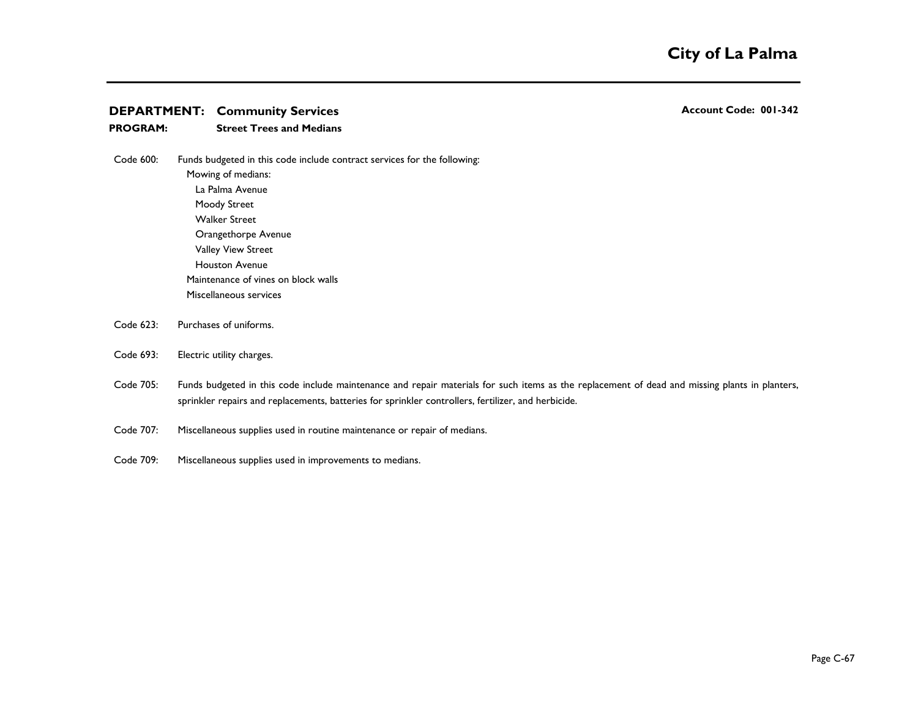**DEPARTMENT: Community Services** | **Account Code: 001-342**

**PROGRAM: Street Trees and Medians**

Code 600: Funds budgeted in this code include contract services for the following:

- Mowing of medians:
  - La Palma Avenue
  - Moody Street
  - Walker Street
  - Orangethorpe Avenue
  - Valley View Street
  - Houston Avenue
- Maintenance of vines on block walls
- Miscellaneous services

Code 623: Purchases of uniforms.

Code 693: Electric utility charges.

Code 705: Funds budgeted in this code include maintenance and repair materials for such items as the replacement of dead and missing plants in planters, sprinkler repairs and replacements, batteries for sprinkler controllers, fertilizer, and herbicide.

Code 707: Miscellaneous supplies used in routine maintenance or repair of medians.

Code 709: Miscellaneous supplies used in improvements to medians.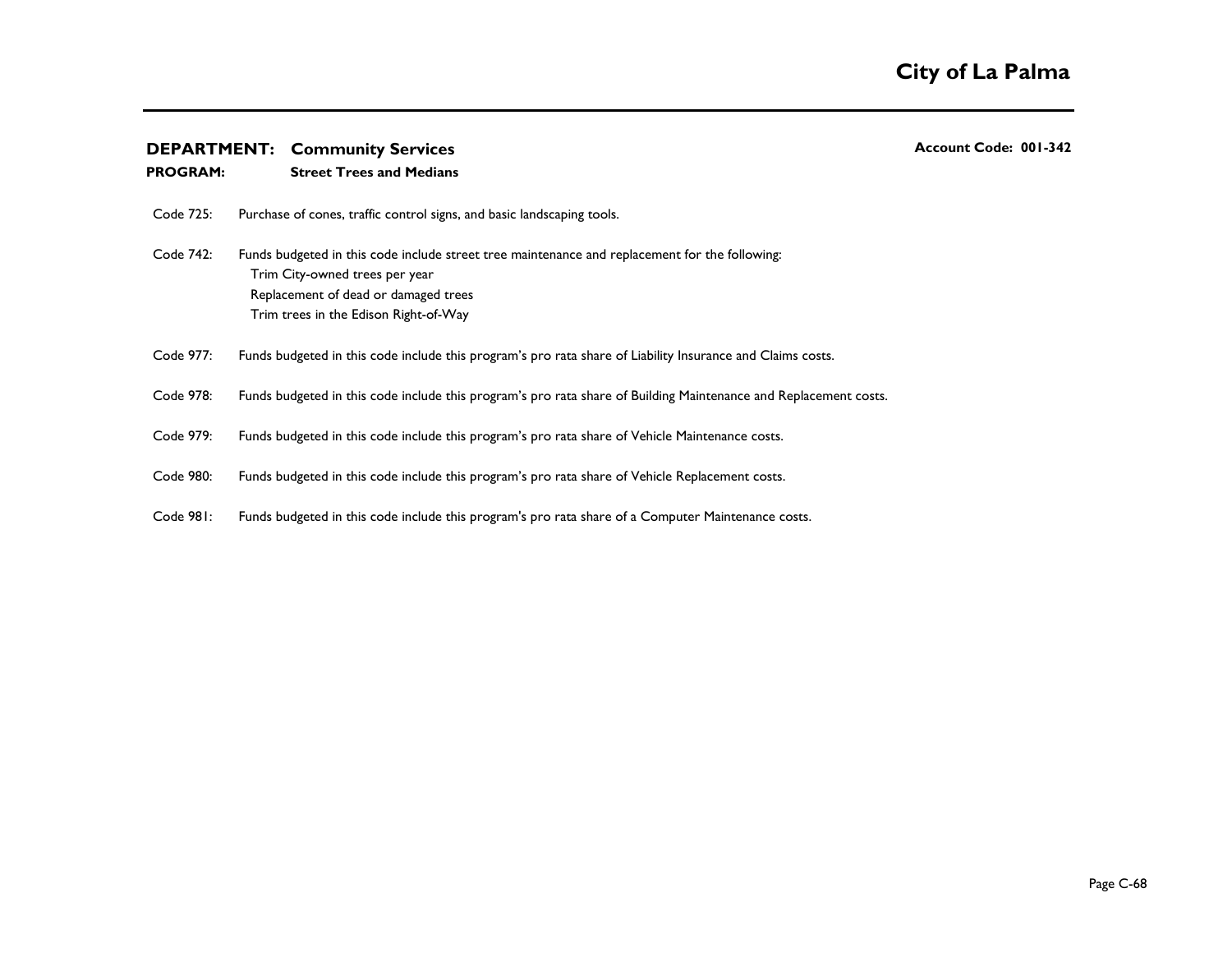**DEPARTMENT: Community Services** **Account Code: 001-342**
**PROGRAM: Street Trees and Medians**

Code 725: Purchase of cones, traffic control signs, and basic landscaping tools.

Code 742: Funds budgeted in this code include street tree maintenance and replacement for the following:
- Trim City-owned trees per year
- Replacement of dead or damaged trees
- Trim trees in the Edison Right-of-Way

Code 977: Funds budgeted in this code include this program's pro rata share of Liability Insurance and Claims costs.

Code 978: Funds budgeted in this code include this program's pro rata share of Building Maintenance and Replacement costs.

Code 979: Funds budgeted in this code include this program's pro rata share of Vehicle Maintenance costs.

Code 980: Funds budgeted in this code include this program's pro rata share of Vehicle Replacement costs.

Code 981: Funds budgeted in this code include this program's pro rata share of a Computer Maintenance costs.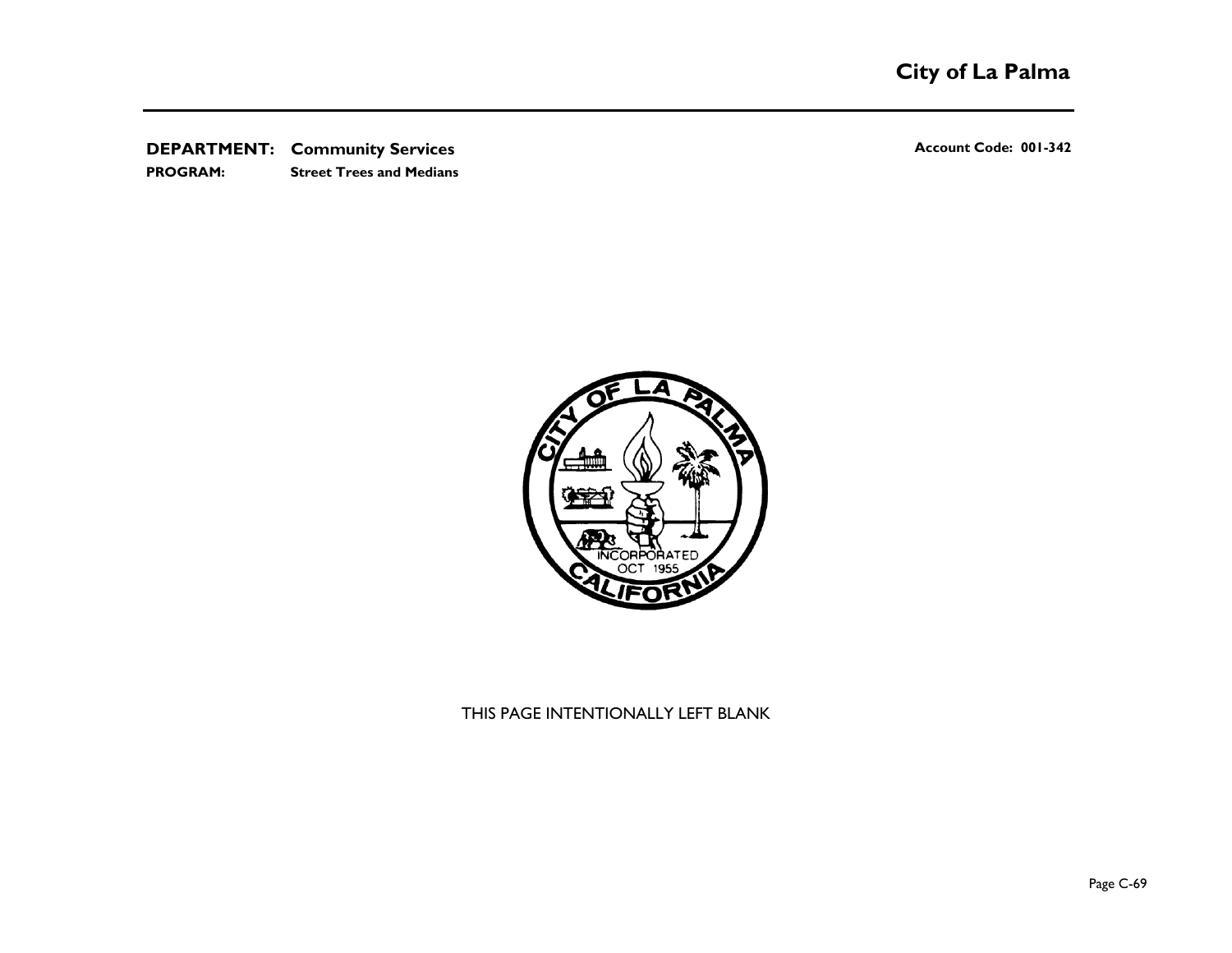**DEPARTMENT: Community Services** | **Account Code: 001-342**

**PROGRAM: Street Trees and Medians**

THIS PAGE INTENTIONALLY LEFT BLANK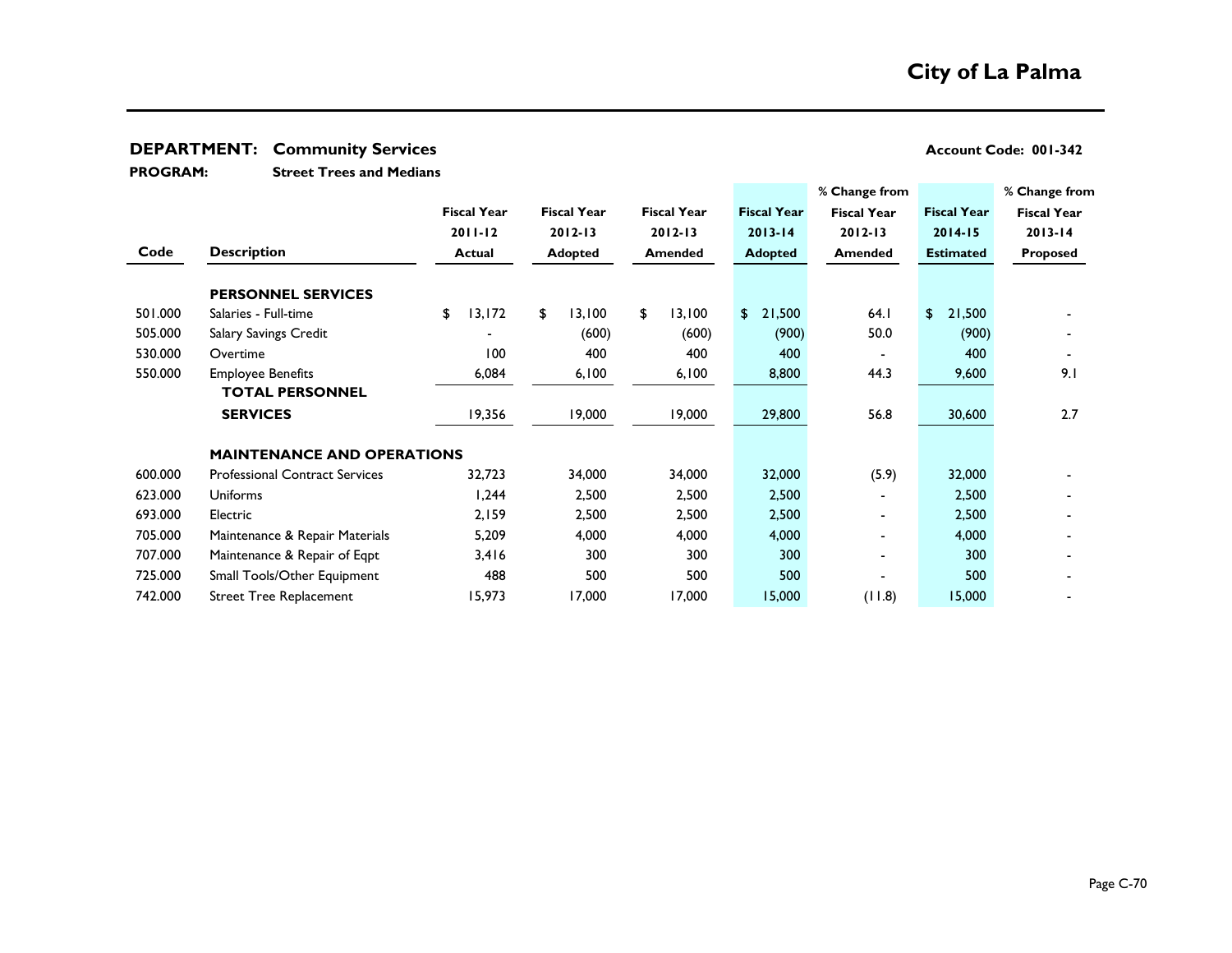# City of La Palma

**DEPARTMENT: Community Services** | **Account Code: 001-342**

**PROGRAM: Street Trees and Medians**

| Code | Description | Fiscal Year 2011-12 Actual | Fiscal Year 2012-13 Adopted | Fiscal Year 2012-13 Amended | Fiscal Year 2013-14 Adopted | % Change from Fiscal Year 2012-13 Amended | Fiscal Year 2014-15 Estimated | % Change from Fiscal Year 2013-14 Proposed |
|---|---|---|---|---|---|---|---|---|
| | **PERSONNEL SERVICES** | | | | | | | |
| 501.000 | Salaries - Full-time | $ 13,172 | $ 13,100 | $ 13,100 | $ 21,500 | 64.1 | $ 21,500 | - |
| 505.000 | Salary Savings Credit | - | (600) | (600) | (900) | 50.0 | (900) | - |
| 530.000 | Overtime | 100 | 400 | 400 | 400 | - | 400 | - |
| 550.000 | Employee Benefits | 6,084 | 6,100 | 6,100 | 8,800 | 44.3 | 9,600 | 9.1 |
| | **TOTAL PERSONNEL SERVICES** | 19,356 | 19,000 | 19,000 | 29,800 | 56.8 | 30,600 | 2.7 |
| | **MAINTENANCE AND OPERATIONS** | | | | | | | |
| 600.000 | Professional Contract Services | 32,723 | 34,000 | 34,000 | 32,000 | (5.9) | 32,000 | - |
| 623.000 | Uniforms | 1,244 | 2,500 | 2,500 | 2,500 | - | 2,500 | - |
| 693.000 | Electric | 2,159 | 2,500 | 2,500 | 2,500 | - | 2,500 | - |
| 705.000 | Maintenance & Repair Materials | 5,209 | 4,000 | 4,000 | 4,000 | - | 4,000 | - |
| 707.000 | Maintenance & Repair of Eqpt | 3,416 | 300 | 300 | 300 | - | 300 | - |
| 725.000 | Small Tools/Other Equipment | 488 | 500 | 500 | 500 | - | 500 | - |
| 742.000 | Street Tree Replacement | 15,973 | 17,000 | 17,000 | 15,000 | (11.8) | 15,000 | - |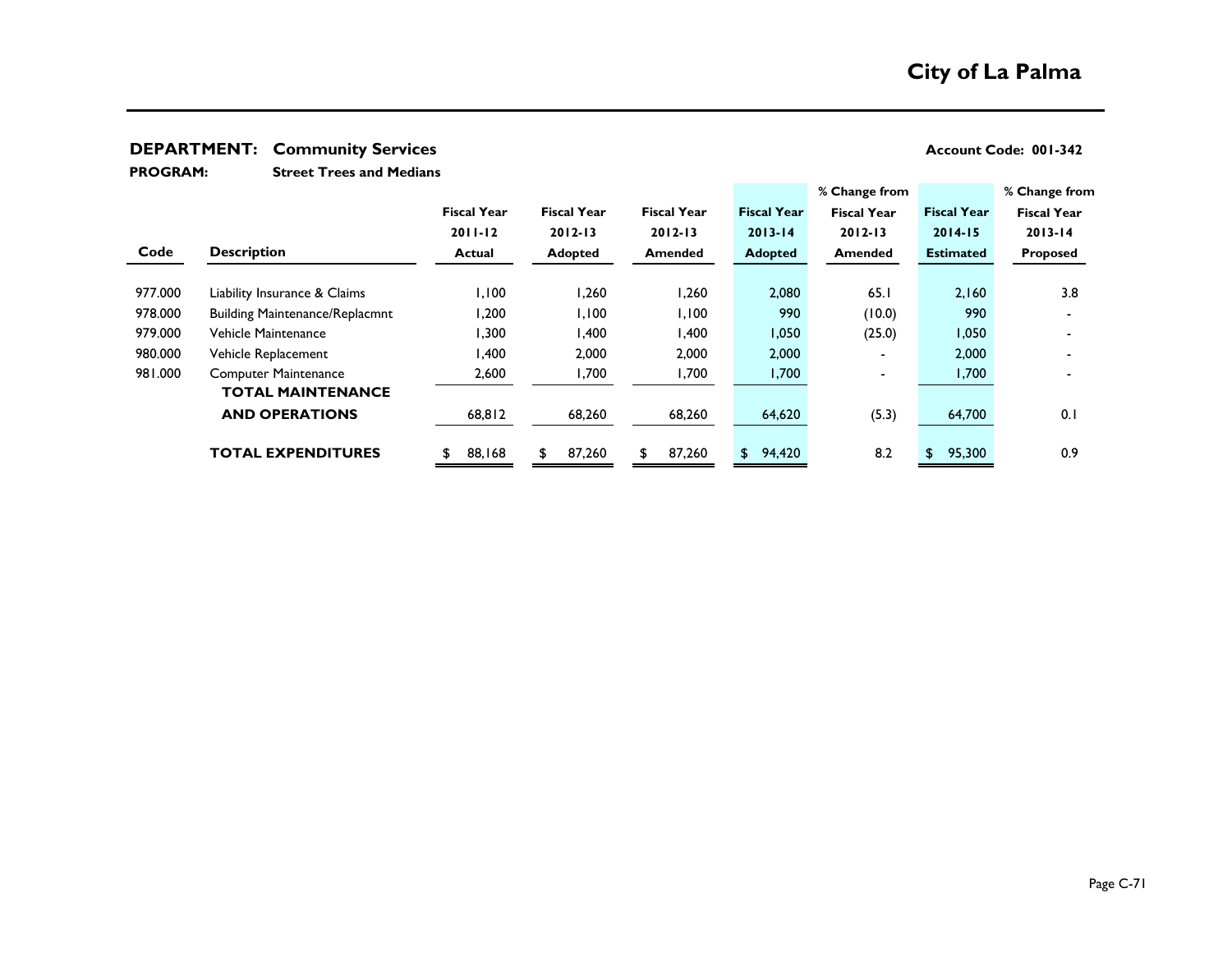# City of La Palma

**DEPARTMENT: Community Services** **Account Code: 001-342**

**PROGRAM: Street Trees and Medians**

| Code | Description | Fiscal Year 2011-12 Actual | Fiscal Year 2012-13 Adopted | Fiscal Year 2012-13 Amended | Fiscal Year 2013-14 Adopted | % Change from Fiscal Year 2012-13 Amended | Fiscal Year 2014-15 Estimated | % Change from Fiscal Year 2013-14 Proposed |
|---|---|---|---|---|---|---|---|---|
| 977.000 | Liability Insurance & Claims | 1,100 | 1,260 | 1,260 | 2,080 | 65.1 | 2,160 | 3.8 |
| 978.000 | Building Maintenance/Replacmnt | 1,200 | 1,100 | 1,100 | 990 | (10.0) | 990 | - |
| 979.000 | Vehicle Maintenance | 1,300 | 1,400 | 1,400 | 1,050 | (25.0) | 1,050 | - |
| 980.000 | Vehicle Replacement | 1,400 | 2,000 | 2,000 | 2,000 | - | 2,000 | - |
| 981.000 | Computer Maintenance | 2,600 | 1,700 | 1,700 | 1,700 | - | 1,700 | - |
| | **TOTAL MAINTENANCE AND OPERATIONS** | 68,812 | 68,260 | 68,260 | 64,620 | (5.3) | 64,700 | 0.1 |
| | **TOTAL EXPENDITURES** | $ 88,168 | $ 87,260 | $ 87,260 | $ 94,420 | 8.2 | $ 95,300 | 0.9 |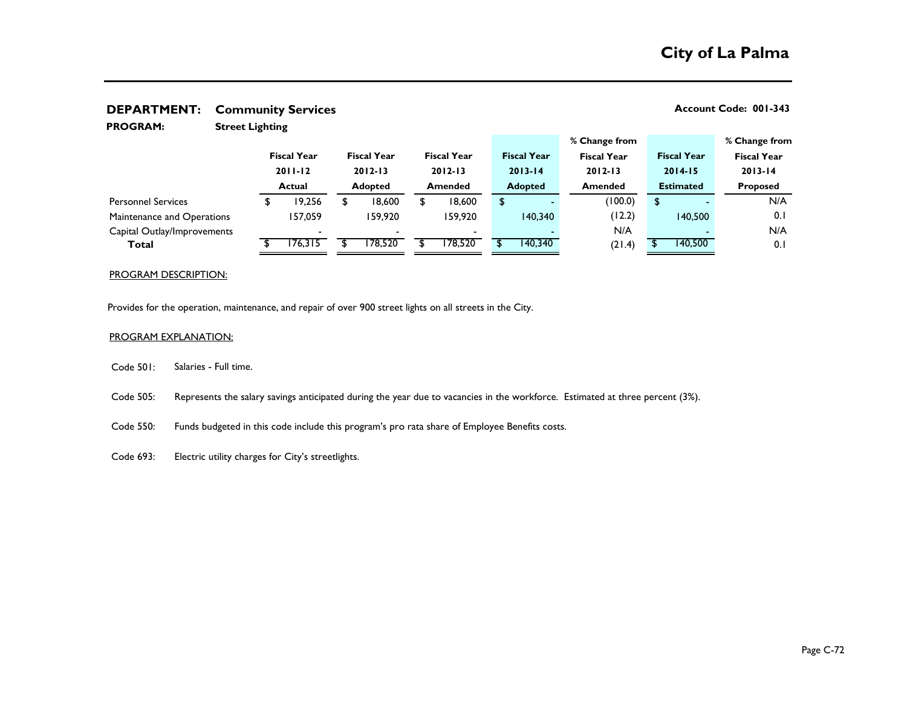# City of La Palma

**DEPARTMENT:** **Community Services** | **Account Code: 001-343**

**PROGRAM:** **Street Lighting**

| | Fiscal Year 2011-12 Actual | Fiscal Year 2012-13 Adopted | Fiscal Year 2012-13 Amended | Fiscal Year 2013-14 Adopted | % Change from Fiscal Year 2012-13 Amended | Fiscal Year 2014-15 Estimated | % Change from Fiscal Year 2013-14 Proposed |
|---|---|---|---|---|---|---|---|
| Personnel Services | $ 19,256 | $ 18,600 | $ 18,600 | $ - | (100.0) | $ - | N/A |
| Maintenance and Operations | 157,059 | 159,920 | 159,920 | 140,340 | (12.2) | 140,500 | 0.1 |
| Capital Outlay/Improvements | - | - | - | - | N/A | - | N/A |
| **Total** | $ 176,315 | $ 178,520 | $ 178,520 | $ 140,340 | (21.4) | $ 140,500 | 0.1 |

PROGRAM DESCRIPTION:

Provides for the operation, maintenance, and repair of over 900 street lights on all streets in the City.

PROGRAM EXPLANATION:

Code 501: Salaries - Full time.

Code 505: Represents the salary savings anticipated during the year due to vacancies in the workforce. Estimated at three percent (3%).

Code 550: Funds budgeted in this code include this program's pro rata share of Employee Benefits costs.

Code 693: Electric utility charges for City's streetlights.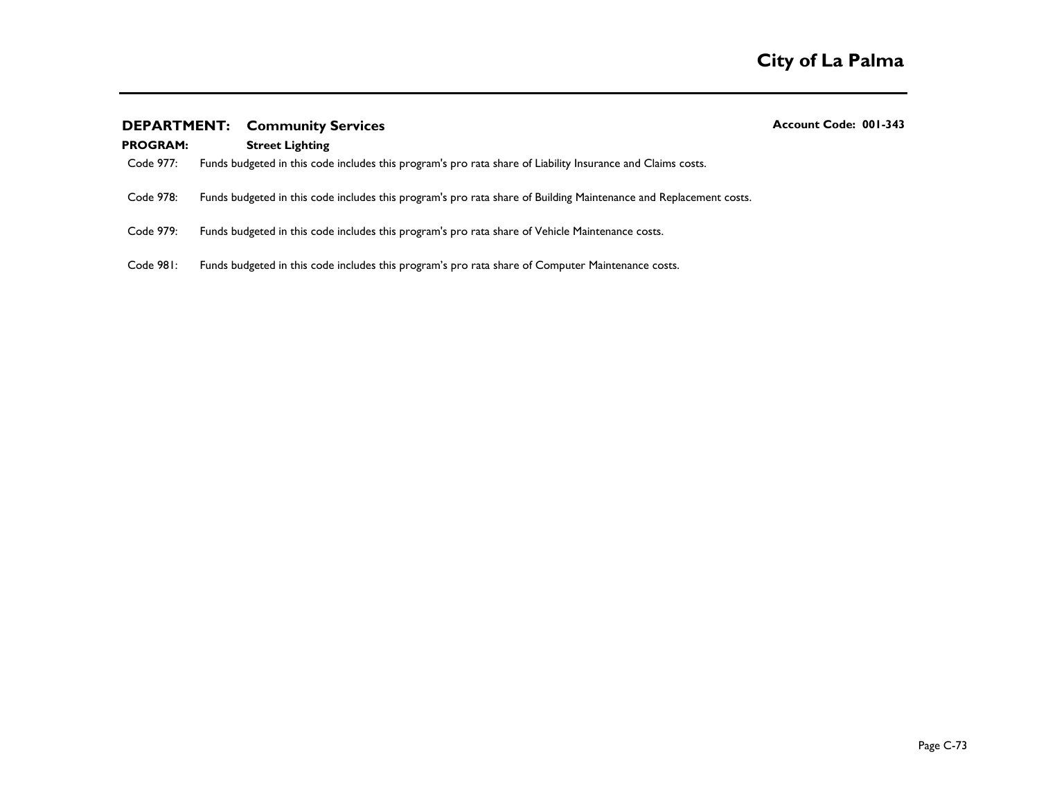**DEPARTMENT: Community Services** **Account Code: 001-343**

**PROGRAM: Street Lighting**

Code 977: Funds budgeted in this code includes this program's pro rata share of Liability Insurance and Claims costs.

Code 978: Funds budgeted in this code includes this program's pro rata share of Building Maintenance and Replacement costs.

Code 979: Funds budgeted in this code includes this program's pro rata share of Vehicle Maintenance costs.

Code 981: Funds budgeted in this code includes this program's pro rata share of Computer Maintenance costs.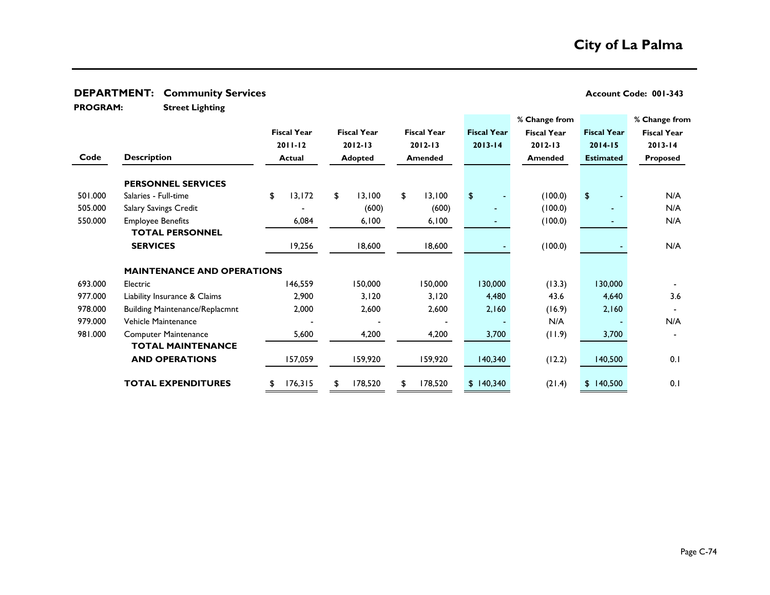# City of La Palma

**DEPARTMENT: Community Services** **Account Code: 001-343**

**PROGRAM: Street Lighting**

| Code | Description | Fiscal Year 2011-12 Actual | Fiscal Year 2012-13 Adopted | Fiscal Year 2012-13 Amended | Fiscal Year 2013-14 | % Change from Fiscal Year 2012-13 Amended | Fiscal Year 2014-15 Estimated | % Change from Fiscal Year 2013-14 Proposed |
|---|---|---|---|---|---|---|---|---|
| | **PERSONNEL SERVICES** | | | | | | | |
| 501.000 | Salaries - Full-time | $ 13,172 | $ 13,100 | $ 13,100 | $ - | (100.0) | $ - | N/A |
| 505.000 | Salary Savings Credit | - | (600) | (600) | - | (100.0) | - | N/A |
| 550.000 | Employee Benefits | 6,084 | 6,100 | 6,100 | - | (100.0) | - | N/A |
| | **TOTAL PERSONNEL SERVICES** | 19,256 | 18,600 | 18,600 | - | (100.0) | - | N/A |
| | **MAINTENANCE AND OPERATIONS** | | | | | | | |
| 693.000 | Electric | 146,559 | 150,000 | 150,000 | 130,000 | (13.3) | 130,000 | - |
| 977.000 | Liability Insurance & Claims | 2,900 | 3,120 | 3,120 | 4,480 | 43.6 | 4,640 | 3.6 |
| 978.000 | Building Maintenance/Replacmnt | 2,000 | 2,600 | 2,600 | 2,160 | (16.9) | 2,160 | - |
| 979.000 | Vehicle Maintenance | - | - | - | - | N/A | - | N/A |
| 981.000 | Computer Maintenance | 5,600 | 4,200 | 4,200 | 3,700 | (11.9) | 3,700 | - |
| | **TOTAL MAINTENANCE AND OPERATIONS** | 157,059 | 159,920 | 159,920 | 140,340 | (12.2) | 140,500 | 0.1 |
| | **TOTAL EXPENDITURES** | $ 176,315 | $ 178,520 | $ 178,520 | $ 140,340 | (21.4) | $ 140,500 | 0.1 |